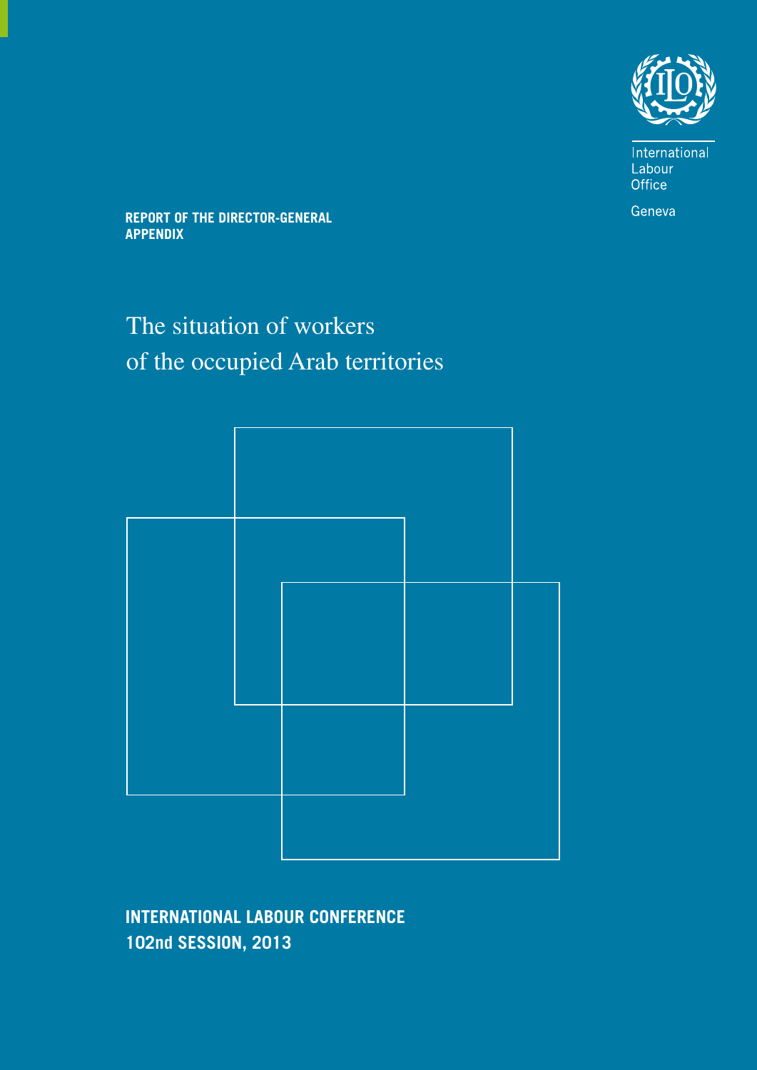International Labour Office

Geneva

**REPORT OF THE DIRECTOR-GENERAL**
**APPENDIX**

# The situation of workers of the occupied Arab territories

**INTERNATIONAL LABOUR CONFERENCE**
**102nd SESSION, 2013**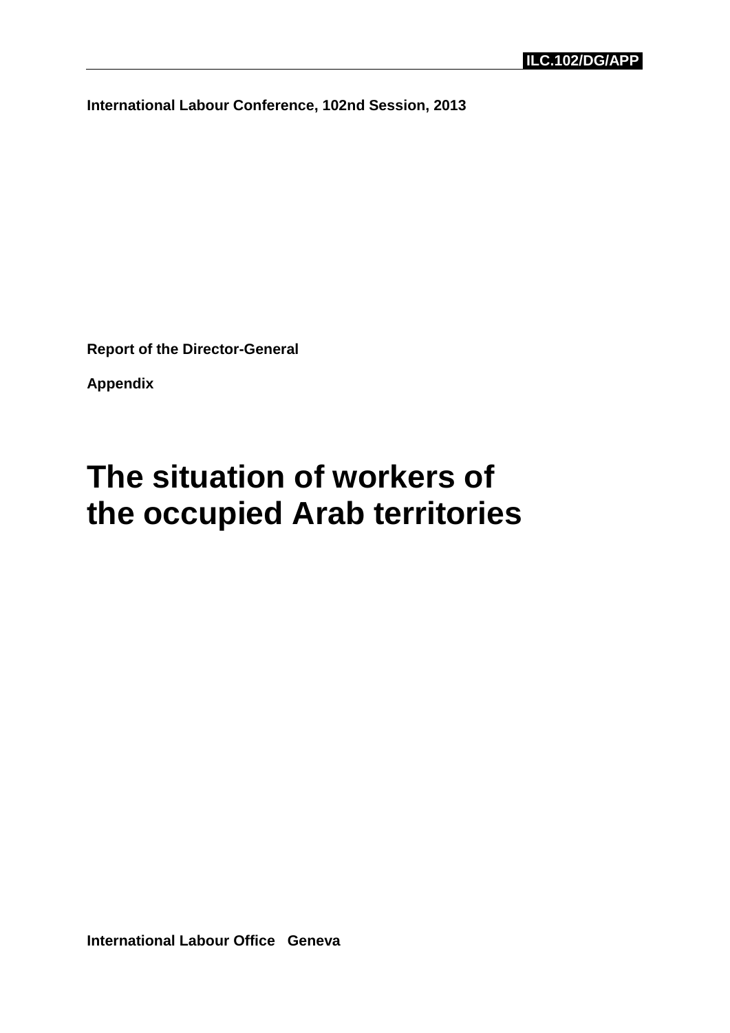ILC.102/DG/APP

International Labour Conference, 102nd Session, 2013

Report of the Director-General

Appendix

# The situation of workers of the occupied Arab territories

International Labour Office Geneva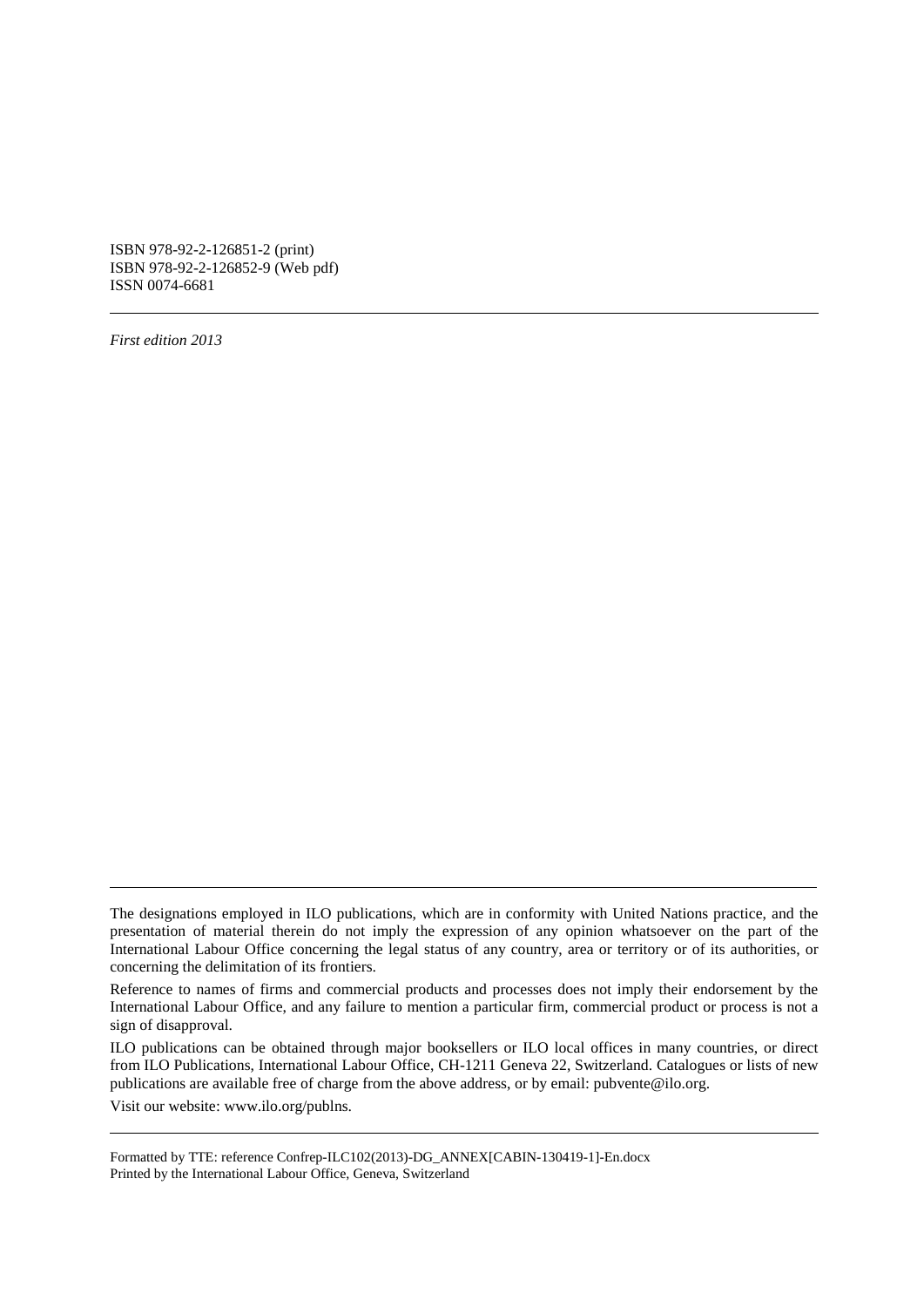ISBN 978-92-2-126851-2 (print)
ISBN 978-92-2-126852-9 (Web pdf)
ISSN 0074-6681

---

*First edition 2013*

---

The designations employed in ILO publications, which are in conformity with United Nations practice, and the presentation of material therein do not imply the expression of any opinion whatsoever on the part of the International Labour Office concerning the legal status of any country, area or territory or of its authorities, or concerning the delimitation of its frontiers.

Reference to names of firms and commercial products and processes does not imply their endorsement by the International Labour Office, and any failure to mention a particular firm, commercial product or process is not a sign of disapproval.

ILO publications can be obtained through major booksellers or ILO local offices in many countries, or direct from ILO Publications, International Labour Office, CH-1211 Geneva 22, Switzerland. Catalogues or lists of new publications are available free of charge from the above address, or by email: pubvente@ilo.org.

Visit our website: www.ilo.org/publns.

---

Formatted by TTE: reference Confrep-ILC102(2013)-DG_ANNEX[CABIN-130419-1]-En.docx
Printed by the International Labour Office, Geneva, Switzerland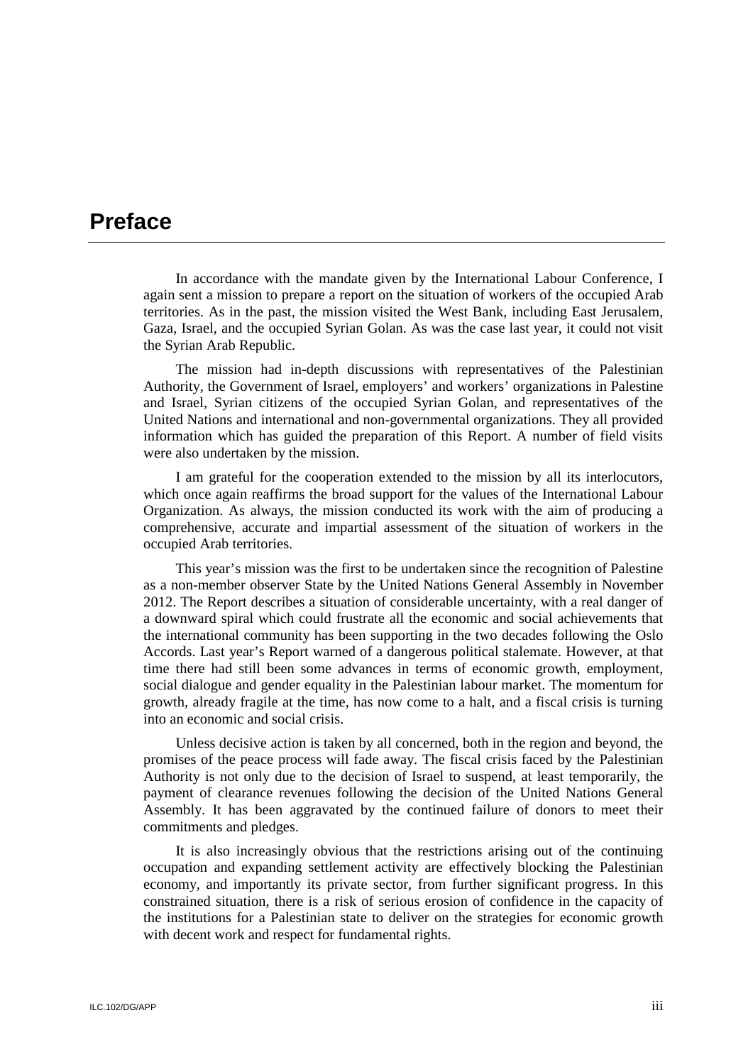# Preface

In accordance with the mandate given by the International Labour Conference, I again sent a mission to prepare a report on the situation of workers of the occupied Arab territories. As in the past, the mission visited the West Bank, including East Jerusalem, Gaza, Israel, and the occupied Syrian Golan. As was the case last year, it could not visit the Syrian Arab Republic.

The mission had in-depth discussions with representatives of the Palestinian Authority, the Government of Israel, employers' and workers' organizations in Palestine and Israel, Syrian citizens of the occupied Syrian Golan, and representatives of the United Nations and international and non-governmental organizations. They all provided information which has guided the preparation of this Report. A number of field visits were also undertaken by the mission.

I am grateful for the cooperation extended to the mission by all its interlocutors, which once again reaffirms the broad support for the values of the International Labour Organization. As always, the mission conducted its work with the aim of producing a comprehensive, accurate and impartial assessment of the situation of workers in the occupied Arab territories.

This year's mission was the first to be undertaken since the recognition of Palestine as a non-member observer State by the United Nations General Assembly in November 2012. The Report describes a situation of considerable uncertainty, with a real danger of a downward spiral which could frustrate all the economic and social achievements that the international community has been supporting in the two decades following the Oslo Accords. Last year's Report warned of a dangerous political stalemate. However, at that time there had still been some advances in terms of economic growth, employment, social dialogue and gender equality in the Palestinian labour market. The momentum for growth, already fragile at the time, has now come to a halt, and a fiscal crisis is turning into an economic and social crisis.

Unless decisive action is taken by all concerned, both in the region and beyond, the promises of the peace process will fade away. The fiscal crisis faced by the Palestinian Authority is not only due to the decision of Israel to suspend, at least temporarily, the payment of clearance revenues following the decision of the United Nations General Assembly. It has been aggravated by the continued failure of donors to meet their commitments and pledges.

It is also increasingly obvious that the restrictions arising out of the continuing occupation and expanding settlement activity are effectively blocking the Palestinian economy, and importantly its private sector, from further significant progress. In this constrained situation, there is a risk of serious erosion of confidence in the capacity of the institutions for a Palestinian state to deliver on the strategies for economic growth with decent work and respect for fundamental rights.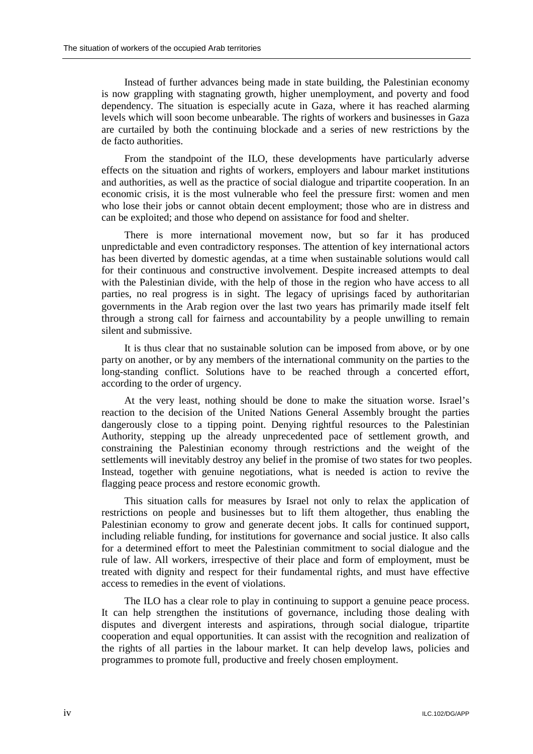Instead of further advances being made in state building, the Palestinian economy is now grappling with stagnating growth, higher unemployment, and poverty and food dependency. The situation is especially acute in Gaza, where it has reached alarming levels which will soon become unbearable. The rights of workers and businesses in Gaza are curtailed by both the continuing blockade and a series of new restrictions by the de facto authorities.

From the standpoint of the ILO, these developments have particularly adverse effects on the situation and rights of workers, employers and labour market institutions and authorities, as well as the practice of social dialogue and tripartite cooperation. In an economic crisis, it is the most vulnerable who feel the pressure first: women and men who lose their jobs or cannot obtain decent employment; those who are in distress and can be exploited; and those who depend on assistance for food and shelter.

There is more international movement now, but so far it has produced unpredictable and even contradictory responses. The attention of key international actors has been diverted by domestic agendas, at a time when sustainable solutions would call for their continuous and constructive involvement. Despite increased attempts to deal with the Palestinian divide, with the help of those in the region who have access to all parties, no real progress is in sight. The legacy of uprisings faced by authoritarian governments in the Arab region over the last two years has primarily made itself felt through a strong call for fairness and accountability by a people unwilling to remain silent and submissive.

It is thus clear that no sustainable solution can be imposed from above, or by one party on another, or by any members of the international community on the parties to the long-standing conflict. Solutions have to be reached through a concerted effort, according to the order of urgency.

At the very least, nothing should be done to make the situation worse. Israel's reaction to the decision of the United Nations General Assembly brought the parties dangerously close to a tipping point. Denying rightful resources to the Palestinian Authority, stepping up the already unprecedented pace of settlement growth, and constraining the Palestinian economy through restrictions and the weight of the settlements will inevitably destroy any belief in the promise of two states for two peoples. Instead, together with genuine negotiations, what is needed is action to revive the flagging peace process and restore economic growth.

This situation calls for measures by Israel not only to relax the application of restrictions on people and businesses but to lift them altogether, thus enabling the Palestinian economy to grow and generate decent jobs. It calls for continued support, including reliable funding, for institutions for governance and social justice. It also calls for a determined effort to meet the Palestinian commitment to social dialogue and the rule of law. All workers, irrespective of their place and form of employment, must be treated with dignity and respect for their fundamental rights, and must have effective access to remedies in the event of violations.

The ILO has a clear role to play in continuing to support a genuine peace process. It can help strengthen the institutions of governance, including those dealing with disputes and divergent interests and aspirations, through social dialogue, tripartite cooperation and equal opportunities. It can assist with the recognition and realization of the rights of all parties in the labour market. It can help develop laws, policies and programmes to promote full, productive and freely chosen employment.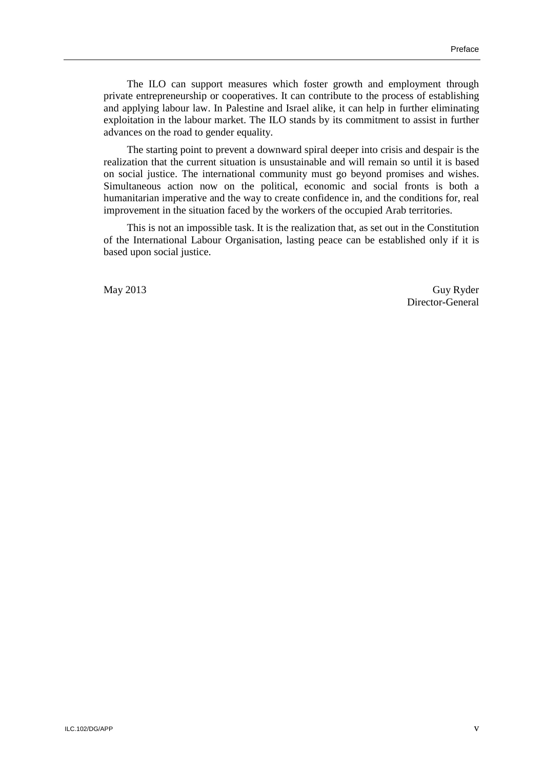The ILO can support measures which foster growth and employment through private entrepreneurship or cooperatives. It can contribute to the process of establishing and applying labour law. In Palestine and Israel alike, it can help in further eliminating exploitation in the labour market. The ILO stands by its commitment to assist in further advances on the road to gender equality.

The starting point to prevent a downward spiral deeper into crisis and despair is the realization that the current situation is unsustainable and will remain so until it is based on social justice. The international community must go beyond promises and wishes. Simultaneous action now on the political, economic and social fronts is both a humanitarian imperative and the way to create confidence in, and the conditions for, real improvement in the situation faced by the workers of the occupied Arab territories.

This is not an impossible task. It is the realization that, as set out in the Constitution of the International Labour Organisation, lasting peace can be established only if it is based upon social justice.

May 2013

Guy Ryder
Director-General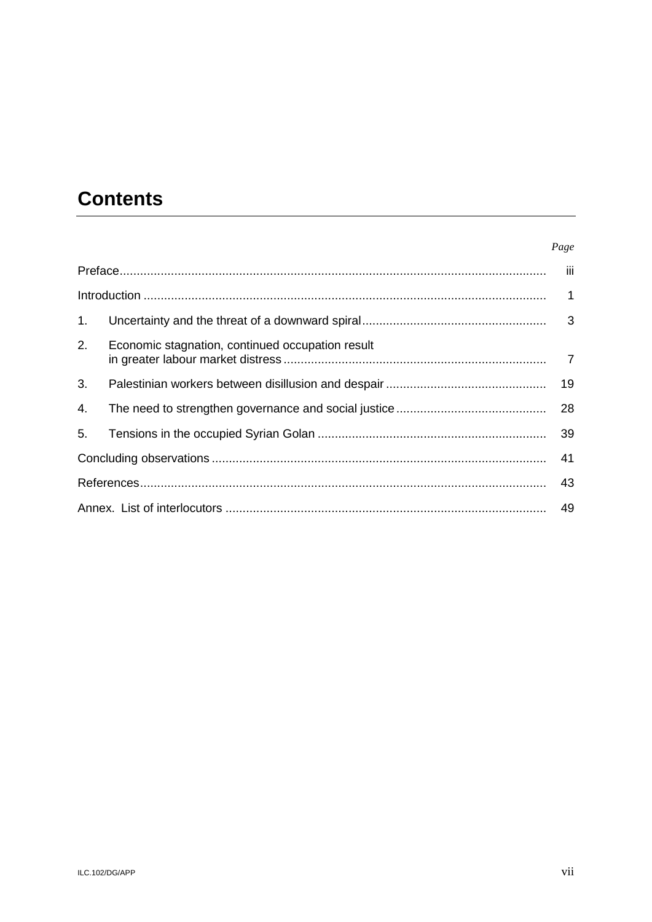# Contents

| | | *Page* |
|---|---|---|
| Preface | | iii |
| Introduction | | 1 |
| 1. | Uncertainty and the threat of a downward spiral | 3 |
| 2. | Economic stagnation, continued occupation result in greater labour market distress | 7 |
| 3. | Palestinian workers between disillusion and despair | 19 |
| 4. | The need to strengthen governance and social justice | 28 |
| 5. | Tensions in the occupied Syrian Golan | 39 |
| Concluding observations | | 41 |
| References | | 43 |
| Annex. List of interlocutors | | 49 |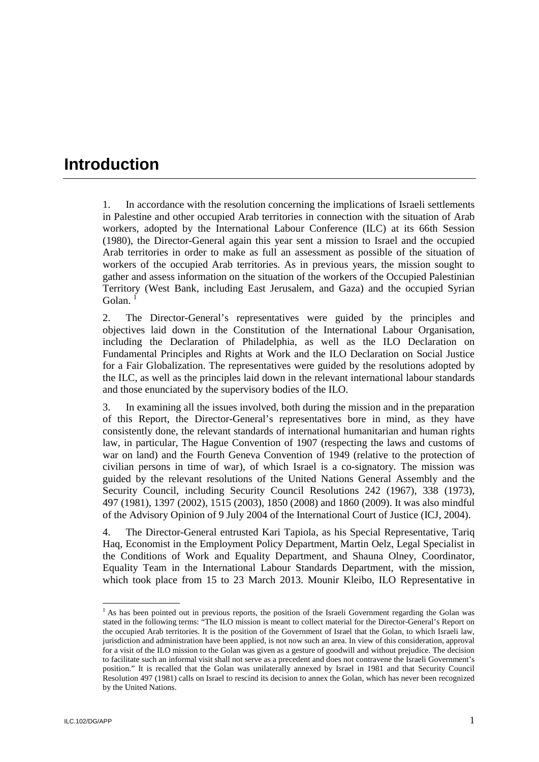# Introduction

1. In accordance with the resolution concerning the implications of Israeli settlements in Palestine and other occupied Arab territories in connection with the situation of Arab workers, adopted by the International Labour Conference (ILC) at its 66th Session (1980), the Director-General again this year sent a mission to Israel and the occupied Arab territories in order to make as full an assessment as possible of the situation of workers of the occupied Arab territories. As in previous years, the mission sought to gather and assess information on the situation of the workers of the Occupied Palestinian Territory (West Bank, including East Jerusalem, and Gaza) and the occupied Syrian Golan. [1]

2. The Director-General's representatives were guided by the principles and objectives laid down in the Constitution of the International Labour Organisation, including the Declaration of Philadelphia, as well as the ILO Declaration on Fundamental Principles and Rights at Work and the ILO Declaration on Social Justice for a Fair Globalization. The representatives were guided by the resolutions adopted by the ILC, as well as the principles laid down in the relevant international labour standards and those enunciated by the supervisory bodies of the ILO.

3. In examining all the issues involved, both during the mission and in the preparation of this Report, the Director-General's representatives bore in mind, as they have consistently done, the relevant standards of international humanitarian and human rights law, in particular, The Hague Convention of 1907 (respecting the laws and customs of war on land) and the Fourth Geneva Convention of 1949 (relative to the protection of civilian persons in time of war), of which Israel is a co-signatory. The mission was guided by the relevant resolutions of the United Nations General Assembly and the Security Council, including Security Council Resolutions 242 (1967), 338 (1973), 497 (1981), 1397 (2002), 1515 (2003), 1850 (2008) and 1860 (2009). It was also mindful of the Advisory Opinion of 9 July 2004 of the International Court of Justice (ICJ, 2004).

4. The Director-General entrusted Kari Tapiola, as his Special Representative, Tariq Haq, Economist in the Employment Policy Department, Martin Oelz, Legal Specialist in the Conditions of Work and Equality Department, and Shauna Olney, Coordinator, Equality Team in the International Labour Standards Department, with the mission, which took place from 15 to 23 March 2013. Mounir Kleibo, ILO Representative in

[1] As has been pointed out in previous reports, the position of the Israeli Government regarding the Golan was stated in the following terms: "The ILO mission is meant to collect material for the Director-General's Report on the occupied Arab territories. It is the position of the Government of Israel that the Golan, to which Israeli law, jurisdiction and administration have been applied, is not now such an area. In view of this consideration, approval for a visit of the ILO mission to the Golan was given as a gesture of goodwill and without prejudice. The decision to facilitate such an informal visit shall not serve as a precedent and does not contravene the Israeli Government's position." It is recalled that the Golan was unilaterally annexed by Israel in 1981 and that Security Council Resolution 497 (1981) calls on Israel to rescind its decision to annex the Golan, which has never been recognized by the United Nations.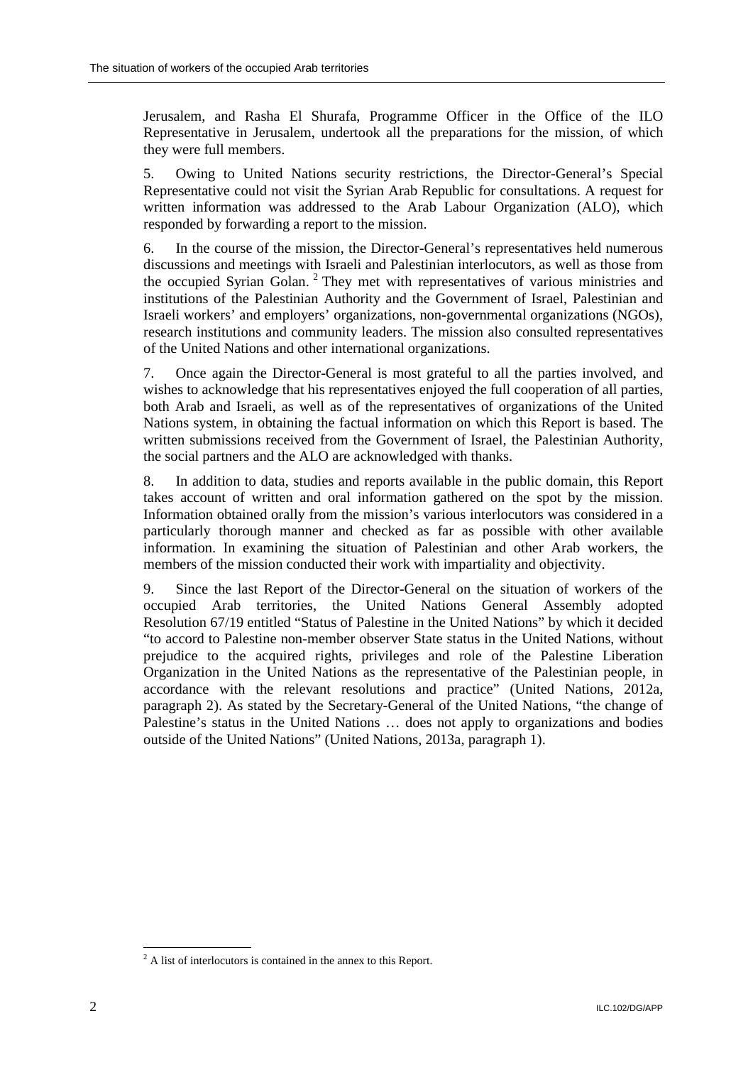Jerusalem, and Rasha El Shurafa, Programme Officer in the Office of the ILO Representative in Jerusalem, undertook all the preparations for the mission, of which they were full members.

5. Owing to United Nations security restrictions, the Director-General's Special Representative could not visit the Syrian Arab Republic for consultations. A request for written information was addressed to the Arab Labour Organization (ALO), which responded by forwarding a report to the mission.

6. In the course of the mission, the Director-General's representatives held numerous discussions and meetings with Israeli and Palestinian interlocutors, as well as those from the occupied Syrian Golan. [2] They met with representatives of various ministries and institutions of the Palestinian Authority and the Government of Israel, Palestinian and Israeli workers' and employers' organizations, non-governmental organizations (NGOs), research institutions and community leaders. The mission also consulted representatives of the United Nations and other international organizations.

7. Once again the Director-General is most grateful to all the parties involved, and wishes to acknowledge that his representatives enjoyed the full cooperation of all parties, both Arab and Israeli, as well as of the representatives of organizations of the United Nations system, in obtaining the factual information on which this Report is based. The written submissions received from the Government of Israel, the Palestinian Authority, the social partners and the ALO are acknowledged with thanks.

8. In addition to data, studies and reports available in the public domain, this Report takes account of written and oral information gathered on the spot by the mission. Information obtained orally from the mission's various interlocutors was considered in a particularly thorough manner and checked as far as possible with other available information. In examining the situation of Palestinian and other Arab workers, the members of the mission conducted their work with impartiality and objectivity.

9. Since the last Report of the Director-General on the situation of workers of the occupied Arab territories, the United Nations General Assembly adopted Resolution 67/19 entitled "Status of Palestine in the United Nations" by which it decided "to accord to Palestine non-member observer State status in the United Nations, without prejudice to the acquired rights, privileges and role of the Palestine Liberation Organization in the United Nations as the representative of the Palestinian people, in accordance with the relevant resolutions and practice" (United Nations, 2012a, paragraph 2). As stated by the Secretary-General of the United Nations, "the change of Palestine's status in the United Nations … does not apply to organizations and bodies outside of the United Nations" (United Nations, 2013a, paragraph 1).

[2] A list of interlocutors is contained in the annex to this Report.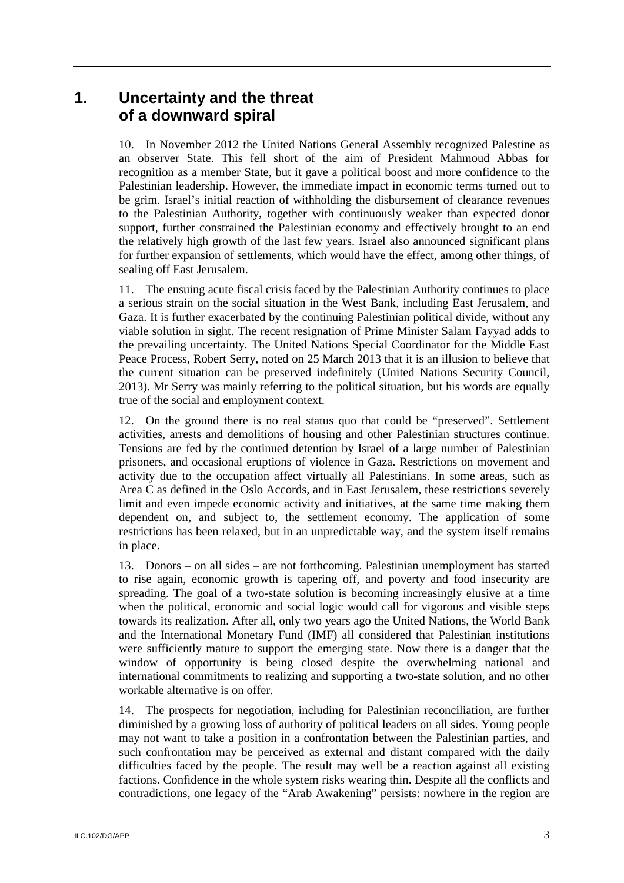# 1. Uncertainty and the threat of a downward spiral

10. In November 2012 the United Nations General Assembly recognized Palestine as an observer State. This fell short of the aim of President Mahmoud Abbas for recognition as a member State, but it gave a political boost and more confidence to the Palestinian leadership. However, the immediate impact in economic terms turned out to be grim. Israel's initial reaction of withholding the disbursement of clearance revenues to the Palestinian Authority, together with continuously weaker than expected donor support, further constrained the Palestinian economy and effectively brought to an end the relatively high growth of the last few years. Israel also announced significant plans for further expansion of settlements, which would have the effect, among other things, of sealing off East Jerusalem.

11. The ensuing acute fiscal crisis faced by the Palestinian Authority continues to place a serious strain on the social situation in the West Bank, including East Jerusalem, and Gaza. It is further exacerbated by the continuing Palestinian political divide, without any viable solution in sight. The recent resignation of Prime Minister Salam Fayyad adds to the prevailing uncertainty. The United Nations Special Coordinator for the Middle East Peace Process, Robert Serry, noted on 25 March 2013 that it is an illusion to believe that the current situation can be preserved indefinitely (United Nations Security Council, 2013). Mr Serry was mainly referring to the political situation, but his words are equally true of the social and employment context.

12. On the ground there is no real status quo that could be "preserved". Settlement activities, arrests and demolitions of housing and other Palestinian structures continue. Tensions are fed by the continued detention by Israel of a large number of Palestinian prisoners, and occasional eruptions of violence in Gaza. Restrictions on movement and activity due to the occupation affect virtually all Palestinians. In some areas, such as Area C as defined in the Oslo Accords, and in East Jerusalem, these restrictions severely limit and even impede economic activity and initiatives, at the same time making them dependent on, and subject to, the settlement economy. The application of some restrictions has been relaxed, but in an unpredictable way, and the system itself remains in place.

13. Donors – on all sides – are not forthcoming. Palestinian unemployment has started to rise again, economic growth is tapering off, and poverty and food insecurity are spreading. The goal of a two-state solution is becoming increasingly elusive at a time when the political, economic and social logic would call for vigorous and visible steps towards its realization. After all, only two years ago the United Nations, the World Bank and the International Monetary Fund (IMF) all considered that Palestinian institutions were sufficiently mature to support the emerging state. Now there is a danger that the window of opportunity is being closed despite the overwhelming national and international commitments to realizing and supporting a two-state solution, and no other workable alternative is on offer.

14. The prospects for negotiation, including for Palestinian reconciliation, are further diminished by a growing loss of authority of political leaders on all sides. Young people may not want to take a position in a confrontation between the Palestinian parties, and such confrontation may be perceived as external and distant compared with the daily difficulties faced by the people. The result may well be a reaction against all existing factions. Confidence in the whole system risks wearing thin. Despite all the conflicts and contradictions, one legacy of the "Arab Awakening" persists: nowhere in the region are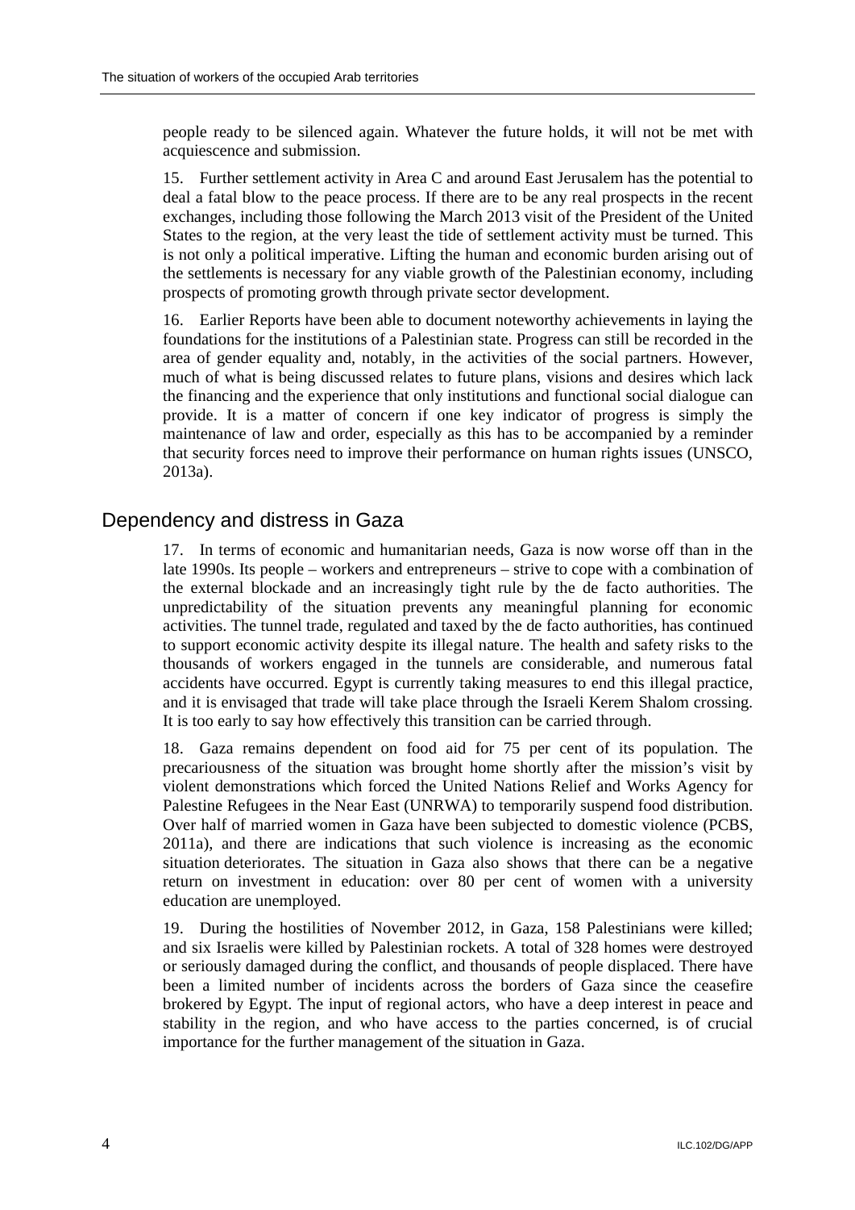people ready to be silenced again. Whatever the future holds, it will not be met with acquiescence and submission.

15. Further settlement activity in Area C and around East Jerusalem has the potential to deal a fatal blow to the peace process. If there are to be any real prospects in the recent exchanges, including those following the March 2013 visit of the President of the United States to the region, at the very least the tide of settlement activity must be turned. This is not only a political imperative. Lifting the human and economic burden arising out of the settlements is necessary for any viable growth of the Palestinian economy, including prospects of promoting growth through private sector development.

16. Earlier Reports have been able to document noteworthy achievements in laying the foundations for the institutions of a Palestinian state. Progress can still be recorded in the area of gender equality and, notably, in the activities of the social partners. However, much of what is being discussed relates to future plans, visions and desires which lack the financing and the experience that only institutions and functional social dialogue can provide. It is a matter of concern if one key indicator of progress is simply the maintenance of law and order, especially as this has to be accompanied by a reminder that security forces need to improve their performance on human rights issues (UNSCO, 2013a).

## Dependency and distress in Gaza

17. In terms of economic and humanitarian needs, Gaza is now worse off than in the late 1990s. Its people – workers and entrepreneurs – strive to cope with a combination of the external blockade and an increasingly tight rule by the de facto authorities. The unpredictability of the situation prevents any meaningful planning for economic activities. The tunnel trade, regulated and taxed by the de facto authorities, has continued to support economic activity despite its illegal nature. The health and safety risks to the thousands of workers engaged in the tunnels are considerable, and numerous fatal accidents have occurred. Egypt is currently taking measures to end this illegal practice, and it is envisaged that trade will take place through the Israeli Kerem Shalom crossing. It is too early to say how effectively this transition can be carried through.

18. Gaza remains dependent on food aid for 75 per cent of its population. The precariousness of the situation was brought home shortly after the mission's visit by violent demonstrations which forced the United Nations Relief and Works Agency for Palestine Refugees in the Near East (UNRWA) to temporarily suspend food distribution. Over half of married women in Gaza have been subjected to domestic violence (PCBS, 2011a), and there are indications that such violence is increasing as the economic situation deteriorates. The situation in Gaza also shows that there can be a negative return on investment in education: over 80 per cent of women with a university education are unemployed.

19. During the hostilities of November 2012, in Gaza, 158 Palestinians were killed; and six Israelis were killed by Palestinian rockets. A total of 328 homes were destroyed or seriously damaged during the conflict, and thousands of people displaced. There have been a limited number of incidents across the borders of Gaza since the ceasefire brokered by Egypt. The input of regional actors, who have a deep interest in peace and stability in the region, and who have access to the parties concerned, is of crucial importance for the further management of the situation in Gaza.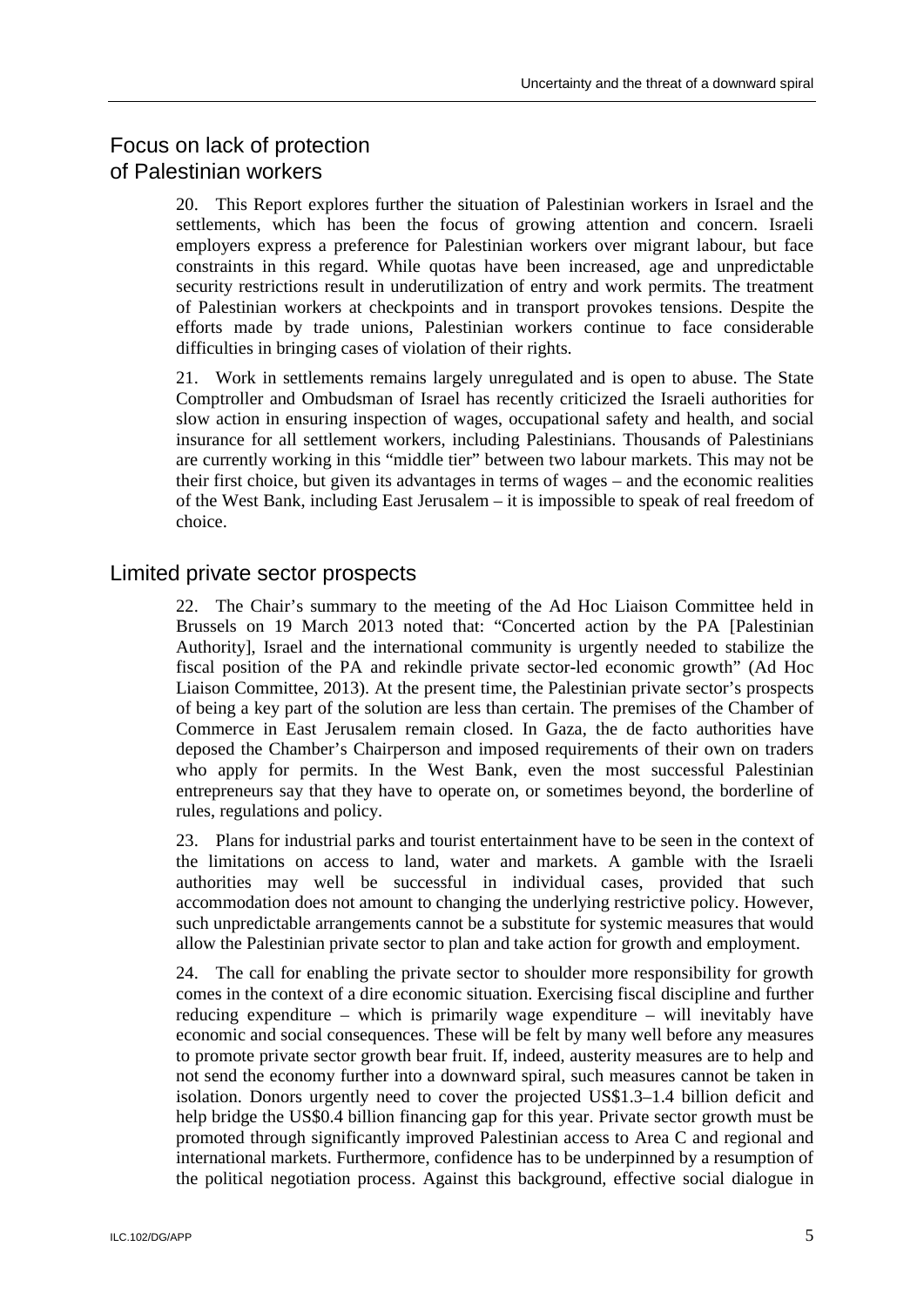## Focus on lack of protection of Palestinian workers

20. This Report explores further the situation of Palestinian workers in Israel and the settlements, which has been the focus of growing attention and concern. Israeli employers express a preference for Palestinian workers over migrant labour, but face constraints in this regard. While quotas have been increased, age and unpredictable security restrictions result in underutilization of entry and work permits. The treatment of Palestinian workers at checkpoints and in transport provokes tensions. Despite the efforts made by trade unions, Palestinian workers continue to face considerable difficulties in bringing cases of violation of their rights.

21. Work in settlements remains largely unregulated and is open to abuse. The State Comptroller and Ombudsman of Israel has recently criticized the Israeli authorities for slow action in ensuring inspection of wages, occupational safety and health, and social insurance for all settlement workers, including Palestinians. Thousands of Palestinians are currently working in this "middle tier" between two labour markets. This may not be their first choice, but given its advantages in terms of wages – and the economic realities of the West Bank, including East Jerusalem – it is impossible to speak of real freedom of choice.

## Limited private sector prospects

22. The Chair's summary to the meeting of the Ad Hoc Liaison Committee held in Brussels on 19 March 2013 noted that: "Concerted action by the PA [Palestinian Authority], Israel and the international community is urgently needed to stabilize the fiscal position of the PA and rekindle private sector-led economic growth" (Ad Hoc Liaison Committee, 2013). At the present time, the Palestinian private sector's prospects of being a key part of the solution are less than certain. The premises of the Chamber of Commerce in East Jerusalem remain closed. In Gaza, the de facto authorities have deposed the Chamber's Chairperson and imposed requirements of their own on traders who apply for permits. In the West Bank, even the most successful Palestinian entrepreneurs say that they have to operate on, or sometimes beyond, the borderline of rules, regulations and policy.

23. Plans for industrial parks and tourist entertainment have to be seen in the context of the limitations on access to land, water and markets. A gamble with the Israeli authorities may well be successful in individual cases, provided that such accommodation does not amount to changing the underlying restrictive policy. However, such unpredictable arrangements cannot be a substitute for systemic measures that would allow the Palestinian private sector to plan and take action for growth and employment.

24. The call for enabling the private sector to shoulder more responsibility for growth comes in the context of a dire economic situation. Exercising fiscal discipline and further reducing expenditure – which is primarily wage expenditure – will inevitably have economic and social consequences. These will be felt by many well before any measures to promote private sector growth bear fruit. If, indeed, austerity measures are to help and not send the economy further into a downward spiral, such measures cannot be taken in isolation. Donors urgently need to cover the projected US$1.3–1.4 billion deficit and help bridge the US$0.4 billion financing gap for this year. Private sector growth must be promoted through significantly improved Palestinian access to Area C and regional and international markets. Furthermore, confidence has to be underpinned by a resumption of the political negotiation process. Against this background, effective social dialogue in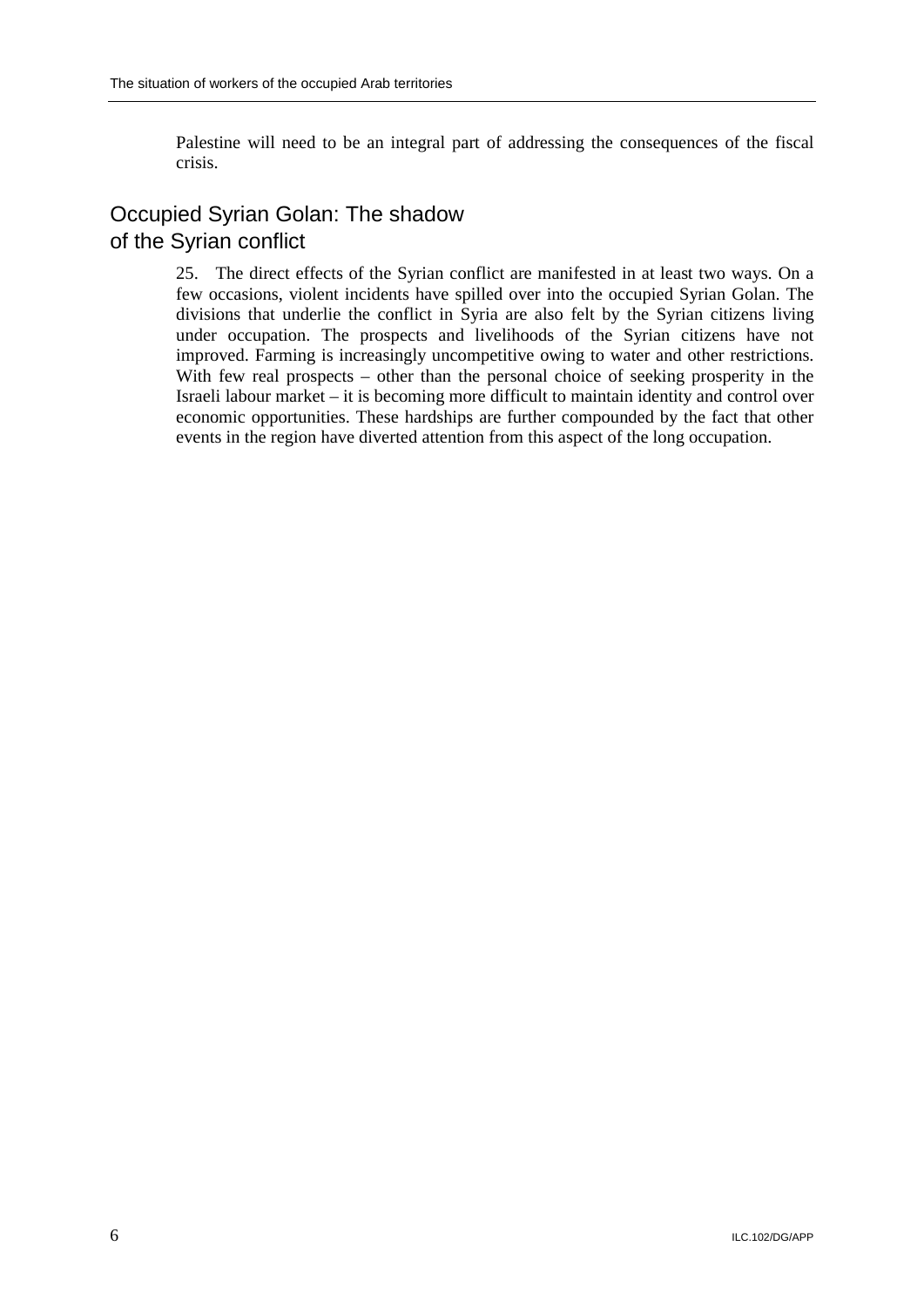Palestine will need to be an integral part of addressing the consequences of the fiscal crisis.

## Occupied Syrian Golan: The shadow of the Syrian conflict

25. The direct effects of the Syrian conflict are manifested in at least two ways. On a few occasions, violent incidents have spilled over into the occupied Syrian Golan. The divisions that underlie the conflict in Syria are also felt by the Syrian citizens living under occupation. The prospects and livelihoods of the Syrian citizens have not improved. Farming is increasingly uncompetitive owing to water and other restrictions. With few real prospects – other than the personal choice of seeking prosperity in the Israeli labour market – it is becoming more difficult to maintain identity and control over economic opportunities. These hardships are further compounded by the fact that other events in the region have diverted attention from this aspect of the long occupation.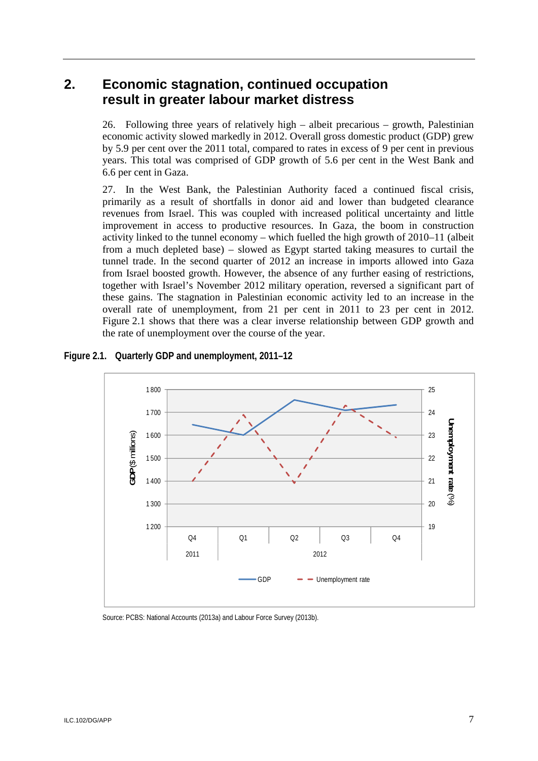## 2. Economic stagnation, continued occupation result in greater labour market distress

26. Following three years of relatively high – albeit precarious – growth, Palestinian economic activity slowed markedly in 2012. Overall gross domestic product (GDP) grew by 5.9 per cent over the 2011 total, compared to rates in excess of 9 per cent in previous years. This total was comprised of GDP growth of 5.6 per cent in the West Bank and 6.6 per cent in Gaza.

27. In the West Bank, the Palestinian Authority faced a continued fiscal crisis, primarily as a result of shortfalls in donor aid and lower than budgeted clearance revenues from Israel. This was coupled with increased political uncertainty and little improvement in access to productive resources. In Gaza, the boom in construction activity linked to the tunnel economy – which fuelled the high growth of 2010–11 (albeit from a much depleted base) – slowed as Egypt started taking measures to curtail the tunnel trade. In the second quarter of 2012 an increase in imports allowed into Gaza from Israel boosted growth. However, the absence of any further easing of restrictions, together with Israel's November 2012 military operation, reversed a significant part of these gains. The stagnation in Palestinian economic activity led to an increase in the overall rate of unemployment, from 21 per cent in 2011 to 23 per cent in 2012. Figure 2.1 shows that there was a clear inverse relationship between GDP growth and the rate of unemployment over the course of the year.

**Figure 2.1. Quarterly GDP and unemployment, 2011–12**

Source: PCBS: National Accounts (2013a) and Labour Force Survey (2013b).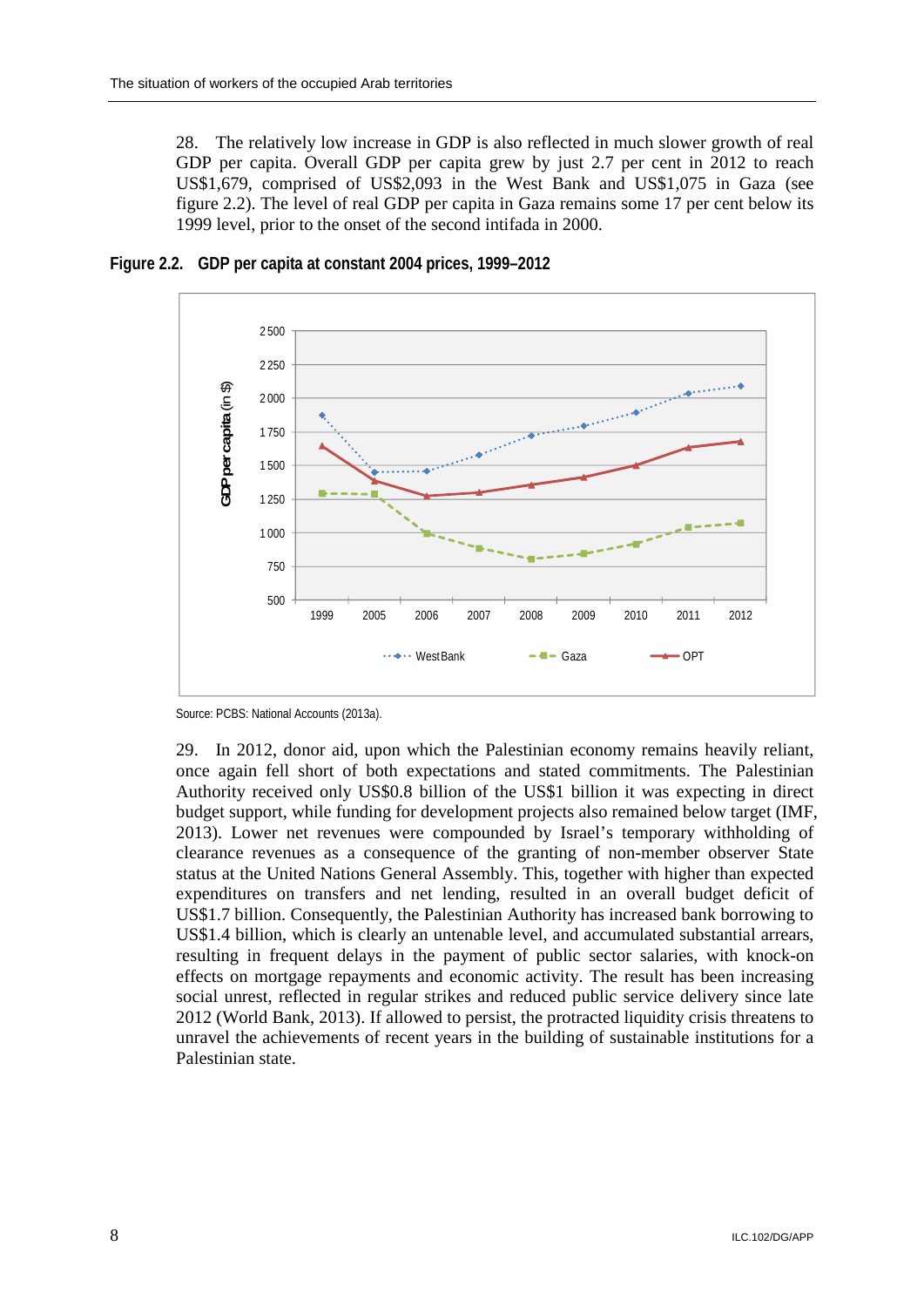28. The relatively low increase in GDP is also reflected in much slower growth of real GDP per capita. Overall GDP per capita grew by just 2.7 per cent in 2012 to reach US$1,679, comprised of US$2,093 in the West Bank and US$1,075 in Gaza (see figure 2.2). The level of real GDP per capita in Gaza remains some 17 per cent below its 1999 level, prior to the onset of the second intifada in 2000.

**Figure 2.2. GDP per capita at constant 2004 prices, 1999–2012**

Source: PCBS: National Accounts (2013a).

29. In 2012, donor aid, upon which the Palestinian economy remains heavily reliant, once again fell short of both expectations and stated commitments. The Palestinian Authority received only US$0.8 billion of the US$1 billion it was expecting in direct budget support, while funding for development projects also remained below target (IMF, 2013). Lower net revenues were compounded by Israel's temporary withholding of clearance revenues as a consequence of the granting of non-member observer State status at the United Nations General Assembly. This, together with higher than expected expenditures on transfers and net lending, resulted in an overall budget deficit of US$1.7 billion. Consequently, the Palestinian Authority has increased bank borrowing to US$1.4 billion, which is clearly an untenable level, and accumulated substantial arrears, resulting in frequent delays in the payment of public sector salaries, with knock-on effects on mortgage repayments and economic activity. The result has been increasing social unrest, reflected in regular strikes and reduced public service delivery since late 2012 (World Bank, 2013). If allowed to persist, the protracted liquidity crisis threatens to unravel the achievements of recent years in the building of sustainable institutions for a Palestinian state.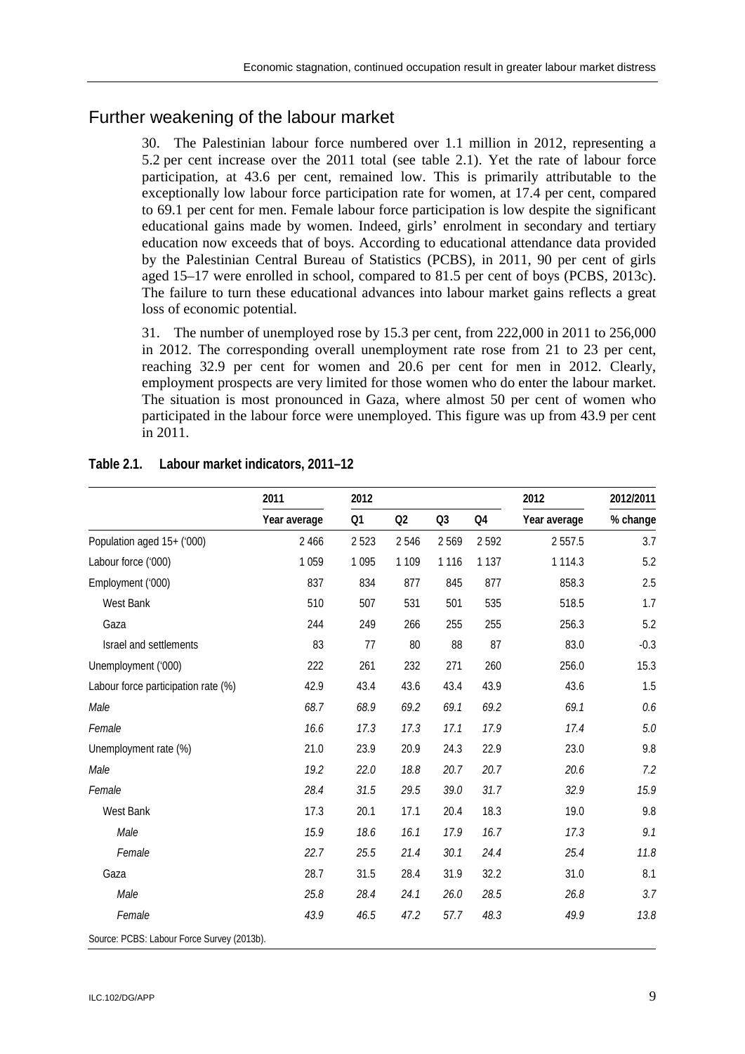## Further weakening of the labour market

30. The Palestinian labour force numbered over 1.1 million in 2012, representing a 5.2 per cent increase over the 2011 total (see table 2.1). Yet the rate of labour force participation, at 43.6 per cent, remained low. This is primarily attributable to the exceptionally low labour force participation rate for women, at 17.4 per cent, compared to 69.1 per cent for men. Female labour force participation is low despite the significant educational gains made by women. Indeed, girls' enrolment in secondary and tertiary education now exceeds that of boys. According to educational attendance data provided by the Palestinian Central Bureau of Statistics (PCBS), in 2011, 90 per cent of girls aged 15–17 were enrolled in school, compared to 81.5 per cent of boys (PCBS, 2013c). The failure to turn these educational advances into labour market gains reflects a great loss of economic potential.

31. The number of unemployed rose by 15.3 per cent, from 222,000 in 2011 to 256,000 in 2012. The corresponding overall unemployment rate rose from 21 to 23 per cent, reaching 32.9 per cent for women and 20.6 per cent for men in 2012. Clearly, employment prospects are very limited for those women who do enter the labour market. The situation is most pronounced in Gaza, where almost 50 per cent of women who participated in the labour force were unemployed. This figure was up from 43.9 per cent in 2011.

**Table 2.1. Labour market indicators, 2011–12**

| | 2011 | 2012 | | | | 2012 | 2012/2011 |
|---|---|---|---|---|---|---|---|
| | Year average | Q1 | Q2 | Q3 | Q4 | Year average | % change |
| Population aged 15+ ('000) | 2 466 | 2 523 | 2 546 | 2 569 | 2 592 | 2 557.5 | 3.7 |
| Labour force ('000) | 1 059 | 1 095 | 1 109 | 1 116 | 1 137 | 1 114.3 | 5.2 |
| Employment ('000) | 837 | 834 | 877 | 845 | 877 | 858.3 | 2.5 |
| West Bank | 510 | 507 | 531 | 501 | 535 | 518.5 | 1.7 |
| Gaza | 244 | 249 | 266 | 255 | 255 | 256.3 | 5.2 |
| Israel and settlements | 83 | 77 | 80 | 88 | 87 | 83.0 | -0.3 |
| Unemployment ('000) | 222 | 261 | 232 | 271 | 260 | 256.0 | 15.3 |
| Labour force participation rate (%) | 42.9 | 43.4 | 43.6 | 43.4 | 43.9 | 43.6 | 1.5 |
| *Male* | *68.7* | *68.9* | *69.2* | *69.1* | *69.2* | *69.1* | *0.6* |
| *Female* | *16.6* | *17.3* | *17.3* | *17.1* | *17.9* | *17.4* | *5.0* |
| Unemployment rate (%) | 21.0 | 23.9 | 20.9 | 24.3 | 22.9 | 23.0 | 9.8 |
| *Male* | *19.2* | *22.0* | *18.8* | *20.7* | *20.7* | *20.6* | *7.2* |
| *Female* | *28.4* | *31.5* | *29.5* | *39.0* | *31.7* | *32.9* | *15.9* |
| West Bank | 17.3 | 20.1 | 17.1 | 20.4 | 18.3 | 19.0 | 9.8 |
| *Male* | *15.9* | *18.6* | *16.1* | *17.9* | *16.7* | *17.3* | *9.1* |
| *Female* | *22.7* | *25.5* | *21.4* | *30.1* | *24.4* | *25.4* | *11.8* |
| Gaza | 28.7 | 31.5 | 28.4 | 31.9 | 32.2 | 31.0 | 8.1 |
| *Male* | *25.8* | *28.4* | *24.1* | *26.0* | *28.5* | *26.8* | *3.7* |
| *Female* | *43.9* | *46.5* | *47.2* | *57.7* | *48.3* | *49.9* | *13.8* |

Source: PCBS: Labour Force Survey (2013b).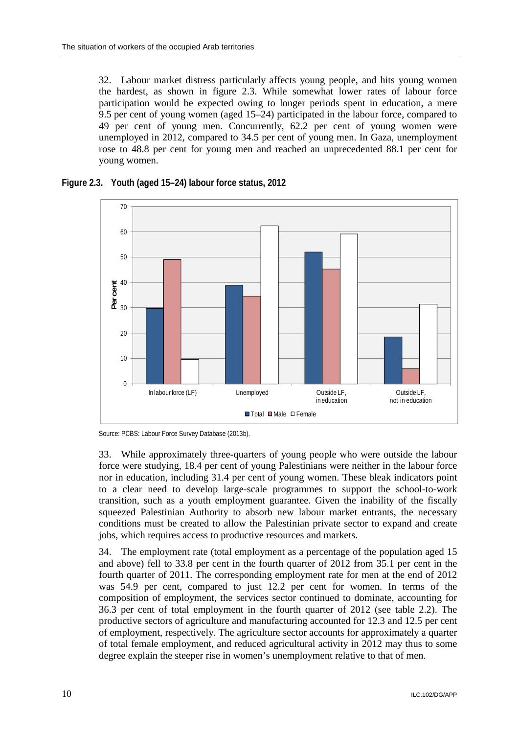32. Labour market distress particularly affects young people, and hits young women the hardest, as shown in figure 2.3. While somewhat lower rates of labour force participation would be expected owing to longer periods spent in education, a mere 9.5 per cent of young women (aged 15–24) participated in the labour force, compared to 49 per cent of young men. Concurrently, 62.2 per cent of young women were unemployed in 2012, compared to 34.5 per cent of young men. In Gaza, unemployment rose to 48.8 per cent for young men and reached an unprecedented 88.1 per cent for young women.

**Figure 2.3. Youth (aged 15–24) labour force status, 2012**

Source: PCBS: Labour Force Survey Database (2013b).

33. While approximately three-quarters of young people who were outside the labour force were studying, 18.4 per cent of young Palestinians were neither in the labour force nor in education, including 31.4 per cent of young women. These bleak indicators point to a clear need to develop large-scale programmes to support the school-to-work transition, such as a youth employment guarantee. Given the inability of the fiscally squeezed Palestinian Authority to absorb new labour market entrants, the necessary conditions must be created to allow the Palestinian private sector to expand and create jobs, which requires access to productive resources and markets.

34. The employment rate (total employment as a percentage of the population aged 15 and above) fell to 33.8 per cent in the fourth quarter of 2012 from 35.1 per cent in the fourth quarter of 2011. The corresponding employment rate for men at the end of 2012 was 54.9 per cent, compared to just 12.2 per cent for women. In terms of the composition of employment, the services sector continued to dominate, accounting for 36.3 per cent of total employment in the fourth quarter of 2012 (see table 2.2). The productive sectors of agriculture and manufacturing accounted for 12.3 and 12.5 per cent of employment, respectively. The agriculture sector accounts for approximately a quarter of total female employment, and reduced agricultural activity in 2012 may thus to some degree explain the steeper rise in women's unemployment relative to that of men.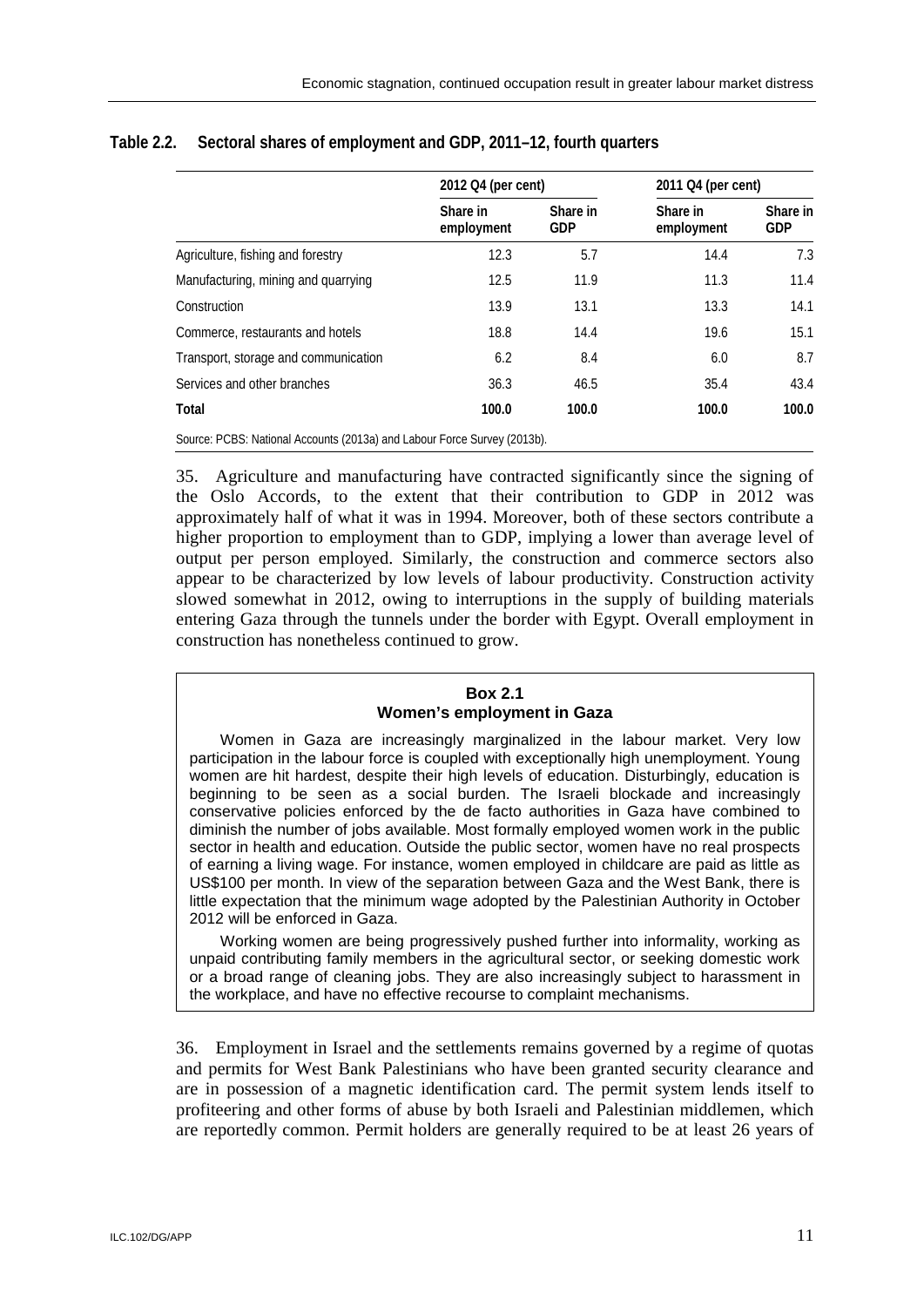**Table 2.2. Sectoral shares of employment and GDP, 2011–12, fourth quarters**

| | 2012 Q4 (per cent) | | 2011 Q4 (per cent) | |
|---|---|---|---|---|
| | Share in employment | Share in GDP | Share in employment | Share in GDP |
| Agriculture, fishing and forestry | 12.3 | 5.7 | 14.4 | 7.3 |
| Manufacturing, mining and quarrying | 12.5 | 11.9 | 11.3 | 11.4 |
| Construction | 13.9 | 13.1 | 13.3 | 14.1 |
| Commerce, restaurants and hotels | 18.8 | 14.4 | 19.6 | 15.1 |
| Transport, storage and communication | 6.2 | 8.4 | 6.0 | 8.7 |
| Services and other branches | 36.3 | 46.5 | 35.4 | 43.4 |
| **Total** | **100.0** | **100.0** | **100.0** | **100.0** |

Source: PCBS: National Accounts (2013a) and Labour Force Survey (2013b).

35. Agriculture and manufacturing have contracted significantly since the signing of the Oslo Accords, to the extent that their contribution to GDP in 2012 was approximately half of what it was in 1994. Moreover, both of these sectors contribute a higher proportion to employment than to GDP, implying a lower than average level of output per person employed. Similarly, the construction and commerce sectors also appear to be characterized by low levels of labour productivity. Construction activity slowed somewhat in 2012, owing to interruptions in the supply of building materials entering Gaza through the tunnels under the border with Egypt. Overall employment in construction has nonetheless continued to grow.

**Box 2.1**
**Women's employment in Gaza**

Women in Gaza are increasingly marginalized in the labour market. Very low participation in the labour force is coupled with exceptionally high unemployment. Young women are hit hardest, despite their high levels of education. Disturbingly, education is beginning to be seen as a social burden. The Israeli blockade and increasingly conservative policies enforced by the de facto authorities in Gaza have combined to diminish the number of jobs available. Most formally employed women work in the public sector in health and education. Outside the public sector, women have no real prospects of earning a living wage. For instance, women employed in childcare are paid as little as US$100 per month. In view of the separation between Gaza and the West Bank, there is little expectation that the minimum wage adopted by the Palestinian Authority in October 2012 will be enforced in Gaza.

Working women are being progressively pushed further into informality, working as unpaid contributing family members in the agricultural sector, or seeking domestic work or a broad range of cleaning jobs. They are also increasingly subject to harassment in the workplace, and have no effective recourse to complaint mechanisms.

36. Employment in Israel and the settlements remains governed by a regime of quotas and permits for West Bank Palestinians who have been granted security clearance and are in possession of a magnetic identification card. The permit system lends itself to profiteering and other forms of abuse by both Israeli and Palestinian middlemen, which are reportedly common. Permit holders are generally required to be at least 26 years of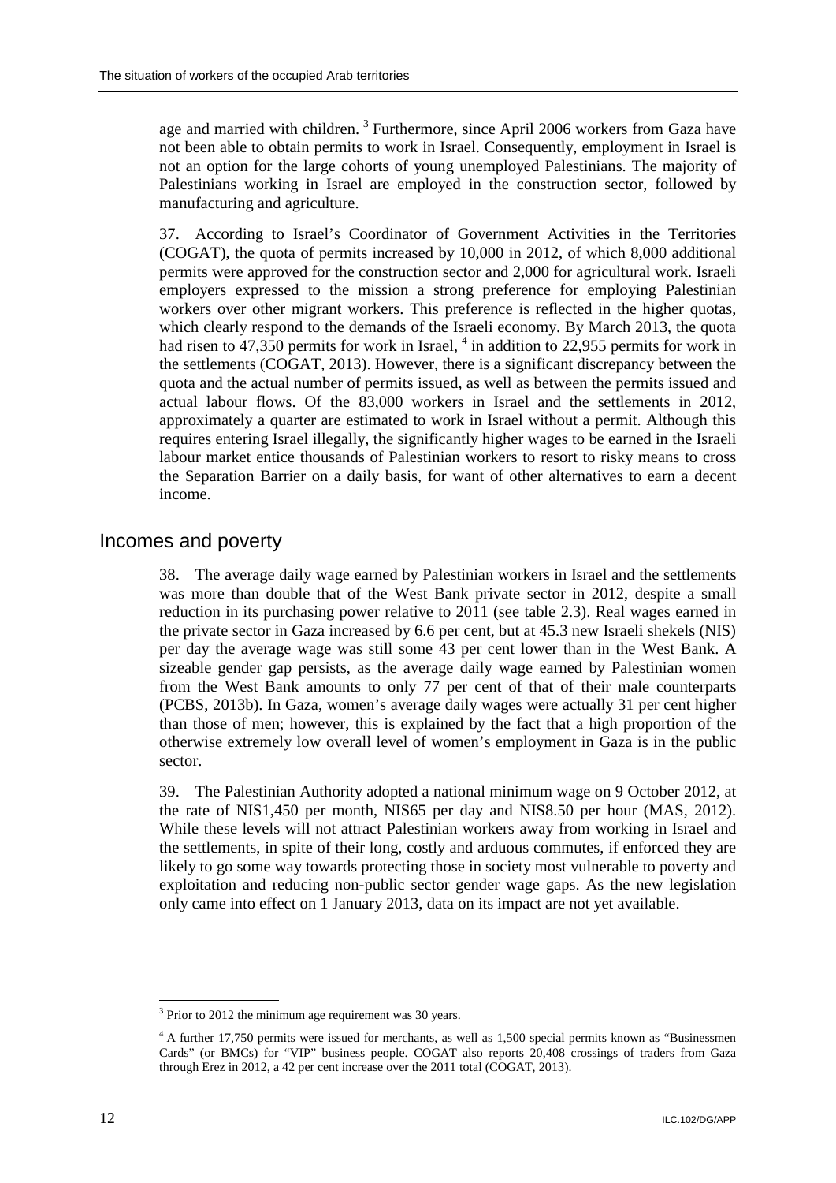age and married with children. [3] Furthermore, since April 2006 workers from Gaza have not been able to obtain permits to work in Israel. Consequently, employment in Israel is not an option for the large cohorts of young unemployed Palestinians. The majority of Palestinians working in Israel are employed in the construction sector, followed by manufacturing and agriculture.

37. According to Israel's Coordinator of Government Activities in the Territories (COGAT), the quota of permits increased by 10,000 in 2012, of which 8,000 additional permits were approved for the construction sector and 2,000 for agricultural work. Israeli employers expressed to the mission a strong preference for employing Palestinian workers over other migrant workers. This preference is reflected in the higher quotas, which clearly respond to the demands of the Israeli economy. By March 2013, the quota had risen to 47,350 permits for work in Israel, [4] in addition to 22,955 permits for work in the settlements (COGAT, 2013). However, there is a significant discrepancy between the quota and the actual number of permits issued, as well as between the permits issued and actual labour flows. Of the 83,000 workers in Israel and the settlements in 2012, approximately a quarter are estimated to work in Israel without a permit. Although this requires entering Israel illegally, the significantly higher wages to be earned in the Israeli labour market entice thousands of Palestinian workers to resort to risky means to cross the Separation Barrier on a daily basis, for want of other alternatives to earn a decent income.

## Incomes and poverty

38. The average daily wage earned by Palestinian workers in Israel and the settlements was more than double that of the West Bank private sector in 2012, despite a small reduction in its purchasing power relative to 2011 (see table 2.3). Real wages earned in the private sector in Gaza increased by 6.6 per cent, but at 45.3 new Israeli shekels (NIS) per day the average wage was still some 43 per cent lower than in the West Bank. A sizeable gender gap persists, as the average daily wage earned by Palestinian women from the West Bank amounts to only 77 per cent of that of their male counterparts (PCBS, 2013b). In Gaza, women's average daily wages were actually 31 per cent higher than those of men; however, this is explained by the fact that a high proportion of the otherwise extremely low overall level of women's employment in Gaza is in the public sector.

39. The Palestinian Authority adopted a national minimum wage on 9 October 2012, at the rate of NIS1,450 per month, NIS65 per day and NIS8.50 per hour (MAS, 2012). While these levels will not attract Palestinian workers away from working in Israel and the settlements, in spite of their long, costly and arduous commutes, if enforced they are likely to go some way towards protecting those in society most vulnerable to poverty and exploitation and reducing non-public sector gender wage gaps. As the new legislation only came into effect on 1 January 2013, data on its impact are not yet available.

---

[3] Prior to 2012 the minimum age requirement was 30 years.

[4] A further 17,750 permits were issued for merchants, as well as 1,500 special permits known as "Businessmen Cards" (or BMCs) for "VIP" business people. COGAT also reports 20,408 crossings of traders from Gaza through Erez in 2012, a 42 per cent increase over the 2011 total (COGAT, 2013).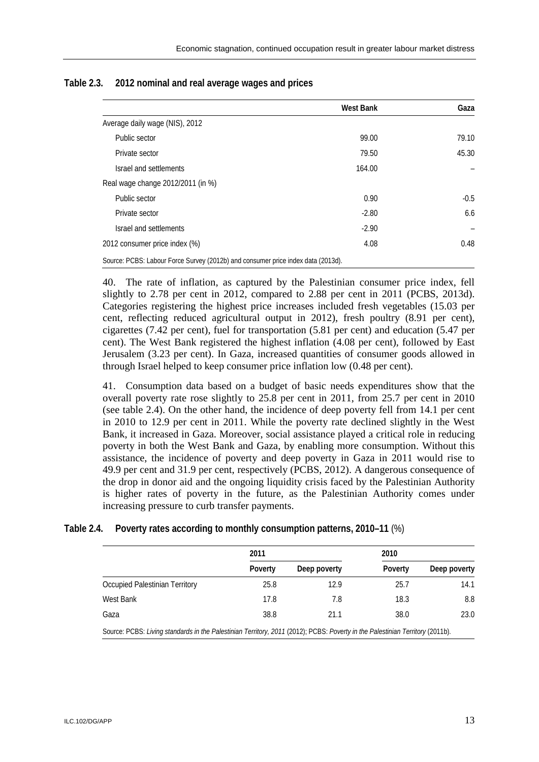**Table 2.3. 2012 nominal and real average wages and prices**

| | West Bank | Gaza |
|---|---|---|
| Average daily wage (NIS), 2012 | | |
| Public sector | 99.00 | 79.10 |
| Private sector | 79.50 | 45.30 |
| Israel and settlements | 164.00 | – |
| Real wage change 2012/2011 (in %) | | |
| Public sector | 0.90 | -0.5 |
| Private sector | -2.80 | 6.6 |
| Israel and settlements | -2.90 | – |
| 2012 consumer price index (%) | 4.08 | 0.48 |

Source: PCBS: Labour Force Survey (2012b) and consumer price index data (2013d).

40. The rate of inflation, as captured by the Palestinian consumer price index, fell slightly to 2.78 per cent in 2012, compared to 2.88 per cent in 2011 (PCBS, 2013d). Categories registering the highest price increases included fresh vegetables (15.03 per cent, reflecting reduced agricultural output in 2012), fresh poultry (8.91 per cent), cigarettes (7.42 per cent), fuel for transportation (5.81 per cent) and education (5.47 per cent). The West Bank registered the highest inflation (4.08 per cent), followed by East Jerusalem (3.23 per cent). In Gaza, increased quantities of consumer goods allowed in through Israel helped to keep consumer price inflation low (0.48 per cent).

41. Consumption data based on a budget of basic needs expenditures show that the overall poverty rate rose slightly to 25.8 per cent in 2011, from 25.7 per cent in 2010 (see table 2.4). On the other hand, the incidence of deep poverty fell from 14.1 per cent in 2010 to 12.9 per cent in 2011. While the poverty rate declined slightly in the West Bank, it increased in Gaza. Moreover, social assistance played a critical role in reducing poverty in both the West Bank and Gaza, by enabling more consumption. Without this assistance, the incidence of poverty and deep poverty in Gaza in 2011 would rise to 49.9 per cent and 31.9 per cent, respectively (PCBS, 2012). A dangerous consequence of the drop in donor aid and the ongoing liquidity crisis faced by the Palestinian Authority is higher rates of poverty in the future, as the Palestinian Authority comes under increasing pressure to curb transfer payments.

**Table 2.4. Poverty rates according to monthly consumption patterns, 2010–11** (%)

| | 2011 | | 2010 | |
|---|---|---|---|---|
| | Poverty | Deep poverty | Poverty | Deep poverty |
| Occupied Palestinian Territory | 25.8 | 12.9 | 25.7 | 14.1 |
| West Bank | 17.8 | 7.8 | 18.3 | 8.8 |
| Gaza | 38.8 | 21.1 | 38.0 | 23.0 |

Source: PCBS: *Living standards in the Palestinian Territory, 2011* (2012); PCBS: *Poverty in the Palestinian Territory* (2011b).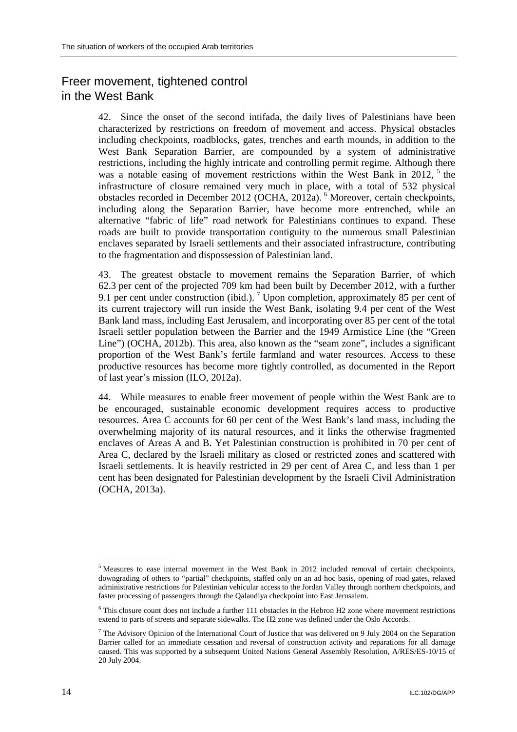## Freer movement, tightened control in the West Bank

42. Since the onset of the second intifada, the daily lives of Palestinians have been characterized by restrictions on freedom of movement and access. Physical obstacles including checkpoints, roadblocks, gates, trenches and earth mounds, in addition to the West Bank Separation Barrier, are compounded by a system of administrative restrictions, including the highly intricate and controlling permit regime. Although there was a notable easing of movement restrictions within the West Bank in 2012, [5] the infrastructure of closure remained very much in place, with a total of 532 physical obstacles recorded in December 2012 (OCHA, 2012a). [6] Moreover, certain checkpoints, including along the Separation Barrier, have become more entrenched, while an alternative "fabric of life" road network for Palestinians continues to expand. These roads are built to provide transportation contiguity to the numerous small Palestinian enclaves separated by Israeli settlements and their associated infrastructure, contributing to the fragmentation and dispossession of Palestinian land.

43. The greatest obstacle to movement remains the Separation Barrier, of which 62.3 per cent of the projected 709 km had been built by December 2012, with a further 9.1 per cent under construction (ibid.). [7] Upon completion, approximately 85 per cent of its current trajectory will run inside the West Bank, isolating 9.4 per cent of the West Bank land mass, including East Jerusalem, and incorporating over 85 per cent of the total Israeli settler population between the Barrier and the 1949 Armistice Line (the "Green Line") (OCHA, 2012b). This area, also known as the "seam zone", includes a significant proportion of the West Bank's fertile farmland and water resources. Access to these productive resources has become more tightly controlled, as documented in the Report of last year's mission (ILO, 2012a).

44. While measures to enable freer movement of people within the West Bank are to be encouraged, sustainable economic development requires access to productive resources. Area C accounts for 60 per cent of the West Bank's land mass, including the overwhelming majority of its natural resources, and it links the otherwise fragmented enclaves of Areas A and B. Yet Palestinian construction is prohibited in 70 per cent of Area C, declared by the Israeli military as closed or restricted zones and scattered with Israeli settlements. It is heavily restricted in 29 per cent of Area C, and less than 1 per cent has been designated for Palestinian development by the Israeli Civil Administration (OCHA, 2013a).

---

[5] Measures to ease internal movement in the West Bank in 2012 included removal of certain checkpoints, downgrading of others to "partial" checkpoints, staffed only on an ad hoc basis, opening of road gates, relaxed administrative restrictions for Palestinian vehicular access to the Jordan Valley through northern checkpoints, and faster processing of passengers through the Qalandiya checkpoint into East Jerusalem.

[6] This closure count does not include a further 111 obstacles in the Hebron H2 zone where movement restrictions extend to parts of streets and separate sidewalks. The H2 zone was defined under the Oslo Accords.

[7] The Advisory Opinion of the International Court of Justice that was delivered on 9 July 2004 on the Separation Barrier called for an immediate cessation and reversal of construction activity and reparations for all damage caused. This was supported by a subsequent United Nations General Assembly Resolution, A/RES/ES-10/15 of 20 July 2004.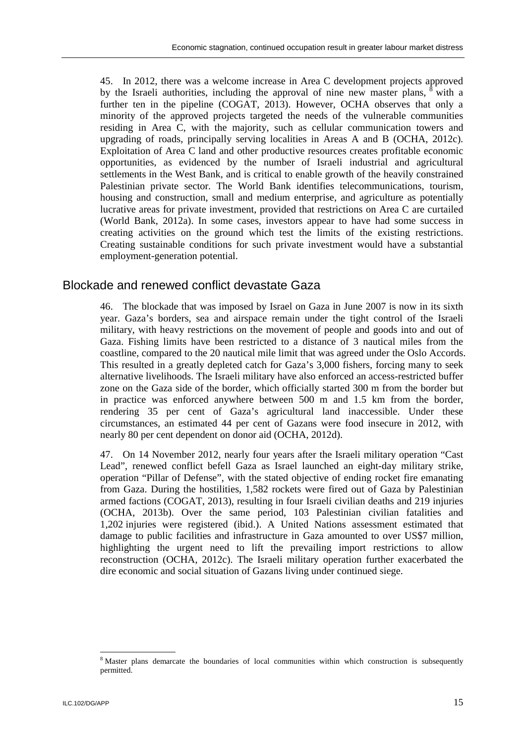45. In 2012, there was a welcome increase in Area C development projects approved by the Israeli authorities, including the approval of nine new master plans, [8] with a further ten in the pipeline (COGAT, 2013). However, OCHA observes that only a minority of the approved projects targeted the needs of the vulnerable communities residing in Area C, with the majority, such as cellular communication towers and upgrading of roads, principally serving localities in Areas A and B (OCHA, 2012c). Exploitation of Area C land and other productive resources creates profitable economic opportunities, as evidenced by the number of Israeli industrial and agricultural settlements in the West Bank, and is critical to enable growth of the heavily constrained Palestinian private sector. The World Bank identifies telecommunications, tourism, housing and construction, small and medium enterprise, and agriculture as potentially lucrative areas for private investment, provided that restrictions on Area C are curtailed (World Bank, 2012a). In some cases, investors appear to have had some success in creating activities on the ground which test the limits of the existing restrictions. Creating sustainable conditions for such private investment would have a substantial employment-generation potential.

## Blockade and renewed conflict devastate Gaza

46. The blockade that was imposed by Israel on Gaza in June 2007 is now in its sixth year. Gaza's borders, sea and airspace remain under the tight control of the Israeli military, with heavy restrictions on the movement of people and goods into and out of Gaza. Fishing limits have been restricted to a distance of 3 nautical miles from the coastline, compared to the 20 nautical mile limit that was agreed under the Oslo Accords. This resulted in a greatly depleted catch for Gaza's 3,000 fishers, forcing many to seek alternative livelihoods. The Israeli military have also enforced an access-restricted buffer zone on the Gaza side of the border, which officially started 300 m from the border but in practice was enforced anywhere between 500 m and 1.5 km from the border, rendering 35 per cent of Gaza's agricultural land inaccessible. Under these circumstances, an estimated 44 per cent of Gazans were food insecure in 2012, with nearly 80 per cent dependent on donor aid (OCHA, 2012d).

47. On 14 November 2012, nearly four years after the Israeli military operation "Cast Lead", renewed conflict befell Gaza as Israel launched an eight-day military strike, operation "Pillar of Defense", with the stated objective of ending rocket fire emanating from Gaza. During the hostilities, 1,582 rockets were fired out of Gaza by Palestinian armed factions (COGAT, 2013), resulting in four Israeli civilian deaths and 219 injuries (OCHA, 2013b). Over the same period, 103 Palestinian civilian fatalities and 1,202 injuries were registered (ibid.). A United Nations assessment estimated that damage to public facilities and infrastructure in Gaza amounted to over US$7 million, highlighting the urgent need to lift the prevailing import restrictions to allow reconstruction (OCHA, 2012c). The Israeli military operation further exacerbated the dire economic and social situation of Gazans living under continued siege.

[8] Master plans demarcate the boundaries of local communities within which construction is subsequently permitted.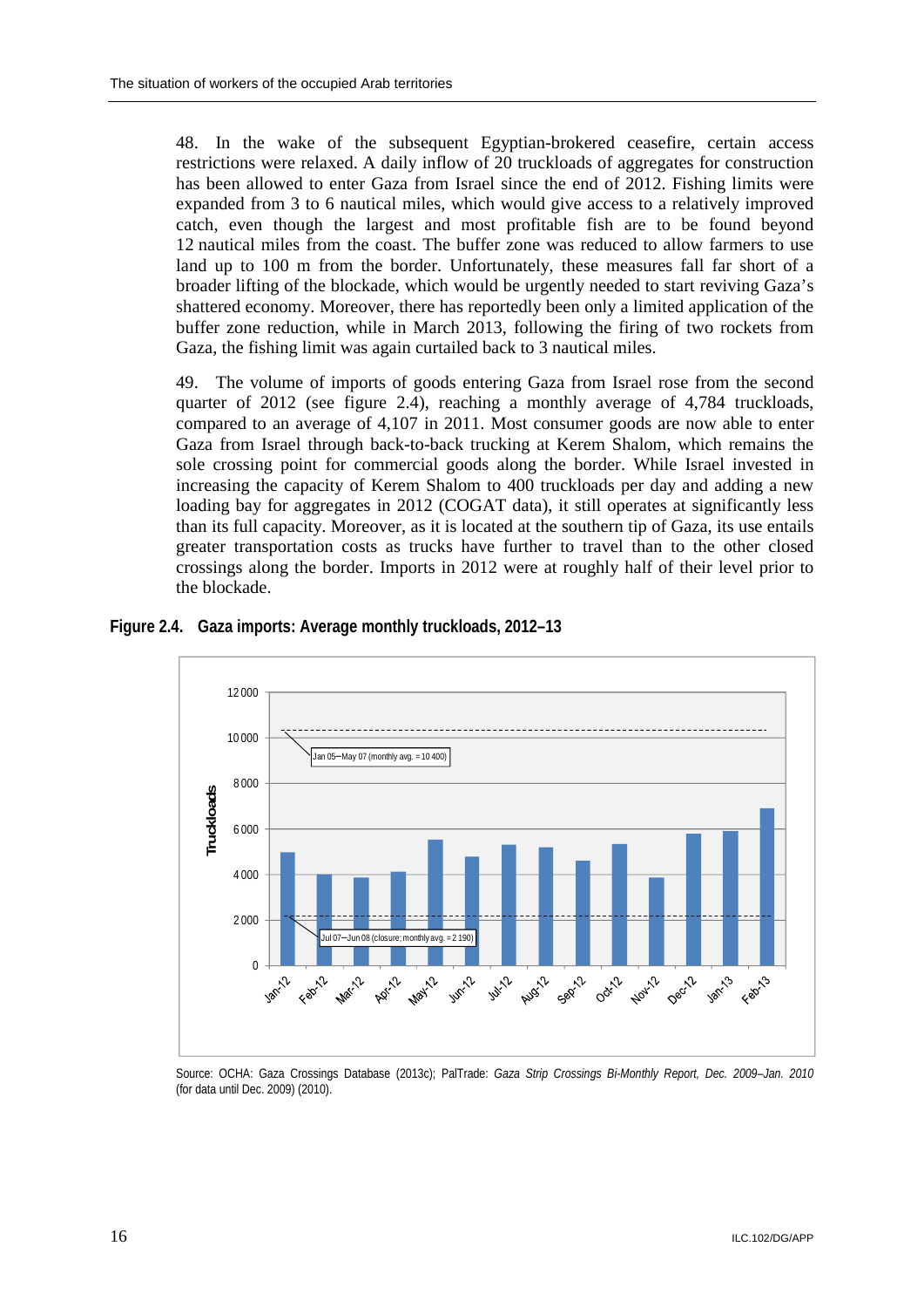48. In the wake of the subsequent Egyptian-brokered ceasefire, certain access restrictions were relaxed. A daily inflow of 20 truckloads of aggregates for construction has been allowed to enter Gaza from Israel since the end of 2012. Fishing limits were expanded from 3 to 6 nautical miles, which would give access to a relatively improved catch, even though the largest and most profitable fish are to be found beyond 12 nautical miles from the coast. The buffer zone was reduced to allow farmers to use land up to 100 m from the border. Unfortunately, these measures fall far short of a broader lifting of the blockade, which would be urgently needed to start reviving Gaza's shattered economy. Moreover, there has reportedly been only a limited application of the buffer zone reduction, while in March 2013, following the firing of two rockets from Gaza, the fishing limit was again curtailed back to 3 nautical miles.

49. The volume of imports of goods entering Gaza from Israel rose from the second quarter of 2012 (see figure 2.4), reaching a monthly average of 4,784 truckloads, compared to an average of 4,107 in 2011. Most consumer goods are now able to enter Gaza from Israel through back-to-back trucking at Kerem Shalom, which remains the sole crossing point for commercial goods along the border. While Israel invested in increasing the capacity of Kerem Shalom to 400 truckloads per day and adding a new loading bay for aggregates in 2012 (COGAT data), it still operates at significantly less than its full capacity. Moreover, as it is located at the southern tip of Gaza, its use entails greater transportation costs as trucks have further to travel than to the other closed crossings along the border. Imports in 2012 were at roughly half of their level prior to the blockade.

**Figure 2.4. Gaza imports: Average monthly truckloads, 2012–13**

Source: OCHA: Gaza Crossings Database (2013c); PalTrade: *Gaza Strip Crossings Bi-Monthly Report, Dec. 2009–Jan. 2010* (for data until Dec. 2009) (2010).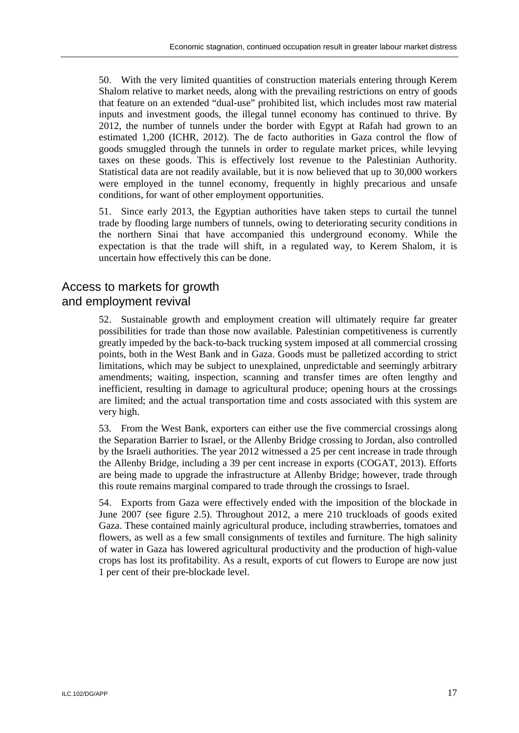50. With the very limited quantities of construction materials entering through Kerem Shalom relative to market needs, along with the prevailing restrictions on entry of goods that feature on an extended "dual-use" prohibited list, which includes most raw material inputs and investment goods, the illegal tunnel economy has continued to thrive. By 2012, the number of tunnels under the border with Egypt at Rafah had grown to an estimated 1,200 (ICHR, 2012). The de facto authorities in Gaza control the flow of goods smuggled through the tunnels in order to regulate market prices, while levying taxes on these goods. This is effectively lost revenue to the Palestinian Authority. Statistical data are not readily available, but it is now believed that up to 30,000 workers were employed in the tunnel economy, frequently in highly precarious and unsafe conditions, for want of other employment opportunities.

51. Since early 2013, the Egyptian authorities have taken steps to curtail the tunnel trade by flooding large numbers of tunnels, owing to deteriorating security conditions in the northern Sinai that have accompanied this underground economy. While the expectation is that the trade will shift, in a regulated way, to Kerem Shalom, it is uncertain how effectively this can be done.

## Access to markets for growth and employment revival

52. Sustainable growth and employment creation will ultimately require far greater possibilities for trade than those now available. Palestinian competitiveness is currently greatly impeded by the back-to-back trucking system imposed at all commercial crossing points, both in the West Bank and in Gaza. Goods must be palletized according to strict limitations, which may be subject to unexplained, unpredictable and seemingly arbitrary amendments; waiting, inspection, scanning and transfer times are often lengthy and inefficient, resulting in damage to agricultural produce; opening hours at the crossings are limited; and the actual transportation time and costs associated with this system are very high.

53. From the West Bank, exporters can either use the five commercial crossings along the Separation Barrier to Israel, or the Allenby Bridge crossing to Jordan, also controlled by the Israeli authorities. The year 2012 witnessed a 25 per cent increase in trade through the Allenby Bridge, including a 39 per cent increase in exports (COGAT, 2013). Efforts are being made to upgrade the infrastructure at Allenby Bridge; however, trade through this route remains marginal compared to trade through the crossings to Israel.

54. Exports from Gaza were effectively ended with the imposition of the blockade in June 2007 (see figure 2.5). Throughout 2012, a mere 210 truckloads of goods exited Gaza. These contained mainly agricultural produce, including strawberries, tomatoes and flowers, as well as a few small consignments of textiles and furniture. The high salinity of water in Gaza has lowered agricultural productivity and the production of high-value crops has lost its profitability. As a result, exports of cut flowers to Europe are now just 1 per cent of their pre-blockade level.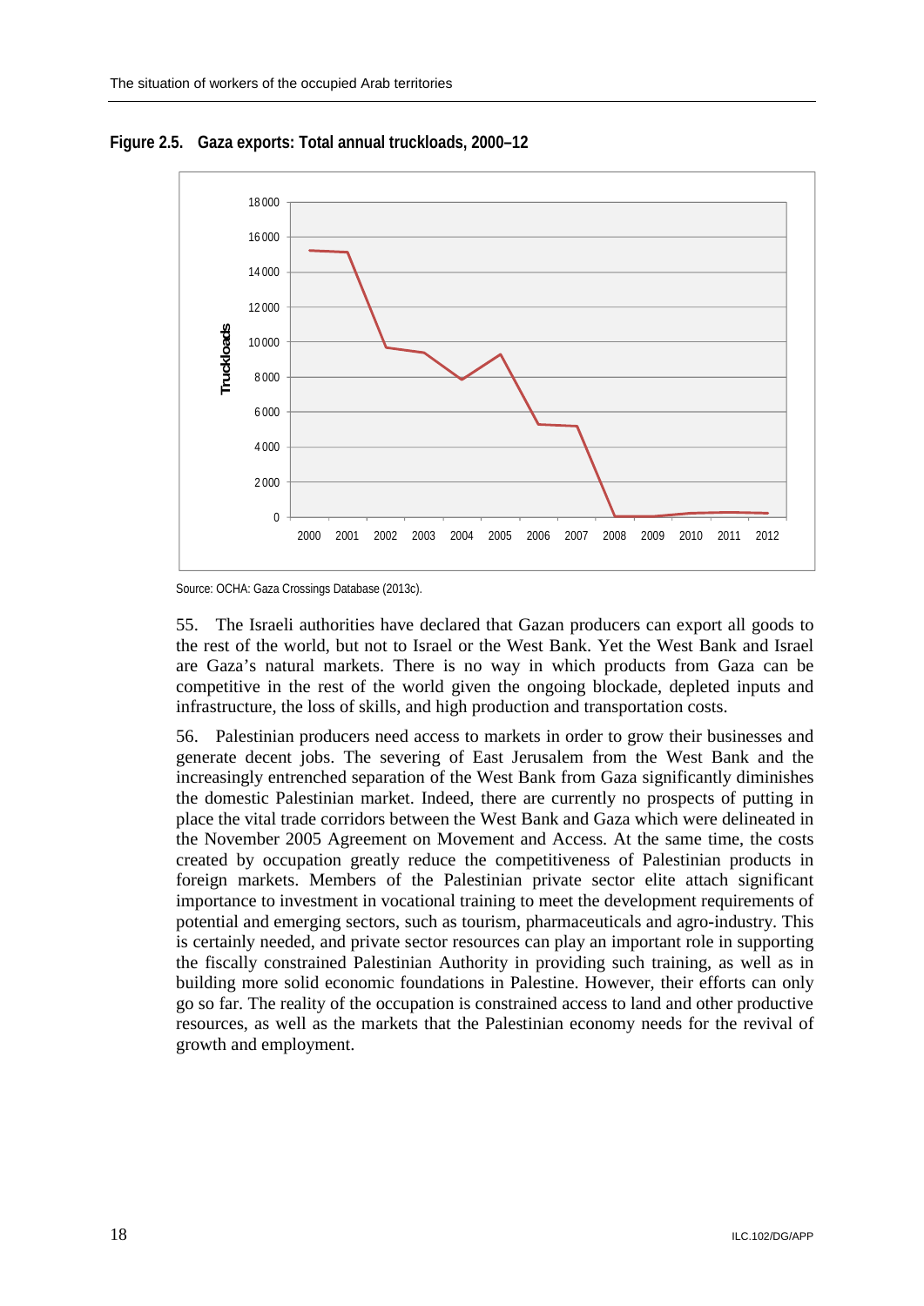**Figure 2.5. Gaza exports: Total annual truckloads, 2000–12**

Source: OCHA: Gaza Crossings Database (2013c).

55. The Israeli authorities have declared that Gazan producers can export all goods to the rest of the world, but not to Israel or the West Bank. Yet the West Bank and Israel are Gaza's natural markets. There is no way in which products from Gaza can be competitive in the rest of the world given the ongoing blockade, depleted inputs and infrastructure, the loss of skills, and high production and transportation costs.

56. Palestinian producers need access to markets in order to grow their businesses and generate decent jobs. The severing of East Jerusalem from the West Bank and the increasingly entrenched separation of the West Bank from Gaza significantly diminishes the domestic Palestinian market. Indeed, there are currently no prospects of putting in place the vital trade corridors between the West Bank and Gaza which were delineated in the November 2005 Agreement on Movement and Access. At the same time, the costs created by occupation greatly reduce the competitiveness of Palestinian products in foreign markets. Members of the Palestinian private sector elite attach significant importance to investment in vocational training to meet the development requirements of potential and emerging sectors, such as tourism, pharmaceuticals and agro-industry. This is certainly needed, and private sector resources can play an important role in supporting the fiscally constrained Palestinian Authority in providing such training, as well as in building more solid economic foundations in Palestine. However, their efforts can only go so far. The reality of the occupation is constrained access to land and other productive resources, as well as the markets that the Palestinian economy needs for the revival of growth and employment.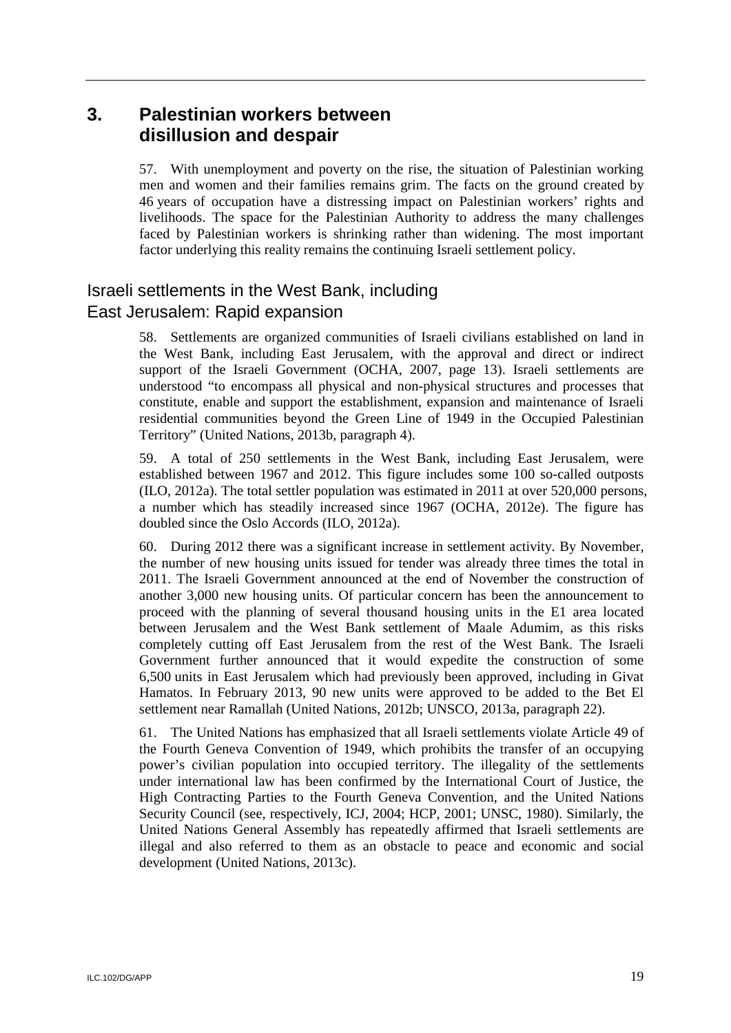# 3. Palestinian workers between disillusion and despair

57. With unemployment and poverty on the rise, the situation of Palestinian working men and women and their families remains grim. The facts on the ground created by 46 years of occupation have a distressing impact on Palestinian workers' rights and livelihoods. The space for the Palestinian Authority to address the many challenges faced by Palestinian workers is shrinking rather than widening. The most important factor underlying this reality remains the continuing Israeli settlement policy.

## Israeli settlements in the West Bank, including East Jerusalem: Rapid expansion

58. Settlements are organized communities of Israeli civilians established on land in the West Bank, including East Jerusalem, with the approval and direct or indirect support of the Israeli Government (OCHA, 2007, page 13). Israeli settlements are understood "to encompass all physical and non-physical structures and processes that constitute, enable and support the establishment, expansion and maintenance of Israeli residential communities beyond the Green Line of 1949 in the Occupied Palestinian Territory" (United Nations, 2013b, paragraph 4).

59. A total of 250 settlements in the West Bank, including East Jerusalem, were established between 1967 and 2012. This figure includes some 100 so-called outposts (ILO, 2012a). The total settler population was estimated in 2011 at over 520,000 persons, a number which has steadily increased since 1967 (OCHA, 2012e). The figure has doubled since the Oslo Accords (ILO, 2012a).

60. During 2012 there was a significant increase in settlement activity. By November, the number of new housing units issued for tender was already three times the total in 2011. The Israeli Government announced at the end of November the construction of another 3,000 new housing units. Of particular concern has been the announcement to proceed with the planning of several thousand housing units in the E1 area located between Jerusalem and the West Bank settlement of Maale Adumim, as this risks completely cutting off East Jerusalem from the rest of the West Bank. The Israeli Government further announced that it would expedite the construction of some 6,500 units in East Jerusalem which had previously been approved, including in Givat Hamatos. In February 2013, 90 new units were approved to be added to the Bet El settlement near Ramallah (United Nations, 2012b; UNSCO, 2013a, paragraph 22).

61. The United Nations has emphasized that all Israeli settlements violate Article 49 of the Fourth Geneva Convention of 1949, which prohibits the transfer of an occupying power's civilian population into occupied territory. The illegality of the settlements under international law has been confirmed by the International Court of Justice, the High Contracting Parties to the Fourth Geneva Convention, and the United Nations Security Council (see, respectively, ICJ, 2004; HCP, 2001; UNSC, 1980). Similarly, the United Nations General Assembly has repeatedly affirmed that Israeli settlements are illegal and also referred to them as an obstacle to peace and economic and social development (United Nations, 2013c).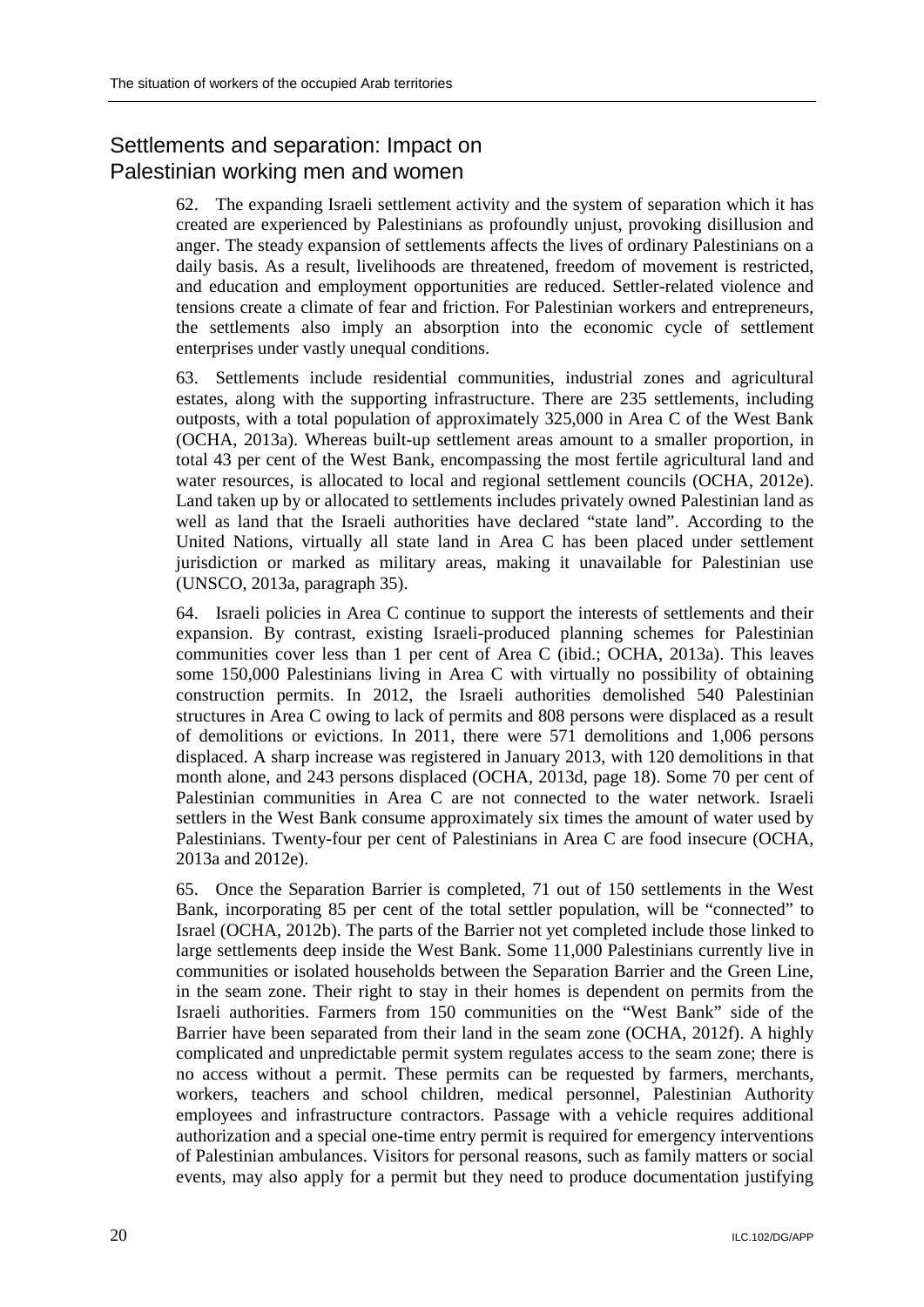## Settlements and separation: Impact on Palestinian working men and women

62. The expanding Israeli settlement activity and the system of separation which it has created are experienced by Palestinians as profoundly unjust, provoking disillusion and anger. The steady expansion of settlements affects the lives of ordinary Palestinians on a daily basis. As a result, livelihoods are threatened, freedom of movement is restricted, and education and employment opportunities are reduced. Settler-related violence and tensions create a climate of fear and friction. For Palestinian workers and entrepreneurs, the settlements also imply an absorption into the economic cycle of settlement enterprises under vastly unequal conditions.

63. Settlements include residential communities, industrial zones and agricultural estates, along with the supporting infrastructure. There are 235 settlements, including outposts, with a total population of approximately 325,000 in Area C of the West Bank (OCHA, 2013a). Whereas built-up settlement areas amount to a smaller proportion, in total 43 per cent of the West Bank, encompassing the most fertile agricultural land and water resources, is allocated to local and regional settlement councils (OCHA, 2012e). Land taken up by or allocated to settlements includes privately owned Palestinian land as well as land that the Israeli authorities have declared "state land". According to the United Nations, virtually all state land in Area C has been placed under settlement jurisdiction or marked as military areas, making it unavailable for Palestinian use (UNSCO, 2013a, paragraph 35).

64. Israeli policies in Area C continue to support the interests of settlements and their expansion. By contrast, existing Israeli-produced planning schemes for Palestinian communities cover less than 1 per cent of Area C (ibid.; OCHA, 2013a). This leaves some 150,000 Palestinians living in Area C with virtually no possibility of obtaining construction permits. In 2012, the Israeli authorities demolished 540 Palestinian structures in Area C owing to lack of permits and 808 persons were displaced as a result of demolitions or evictions. In 2011, there were 571 demolitions and 1,006 persons displaced. A sharp increase was registered in January 2013, with 120 demolitions in that month alone, and 243 persons displaced (OCHA, 2013d, page 18). Some 70 per cent of Palestinian communities in Area C are not connected to the water network. Israeli settlers in the West Bank consume approximately six times the amount of water used by Palestinians. Twenty-four per cent of Palestinians in Area C are food insecure (OCHA, 2013a and 2012e).

65. Once the Separation Barrier is completed, 71 out of 150 settlements in the West Bank, incorporating 85 per cent of the total settler population, will be "connected" to Israel (OCHA, 2012b). The parts of the Barrier not yet completed include those linked to large settlements deep inside the West Bank. Some 11,000 Palestinians currently live in communities or isolated households between the Separation Barrier and the Green Line, in the seam zone. Their right to stay in their homes is dependent on permits from the Israeli authorities. Farmers from 150 communities on the "West Bank" side of the Barrier have been separated from their land in the seam zone (OCHA, 2012f). A highly complicated and unpredictable permit system regulates access to the seam zone; there is no access without a permit. These permits can be requested by farmers, merchants, workers, teachers and school children, medical personnel, Palestinian Authority employees and infrastructure contractors. Passage with a vehicle requires additional authorization and a special one-time entry permit is required for emergency interventions of Palestinian ambulances. Visitors for personal reasons, such as family matters or social events, may also apply for a permit but they need to produce documentation justifying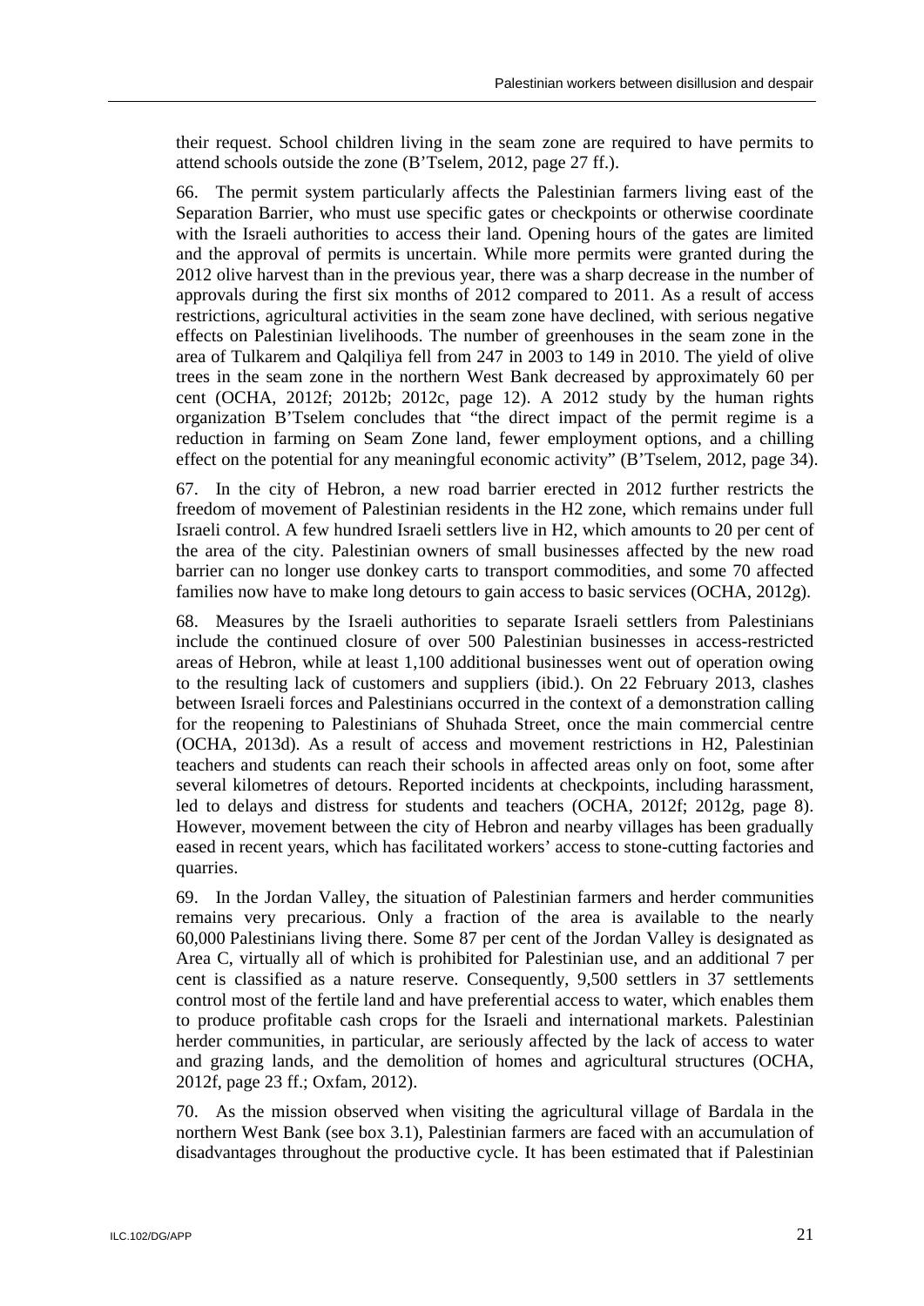their request. School children living in the seam zone are required to have permits to attend schools outside the zone (B'Tselem, 2012, page 27 ff.).

66. The permit system particularly affects the Palestinian farmers living east of the Separation Barrier, who must use specific gates or checkpoints or otherwise coordinate with the Israeli authorities to access their land. Opening hours of the gates are limited and the approval of permits is uncertain. While more permits were granted during the 2012 olive harvest than in the previous year, there was a sharp decrease in the number of approvals during the first six months of 2012 compared to 2011. As a result of access restrictions, agricultural activities in the seam zone have declined, with serious negative effects on Palestinian livelihoods. The number of greenhouses in the seam zone in the area of Tulkarem and Qalqiliya fell from 247 in 2003 to 149 in 2010. The yield of olive trees in the seam zone in the northern West Bank decreased by approximately 60 per cent (OCHA, 2012f; 2012b; 2012c, page 12). A 2012 study by the human rights organization B'Tselem concludes that "the direct impact of the permit regime is a reduction in farming on Seam Zone land, fewer employment options, and a chilling effect on the potential for any meaningful economic activity" (B'Tselem, 2012, page 34).

67. In the city of Hebron, a new road barrier erected in 2012 further restricts the freedom of movement of Palestinian residents in the H2 zone, which remains under full Israeli control. A few hundred Israeli settlers live in H2, which amounts to 20 per cent of the area of the city. Palestinian owners of small businesses affected by the new road barrier can no longer use donkey carts to transport commodities, and some 70 affected families now have to make long detours to gain access to basic services (OCHA, 2012g).

68. Measures by the Israeli authorities to separate Israeli settlers from Palestinians include the continued closure of over 500 Palestinian businesses in access-restricted areas of Hebron, while at least 1,100 additional businesses went out of operation owing to the resulting lack of customers and suppliers (ibid.). On 22 February 2013, clashes between Israeli forces and Palestinians occurred in the context of a demonstration calling for the reopening to Palestinians of Shuhada Street, once the main commercial centre (OCHA, 2013d). As a result of access and movement restrictions in H2, Palestinian teachers and students can reach their schools in affected areas only on foot, some after several kilometres of detours. Reported incidents at checkpoints, including harassment, led to delays and distress for students and teachers (OCHA, 2012f; 2012g, page 8). However, movement between the city of Hebron and nearby villages has been gradually eased in recent years, which has facilitated workers' access to stone-cutting factories and quarries.

69. In the Jordan Valley, the situation of Palestinian farmers and herder communities remains very precarious. Only a fraction of the area is available to the nearly 60,000 Palestinians living there. Some 87 per cent of the Jordan Valley is designated as Area C, virtually all of which is prohibited for Palestinian use, and an additional 7 per cent is classified as a nature reserve. Consequently, 9,500 settlers in 37 settlements control most of the fertile land and have preferential access to water, which enables them to produce profitable cash crops for the Israeli and international markets. Palestinian herder communities, in particular, are seriously affected by the lack of access to water and grazing lands, and the demolition of homes and agricultural structures (OCHA, 2012f, page 23 ff.; Oxfam, 2012).

70. As the mission observed when visiting the agricultural village of Bardala in the northern West Bank (see box 3.1), Palestinian farmers are faced with an accumulation of disadvantages throughout the productive cycle. It has been estimated that if Palestinian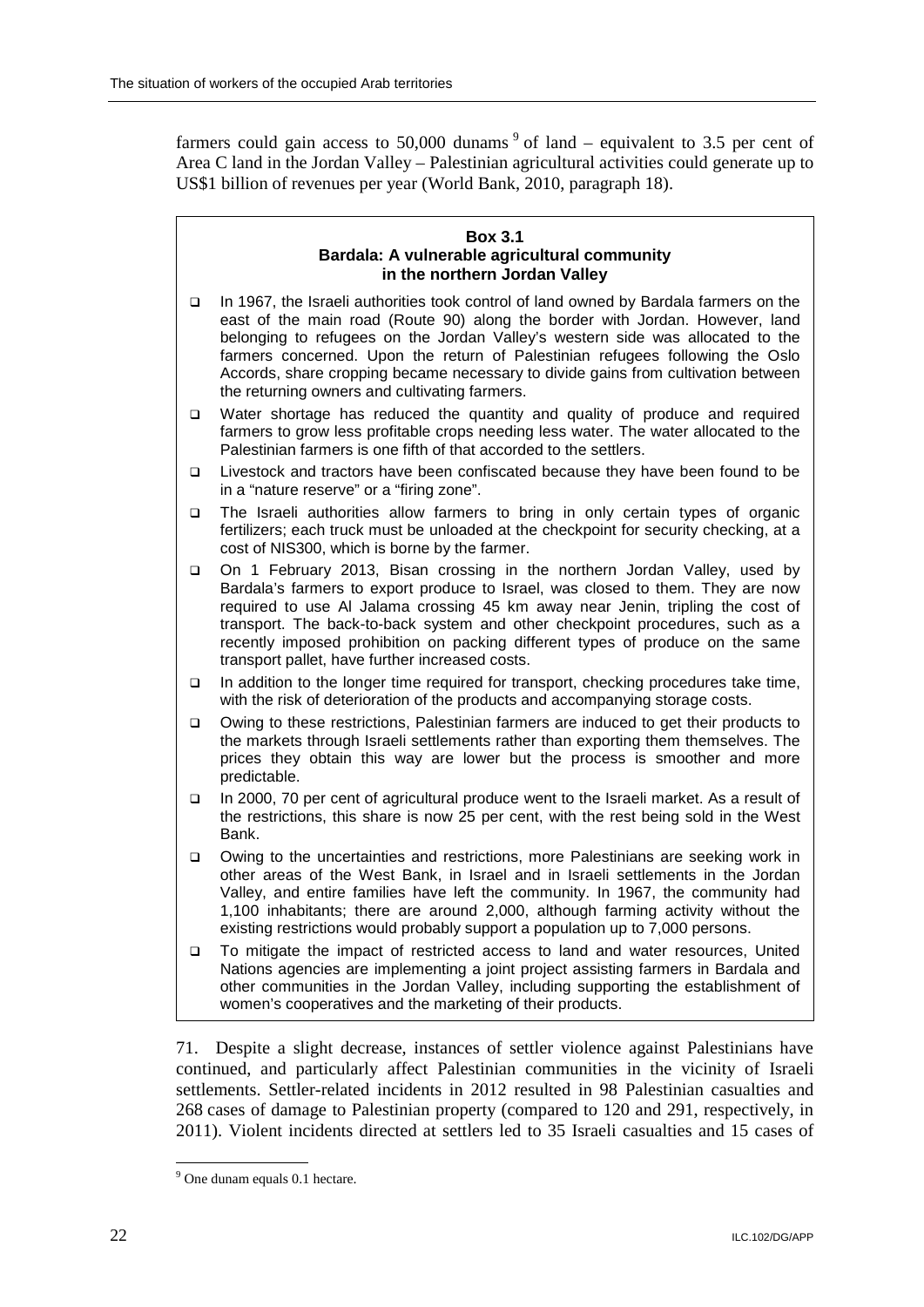farmers could gain access to 50,000 dunams [9] of land – equivalent to 3.5 per cent of Area C land in the Jordan Valley – Palestinian agricultural activities could generate up to US$1 billion of revenues per year (World Bank, 2010, paragraph 18).

**Box 3.1**
**Bardala: A vulnerable agricultural community in the northern Jordan Valley**

- In 1967, the Israeli authorities took control of land owned by Bardala farmers on the east of the main road (Route 90) along the border with Jordan. However, land belonging to refugees on the Jordan Valley's western side was allocated to the farmers concerned. Upon the return of Palestinian refugees following the Oslo Accords, share cropping became necessary to divide gains from cultivation between the returning owners and cultivating farmers.
- Water shortage has reduced the quantity and quality of produce and required farmers to grow less profitable crops needing less water. The water allocated to the Palestinian farmers is one fifth of that accorded to the settlers.
- Livestock and tractors have been confiscated because they have been found to be in a "nature reserve" or a "firing zone".
- The Israeli authorities allow farmers to bring in only certain types of organic fertilizers; each truck must be unloaded at the checkpoint for security checking, at a cost of NIS300, which is borne by the farmer.
- On 1 February 2013, Bisan crossing in the northern Jordan Valley, used by Bardala's farmers to export produce to Israel, was closed to them. They are now required to use Al Jalama crossing 45 km away near Jenin, tripling the cost of transport. The back-to-back system and other checkpoint procedures, such as a recently imposed prohibition on packing different types of produce on the same transport pallet, have further increased costs.
- In addition to the longer time required for transport, checking procedures take time, with the risk of deterioration of the products and accompanying storage costs.
- Owing to these restrictions, Palestinian farmers are induced to get their products to the markets through Israeli settlements rather than exporting them themselves. The prices they obtain this way are lower but the process is smoother and more predictable.
- In 2000, 70 per cent of agricultural produce went to the Israeli market. As a result of the restrictions, this share is now 25 per cent, with the rest being sold in the West Bank.
- Owing to the uncertainties and restrictions, more Palestinians are seeking work in other areas of the West Bank, in Israel and in Israeli settlements in the Jordan Valley, and entire families have left the community. In 1967, the community had 1,100 inhabitants; there are around 2,000, although farming activity without the existing restrictions would probably support a population up to 7,000 persons.
- To mitigate the impact of restricted access to land and water resources, United Nations agencies are implementing a joint project assisting farmers in Bardala and other communities in the Jordan Valley, including supporting the establishment of women's cooperatives and the marketing of their products.

71. Despite a slight decrease, instances of settler violence against Palestinians have continued, and particularly affect Palestinian communities in the vicinity of Israeli settlements. Settler-related incidents in 2012 resulted in 98 Palestinian casualties and 268 cases of damage to Palestinian property (compared to 120 and 291, respectively, in 2011). Violent incidents directed at settlers led to 35 Israeli casualties and 15 cases of

[9] One dunam equals 0.1 hectare.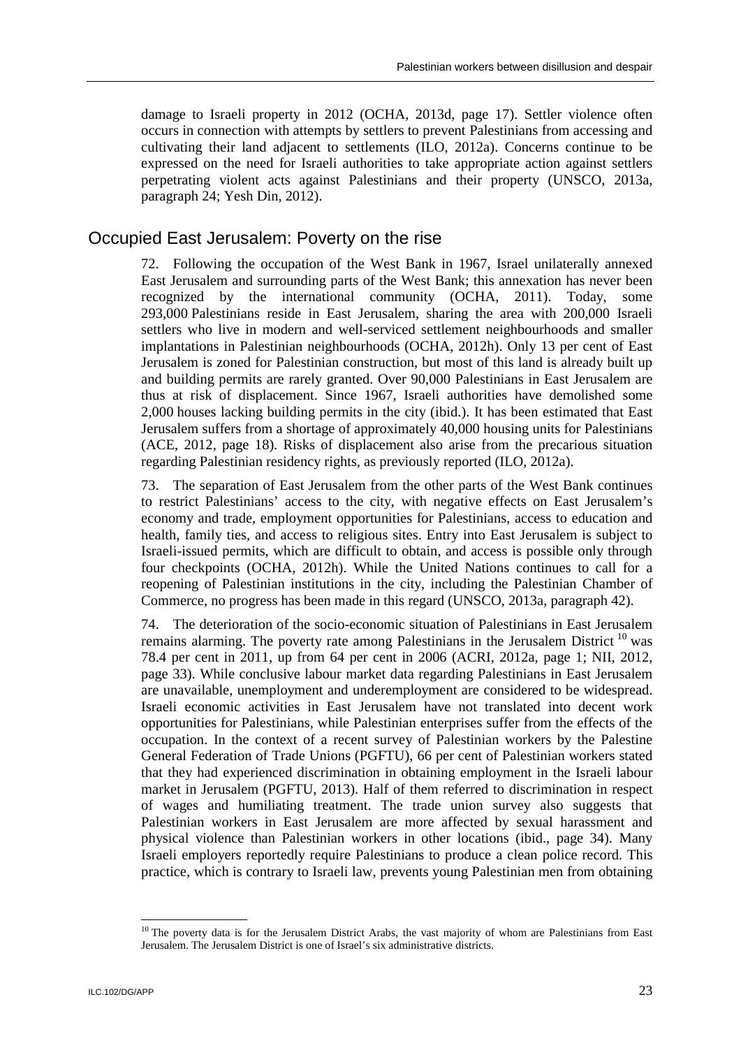damage to Israeli property in 2012 (OCHA, 2013d, page 17). Settler violence often occurs in connection with attempts by settlers to prevent Palestinians from accessing and cultivating their land adjacent to settlements (ILO, 2012a). Concerns continue to be expressed on the need for Israeli authorities to take appropriate action against settlers perpetrating violent acts against Palestinians and their property (UNSCO, 2013a, paragraph 24; Yesh Din, 2012).

## Occupied East Jerusalem: Poverty on the rise

72. Following the occupation of the West Bank in 1967, Israel unilaterally annexed East Jerusalem and surrounding parts of the West Bank; this annexation has never been recognized by the international community (OCHA, 2011). Today, some 293,000 Palestinians reside in East Jerusalem, sharing the area with 200,000 Israeli settlers who live in modern and well-serviced settlement neighbourhoods and smaller implantations in Palestinian neighbourhoods (OCHA, 2012h). Only 13 per cent of East Jerusalem is zoned for Palestinian construction, but most of this land is already built up and building permits are rarely granted. Over 90,000 Palestinians in East Jerusalem are thus at risk of displacement. Since 1967, Israeli authorities have demolished some 2,000 houses lacking building permits in the city (ibid.). It has been estimated that East Jerusalem suffers from a shortage of approximately 40,000 housing units for Palestinians (ACE, 2012, page 18). Risks of displacement also arise from the precarious situation regarding Palestinian residency rights, as previously reported (ILO, 2012a).

73. The separation of East Jerusalem from the other parts of the West Bank continues to restrict Palestinians' access to the city, with negative effects on East Jerusalem's economy and trade, employment opportunities for Palestinians, access to education and health, family ties, and access to religious sites. Entry into East Jerusalem is subject to Israeli-issued permits, which are difficult to obtain, and access is possible only through four checkpoints (OCHA, 2012h). While the United Nations continues to call for a reopening of Palestinian institutions in the city, including the Palestinian Chamber of Commerce, no progress has been made in this regard (UNSCO, 2013a, paragraph 42).

74. The deterioration of the socio-economic situation of Palestinians in East Jerusalem remains alarming. The poverty rate among Palestinians in the Jerusalem District [10] was 78.4 per cent in 2011, up from 64 per cent in 2006 (ACRI, 2012a, page 1; NII, 2012, page 33). While conclusive labour market data regarding Palestinians in East Jerusalem are unavailable, unemployment and underemployment are considered to be widespread. Israeli economic activities in East Jerusalem have not translated into decent work opportunities for Palestinians, while Palestinian enterprises suffer from the effects of the occupation. In the context of a recent survey of Palestinian workers by the Palestine General Federation of Trade Unions (PGFTU), 66 per cent of Palestinian workers stated that they had experienced discrimination in obtaining employment in the Israeli labour market in Jerusalem (PGFTU, 2013). Half of them referred to discrimination in respect of wages and humiliating treatment. The trade union survey also suggests that Palestinian workers in East Jerusalem are more affected by sexual harassment and physical violence than Palestinian workers in other locations (ibid., page 34). Many Israeli employers reportedly require Palestinians to produce a clean police record. This practice, which is contrary to Israeli law, prevents young Palestinian men from obtaining

[10] The poverty data is for the Jerusalem District Arabs, the vast majority of whom are Palestinians from East Jerusalem. The Jerusalem District is one of Israel's six administrative districts.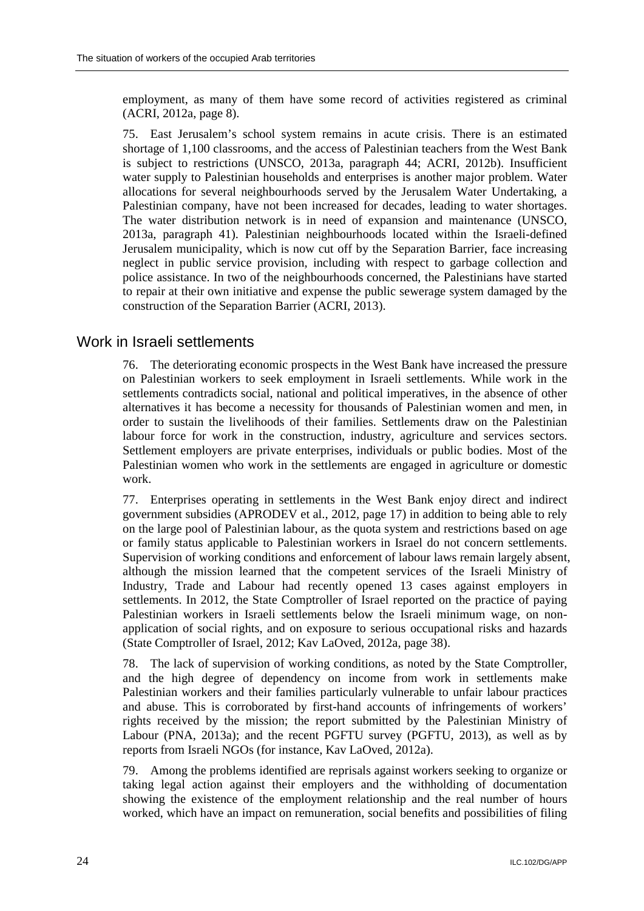employment, as many of them have some record of activities registered as criminal (ACRI, 2012a, page 8).

75. East Jerusalem's school system remains in acute crisis. There is an estimated shortage of 1,100 classrooms, and the access of Palestinian teachers from the West Bank is subject to restrictions (UNSCO, 2013a, paragraph 44; ACRI, 2012b). Insufficient water supply to Palestinian households and enterprises is another major problem. Water allocations for several neighbourhoods served by the Jerusalem Water Undertaking, a Palestinian company, have not been increased for decades, leading to water shortages. The water distribution network is in need of expansion and maintenance (UNSCO, 2013a, paragraph 41). Palestinian neighbourhoods located within the Israeli-defined Jerusalem municipality, which is now cut off by the Separation Barrier, face increasing neglect in public service provision, including with respect to garbage collection and police assistance. In two of the neighbourhoods concerned, the Palestinians have started to repair at their own initiative and expense the public sewerage system damaged by the construction of the Separation Barrier (ACRI, 2013).

## Work in Israeli settlements

76. The deteriorating economic prospects in the West Bank have increased the pressure on Palestinian workers to seek employment in Israeli settlements. While work in the settlements contradicts social, national and political imperatives, in the absence of other alternatives it has become a necessity for thousands of Palestinian women and men, in order to sustain the livelihoods of their families. Settlements draw on the Palestinian labour force for work in the construction, industry, agriculture and services sectors. Settlement employers are private enterprises, individuals or public bodies. Most of the Palestinian women who work in the settlements are engaged in agriculture or domestic work.

77. Enterprises operating in settlements in the West Bank enjoy direct and indirect government subsidies (APRODEV et al., 2012, page 17) in addition to being able to rely on the large pool of Palestinian labour, as the quota system and restrictions based on age or family status applicable to Palestinian workers in Israel do not concern settlements. Supervision of working conditions and enforcement of labour laws remain largely absent, although the mission learned that the competent services of the Israeli Ministry of Industry, Trade and Labour had recently opened 13 cases against employers in settlements. In 2012, the State Comptroller of Israel reported on the practice of paying Palestinian workers in Israeli settlements below the Israeli minimum wage, on non-application of social rights, and on exposure to serious occupational risks and hazards (State Comptroller of Israel, 2012; Kav LaOved, 2012a, page 38).

78. The lack of supervision of working conditions, as noted by the State Comptroller, and the high degree of dependency on income from work in settlements make Palestinian workers and their families particularly vulnerable to unfair labour practices and abuse. This is corroborated by first-hand accounts of infringements of workers' rights received by the mission; the report submitted by the Palestinian Ministry of Labour (PNA, 2013a); and the recent PGFTU survey (PGFTU, 2013), as well as by reports from Israeli NGOs (for instance, Kav LaOved, 2012a).

79. Among the problems identified are reprisals against workers seeking to organize or taking legal action against their employers and the withholding of documentation showing the existence of the employment relationship and the real number of hours worked, which have an impact on remuneration, social benefits and possibilities of filing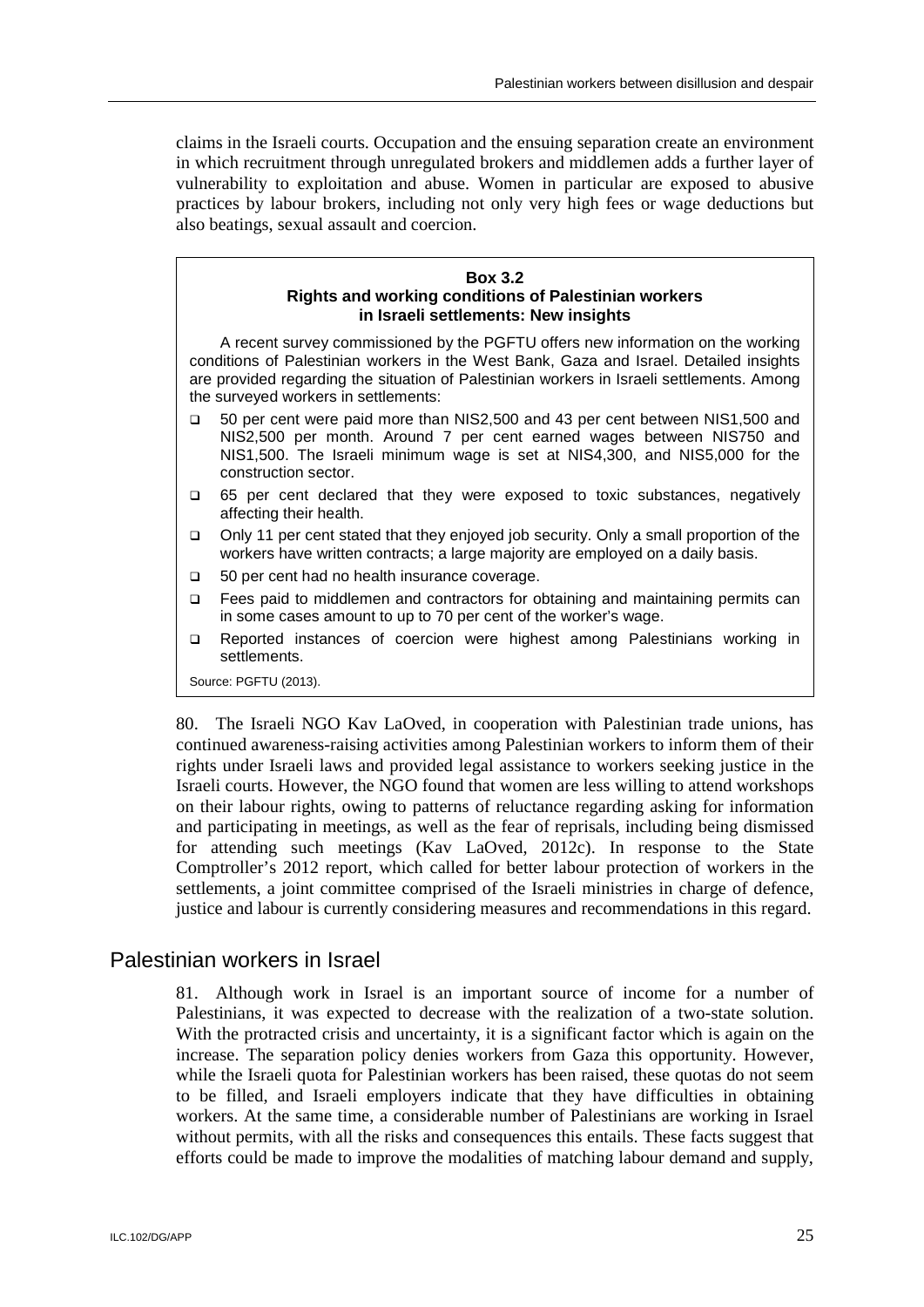claims in the Israeli courts. Occupation and the ensuing separation create an environment in which recruitment through unregulated brokers and middlemen adds a further layer of vulnerability to exploitation and abuse. Women in particular are exposed to abusive practices by labour brokers, including not only very high fees or wage deductions but also beatings, sexual assault and coercion.

**Box 3.2**
**Rights and working conditions of Palestinian workers in Israeli settlements: New insights**

A recent survey commissioned by the PGFTU offers new information on the working conditions of Palestinian workers in the West Bank, Gaza and Israel. Detailed insights are provided regarding the situation of Palestinian workers in Israeli settlements. Among the surveyed workers in settlements:

- 50 per cent were paid more than NIS2,500 and 43 per cent between NIS1,500 and NIS2,500 per month. Around 7 per cent earned wages between NIS750 and NIS1,500. The Israeli minimum wage is set at NIS4,300, and NIS5,000 for the construction sector.
- 65 per cent declared that they were exposed to toxic substances, negatively affecting their health.
- Only 11 per cent stated that they enjoyed job security. Only a small proportion of the workers have written contracts; a large majority are employed on a daily basis.
- 50 per cent had no health insurance coverage.
- Fees paid to middlemen and contractors for obtaining and maintaining permits can in some cases amount to up to 70 per cent of the worker's wage.
- Reported instances of coercion were highest among Palestinians working in settlements.

Source: PGFTU (2013).

80. The Israeli NGO Kav LaOved, in cooperation with Palestinian trade unions, has continued awareness-raising activities among Palestinian workers to inform them of their rights under Israeli laws and provided legal assistance to workers seeking justice in the Israeli courts. However, the NGO found that women are less willing to attend workshops on their labour rights, owing to patterns of reluctance regarding asking for information and participating in meetings, as well as the fear of reprisals, including being dismissed for attending such meetings (Kav LaOved, 2012c). In response to the State Comptroller's 2012 report, which called for better labour protection of workers in the settlements, a joint committee comprised of the Israeli ministries in charge of defence, justice and labour is currently considering measures and recommendations in this regard.

## Palestinian workers in Israel

81. Although work in Israel is an important source of income for a number of Palestinians, it was expected to decrease with the realization of a two-state solution. With the protracted crisis and uncertainty, it is a significant factor which is again on the increase. The separation policy denies workers from Gaza this opportunity. However, while the Israeli quota for Palestinian workers has been raised, these quotas do not seem to be filled, and Israeli employers indicate that they have difficulties in obtaining workers. At the same time, a considerable number of Palestinians are working in Israel without permits, with all the risks and consequences this entails. These facts suggest that efforts could be made to improve the modalities of matching labour demand and supply,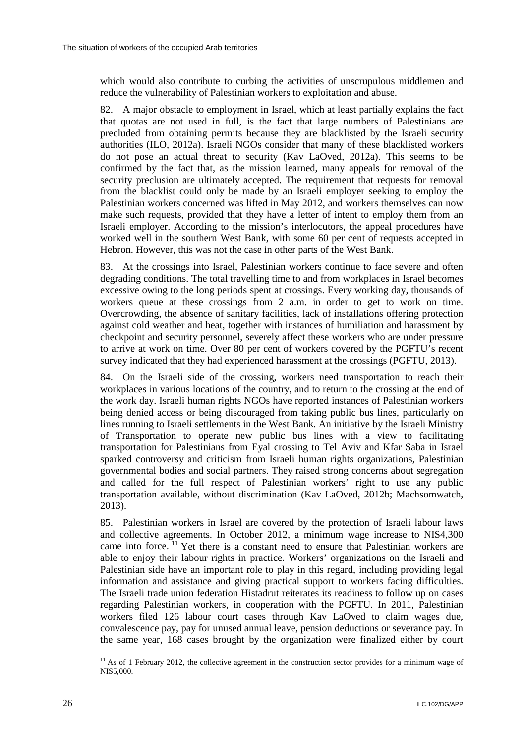which would also contribute to curbing the activities of unscrupulous middlemen and reduce the vulnerability of Palestinian workers to exploitation and abuse.

82. A major obstacle to employment in Israel, which at least partially explains the fact that quotas are not used in full, is the fact that large numbers of Palestinians are precluded from obtaining permits because they are blacklisted by the Israeli security authorities (ILO, 2012a). Israeli NGOs consider that many of these blacklisted workers do not pose an actual threat to security (Kav LaOved, 2012a). This seems to be confirmed by the fact that, as the mission learned, many appeals for removal of the security preclusion are ultimately accepted. The requirement that requests for removal from the blacklist could only be made by an Israeli employer seeking to employ the Palestinian workers concerned was lifted in May 2012, and workers themselves can now make such requests, provided that they have a letter of intent to employ them from an Israeli employer. According to the mission's interlocutors, the appeal procedures have worked well in the southern West Bank, with some 60 per cent of requests accepted in Hebron. However, this was not the case in other parts of the West Bank.

83. At the crossings into Israel, Palestinian workers continue to face severe and often degrading conditions. The total travelling time to and from workplaces in Israel becomes excessive owing to the long periods spent at crossings. Every working day, thousands of workers queue at these crossings from 2 a.m. in order to get to work on time. Overcrowding, the absence of sanitary facilities, lack of installations offering protection against cold weather and heat, together with instances of humiliation and harassment by checkpoint and security personnel, severely affect these workers who are under pressure to arrive at work on time. Over 80 per cent of workers covered by the PGFTU's recent survey indicated that they had experienced harassment at the crossings (PGFTU, 2013).

84. On the Israeli side of the crossing, workers need transportation to reach their workplaces in various locations of the country, and to return to the crossing at the end of the work day. Israeli human rights NGOs have reported instances of Palestinian workers being denied access or being discouraged from taking public bus lines, particularly on lines running to Israeli settlements in the West Bank. An initiative by the Israeli Ministry of Transportation to operate new public bus lines with a view to facilitating transportation for Palestinians from Eyal crossing to Tel Aviv and Kfar Saba in Israel sparked controversy and criticism from Israeli human rights organizations, Palestinian governmental bodies and social partners. They raised strong concerns about segregation and called for the full respect of Palestinian workers' right to use any public transportation available, without discrimination (Kav LaOved, 2012b; Machsomwatch, 2013).

85. Palestinian workers in Israel are covered by the protection of Israeli labour laws and collective agreements. In October 2012, a minimum wage increase to NIS4,300 came into force. [11] Yet there is a constant need to ensure that Palestinian workers are able to enjoy their labour rights in practice. Workers' organizations on the Israeli and Palestinian side have an important role to play in this regard, including providing legal information and assistance and giving practical support to workers facing difficulties. The Israeli trade union federation Histadrut reiterates its readiness to follow up on cases regarding Palestinian workers, in cooperation with the PGFTU. In 2011, Palestinian workers filed 126 labour court cases through Kav LaOved to claim wages due, convalescence pay, pay for unused annual leave, pension deductions or severance pay. In the same year, 168 cases brought by the organization were finalized either by court

[11] As of 1 February 2012, the collective agreement in the construction sector provides for a minimum wage of NIS5,000.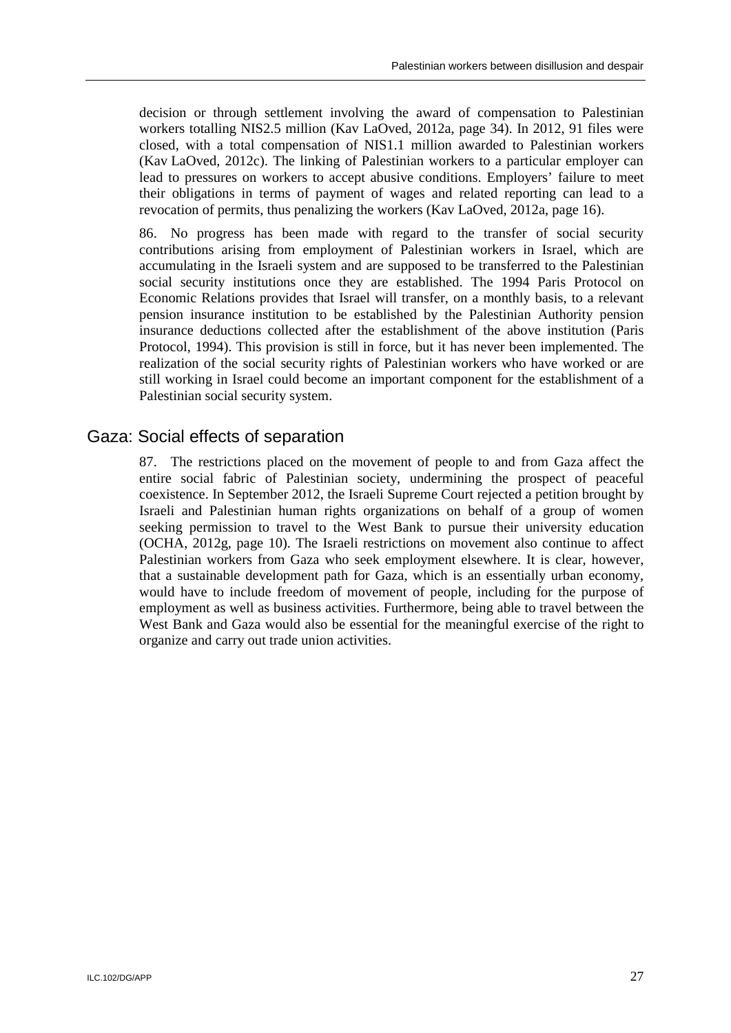decision or through settlement involving the award of compensation to Palestinian workers totalling NIS2.5 million (Kav LaOved, 2012a, page 34). In 2012, 91 files were closed, with a total compensation of NIS1.1 million awarded to Palestinian workers (Kav LaOved, 2012c). The linking of Palestinian workers to a particular employer can lead to pressures on workers to accept abusive conditions. Employers' failure to meet their obligations in terms of payment of wages and related reporting can lead to a revocation of permits, thus penalizing the workers (Kav LaOved, 2012a, page 16).

86. No progress has been made with regard to the transfer of social security contributions arising from employment of Palestinian workers in Israel, which are accumulating in the Israeli system and are supposed to be transferred to the Palestinian social security institutions once they are established. The 1994 Paris Protocol on Economic Relations provides that Israel will transfer, on a monthly basis, to a relevant pension insurance institution to be established by the Palestinian Authority pension insurance deductions collected after the establishment of the above institution (Paris Protocol, 1994). This provision is still in force, but it has never been implemented. The realization of the social security rights of Palestinian workers who have worked or are still working in Israel could become an important component for the establishment of a Palestinian social security system.

## Gaza: Social effects of separation

87. The restrictions placed on the movement of people to and from Gaza affect the entire social fabric of Palestinian society, undermining the prospect of peaceful coexistence. In September 2012, the Israeli Supreme Court rejected a petition brought by Israeli and Palestinian human rights organizations on behalf of a group of women seeking permission to travel to the West Bank to pursue their university education (OCHA, 2012g, page 10). The Israeli restrictions on movement also continue to affect Palestinian workers from Gaza who seek employment elsewhere. It is clear, however, that a sustainable development path for Gaza, which is an essentially urban economy, would have to include freedom of movement of people, including for the purpose of employment as well as business activities. Furthermore, being able to travel between the West Bank and Gaza would also be essential for the meaningful exercise of the right to organize and carry out trade union activities.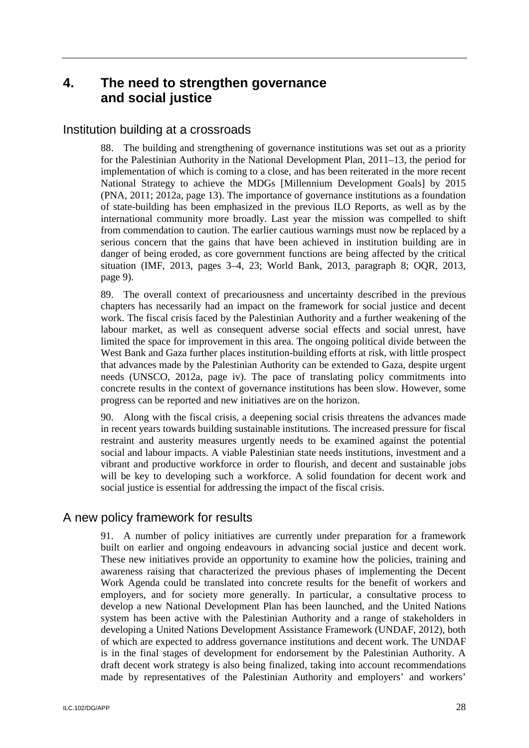# 4. The need to strengthen governance and social justice

## Institution building at a crossroads

88. The building and strengthening of governance institutions was set out as a priority for the Palestinian Authority in the National Development Plan, 2011–13, the period for implementation of which is coming to a close, and has been reiterated in the more recent National Strategy to achieve the MDGs [Millennium Development Goals] by 2015 (PNA, 2011; 2012a, page 13). The importance of governance institutions as a foundation of state-building has been emphasized in the previous ILO Reports, as well as by the international community more broadly. Last year the mission was compelled to shift from commendation to caution. The earlier cautious warnings must now be replaced by a serious concern that the gains that have been achieved in institution building are in danger of being eroded, as core government functions are being affected by the critical situation (IMF, 2013, pages 3–4, 23; World Bank, 2013, paragraph 8; OQR, 2013, page 9).

89. The overall context of precariousness and uncertainty described in the previous chapters has necessarily had an impact on the framework for social justice and decent work. The fiscal crisis faced by the Palestinian Authority and a further weakening of the labour market, as well as consequent adverse social effects and social unrest, have limited the space for improvement in this area. The ongoing political divide between the West Bank and Gaza further places institution-building efforts at risk, with little prospect that advances made by the Palestinian Authority can be extended to Gaza, despite urgent needs (UNSCO, 2012a, page iv). The pace of translating policy commitments into concrete results in the context of governance institutions has been slow. However, some progress can be reported and new initiatives are on the horizon.

90. Along with the fiscal crisis, a deepening social crisis threatens the advances made in recent years towards building sustainable institutions. The increased pressure for fiscal restraint and austerity measures urgently needs to be examined against the potential social and labour impacts. A viable Palestinian state needs institutions, investment and a vibrant and productive workforce in order to flourish, and decent and sustainable jobs will be key to developing such a workforce. A solid foundation for decent work and social justice is essential for addressing the impact of the fiscal crisis.

## A new policy framework for results

91. A number of policy initiatives are currently under preparation for a framework built on earlier and ongoing endeavours in advancing social justice and decent work. These new initiatives provide an opportunity to examine how the policies, training and awareness raising that characterized the previous phases of implementing the Decent Work Agenda could be translated into concrete results for the benefit of workers and employers, and for society more generally. In particular, a consultative process to develop a new National Development Plan has been launched, and the United Nations system has been active with the Palestinian Authority and a range of stakeholders in developing a United Nations Development Assistance Framework (UNDAF, 2012), both of which are expected to address governance institutions and decent work. The UNDAF is in the final stages of development for endorsement by the Palestinian Authority. A draft decent work strategy is also being finalized, taking into account recommendations made by representatives of the Palestinian Authority and employers' and workers'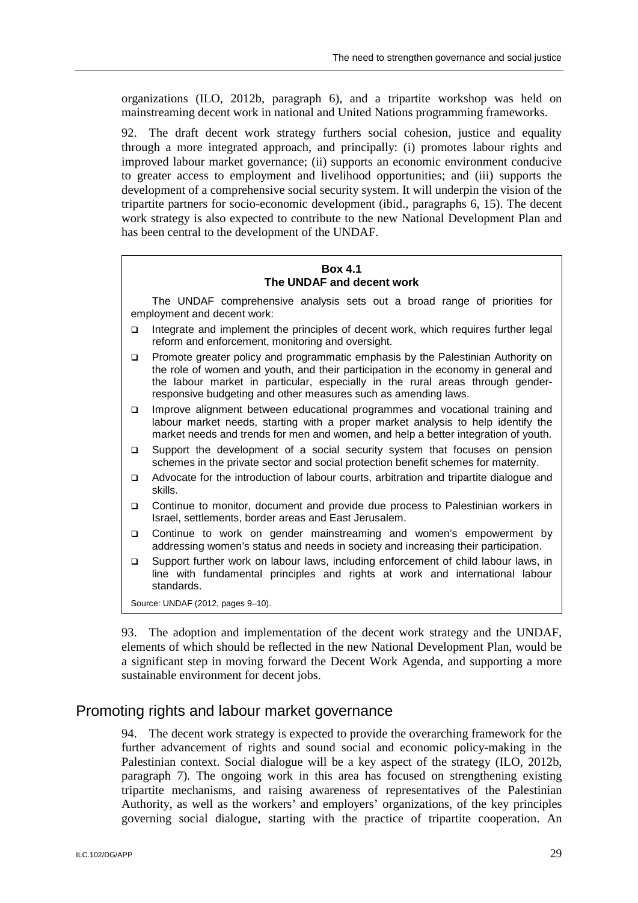organizations (ILO, 2012b, paragraph 6), and a tripartite workshop was held on mainstreaming decent work in national and United Nations programming frameworks.

92. The draft decent work strategy furthers social cohesion, justice and equality through a more integrated approach, and principally: (i) promotes labour rights and improved labour market governance; (ii) supports an economic environment conducive to greater access to employment and livelihood opportunities; and (iii) supports the development of a comprehensive social security system. It will underpin the vision of the tripartite partners for socio-economic development (ibid., paragraphs 6, 15). The decent work strategy is also expected to contribute to the new National Development Plan and has been central to the development of the UNDAF.

**Box 4.1**
**The UNDAF and decent work**

The UNDAF comprehensive analysis sets out a broad range of priorities for employment and decent work:

- Integrate and implement the principles of decent work, which requires further legal reform and enforcement, monitoring and oversight.
- Promote greater policy and programmatic emphasis by the Palestinian Authority on the role of women and youth, and their participation in the economy in general and the labour market in particular, especially in the rural areas through gender-responsive budgeting and other measures such as amending laws.
- Improve alignment between educational programmes and vocational training and labour market needs, starting with a proper market analysis to help identify the market needs and trends for men and women, and help a better integration of youth.
- Support the development of a social security system that focuses on pension schemes in the private sector and social protection benefit schemes for maternity.
- Advocate for the introduction of labour courts, arbitration and tripartite dialogue and skills.
- Continue to monitor, document and provide due process to Palestinian workers in Israel, settlements, border areas and East Jerusalem.
- Continue to work on gender mainstreaming and women's empowerment by addressing women's status and needs in society and increasing their participation.
- Support further work on labour laws, including enforcement of child labour laws, in line with fundamental principles and rights at work and international labour standards.

Source: UNDAF (2012, pages 9–10).

93. The adoption and implementation of the decent work strategy and the UNDAF, elements of which should be reflected in the new National Development Plan, would be a significant step in moving forward the Decent Work Agenda, and supporting a more sustainable environment for decent jobs.

## Promoting rights and labour market governance

94. The decent work strategy is expected to provide the overarching framework for the further advancement of rights and sound social and economic policy-making in the Palestinian context. Social dialogue will be a key aspect of the strategy (ILO, 2012b, paragraph 7). The ongoing work in this area has focused on strengthening existing tripartite mechanisms, and raising awareness of representatives of the Palestinian Authority, as well as the workers' and employers' organizations, of the key principles governing social dialogue, starting with the practice of tripartite cooperation. An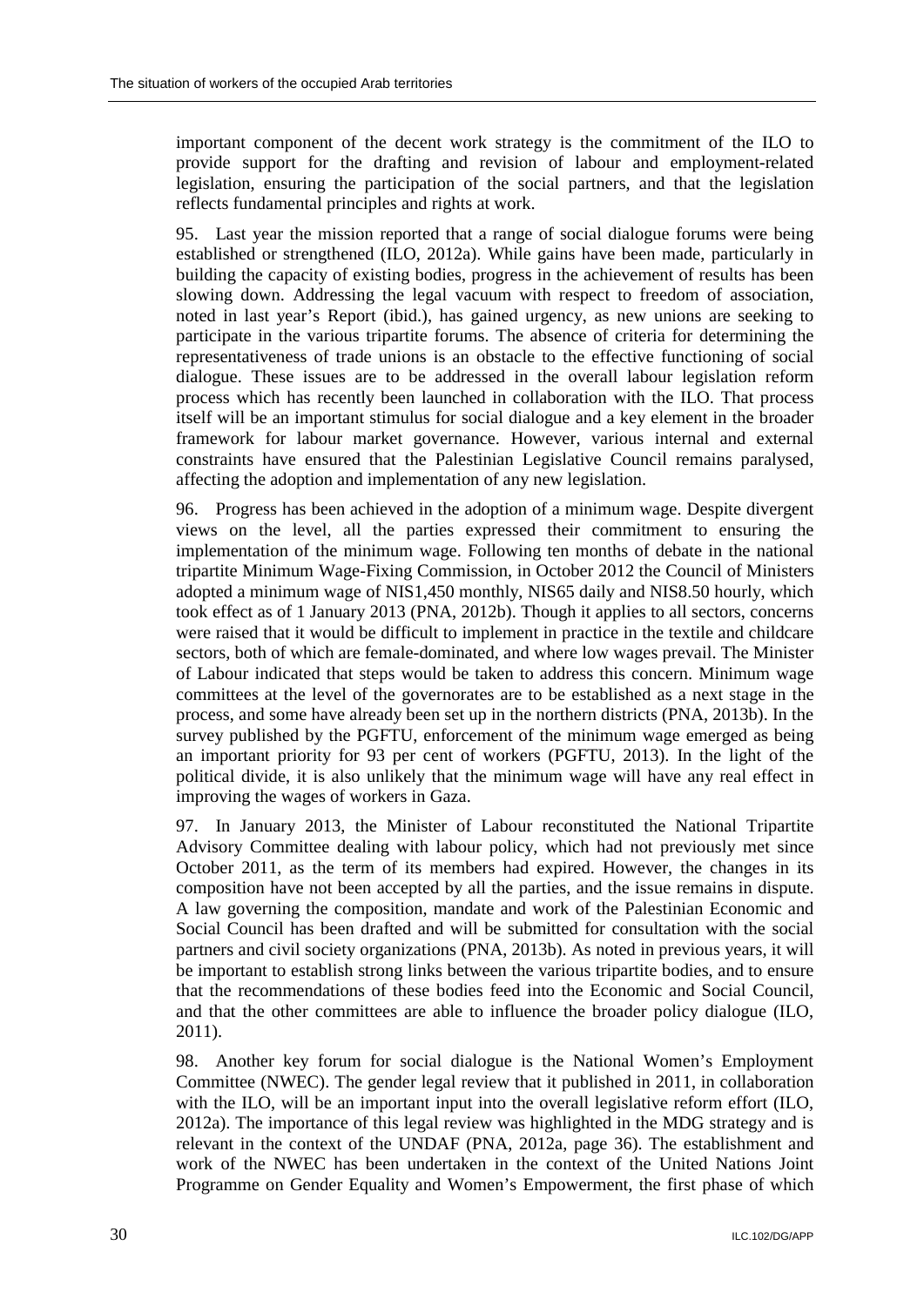important component of the decent work strategy is the commitment of the ILO to provide support for the drafting and revision of labour and employment-related legislation, ensuring the participation of the social partners, and that the legislation reflects fundamental principles and rights at work.

95. Last year the mission reported that a range of social dialogue forums were being established or strengthened (ILO, 2012a). While gains have been made, particularly in building the capacity of existing bodies, progress in the achievement of results has been slowing down. Addressing the legal vacuum with respect to freedom of association, noted in last year's Report (ibid.), has gained urgency, as new unions are seeking to participate in the various tripartite forums. The absence of criteria for determining the representativeness of trade unions is an obstacle to the effective functioning of social dialogue. These issues are to be addressed in the overall labour legislation reform process which has recently been launched in collaboration with the ILO. That process itself will be an important stimulus for social dialogue and a key element in the broader framework for labour market governance. However, various internal and external constraints have ensured that the Palestinian Legislative Council remains paralysed, affecting the adoption and implementation of any new legislation.

96. Progress has been achieved in the adoption of a minimum wage. Despite divergent views on the level, all the parties expressed their commitment to ensuring the implementation of the minimum wage. Following ten months of debate in the national tripartite Minimum Wage-Fixing Commission, in October 2012 the Council of Ministers adopted a minimum wage of NIS1,450 monthly, NIS65 daily and NIS8.50 hourly, which took effect as of 1 January 2013 (PNA, 2012b). Though it applies to all sectors, concerns were raised that it would be difficult to implement in practice in the textile and childcare sectors, both of which are female-dominated, and where low wages prevail. The Minister of Labour indicated that steps would be taken to address this concern. Minimum wage committees at the level of the governorates are to be established as a next stage in the process, and some have already been set up in the northern districts (PNA, 2013b). In the survey published by the PGFTU, enforcement of the minimum wage emerged as being an important priority for 93 per cent of workers (PGFTU, 2013). In the light of the political divide, it is also unlikely that the minimum wage will have any real effect in improving the wages of workers in Gaza.

97. In January 2013, the Minister of Labour reconstituted the National Tripartite Advisory Committee dealing with labour policy, which had not previously met since October 2011, as the term of its members had expired. However, the changes in its composition have not been accepted by all the parties, and the issue remains in dispute. A law governing the composition, mandate and work of the Palestinian Economic and Social Council has been drafted and will be submitted for consultation with the social partners and civil society organizations (PNA, 2013b). As noted in previous years, it will be important to establish strong links between the various tripartite bodies, and to ensure that the recommendations of these bodies feed into the Economic and Social Council, and that the other committees are able to influence the broader policy dialogue (ILO, 2011).

98. Another key forum for social dialogue is the National Women's Employment Committee (NWEC). The gender legal review that it published in 2011, in collaboration with the ILO, will be an important input into the overall legislative reform effort (ILO, 2012a). The importance of this legal review was highlighted in the MDG strategy and is relevant in the context of the UNDAF (PNA, 2012a, page 36). The establishment and work of the NWEC has been undertaken in the context of the United Nations Joint Programme on Gender Equality and Women's Empowerment, the first phase of which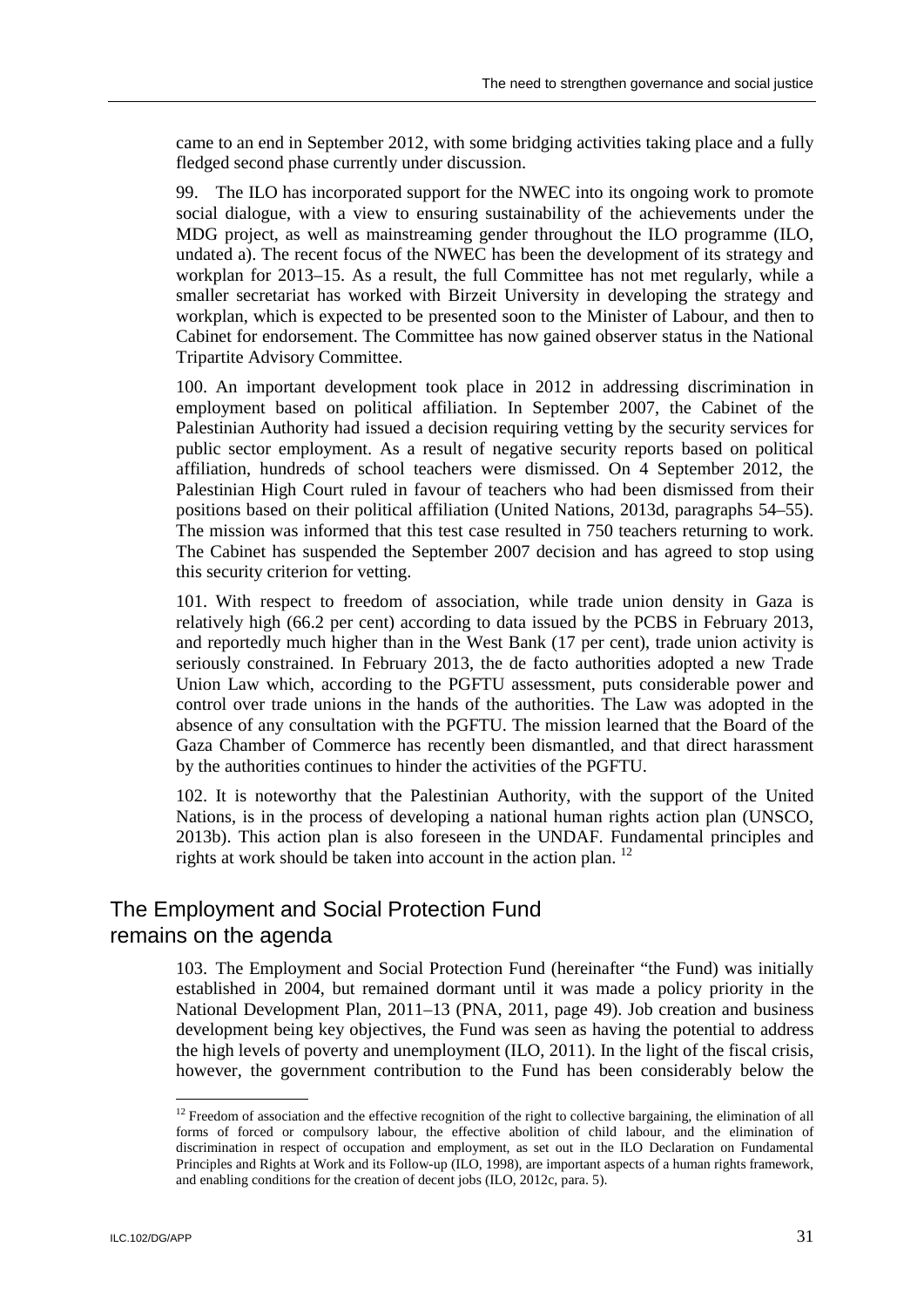came to an end in September 2012, with some bridging activities taking place and a fully fledged second phase currently under discussion.

99. The ILO has incorporated support for the NWEC into its ongoing work to promote social dialogue, with a view to ensuring sustainability of the achievements under the MDG project, as well as mainstreaming gender throughout the ILO programme (ILO, undated a). The recent focus of the NWEC has been the development of its strategy and workplan for 2013–15. As a result, the full Committee has not met regularly, while a smaller secretariat has worked with Birzeit University in developing the strategy and workplan, which is expected to be presented soon to the Minister of Labour, and then to Cabinet for endorsement. The Committee has now gained observer status in the National Tripartite Advisory Committee.

100. An important development took place in 2012 in addressing discrimination in employment based on political affiliation. In September 2007, the Cabinet of the Palestinian Authority had issued a decision requiring vetting by the security services for public sector employment. As a result of negative security reports based on political affiliation, hundreds of school teachers were dismissed. On 4 September 2012, the Palestinian High Court ruled in favour of teachers who had been dismissed from their positions based on their political affiliation (United Nations, 2013d, paragraphs 54–55). The mission was informed that this test case resulted in 750 teachers returning to work. The Cabinet has suspended the September 2007 decision and has agreed to stop using this security criterion for vetting.

101. With respect to freedom of association, while trade union density in Gaza is relatively high (66.2 per cent) according to data issued by the PCBS in February 2013, and reportedly much higher than in the West Bank (17 per cent), trade union activity is seriously constrained. In February 2013, the de facto authorities adopted a new Trade Union Law which, according to the PGFTU assessment, puts considerable power and control over trade unions in the hands of the authorities. The Law was adopted in the absence of any consultation with the PGFTU. The mission learned that the Board of the Gaza Chamber of Commerce has recently been dismantled, and that direct harassment by the authorities continues to hinder the activities of the PGFTU.

102. It is noteworthy that the Palestinian Authority, with the support of the United Nations, is in the process of developing a national human rights action plan (UNSCO, 2013b). This action plan is also foreseen in the UNDAF. Fundamental principles and rights at work should be taken into account in the action plan. [12]

## The Employment and Social Protection Fund remains on the agenda

103. The Employment and Social Protection Fund (hereinafter "the Fund) was initially established in 2004, but remained dormant until it was made a policy priority in the National Development Plan, 2011–13 (PNA, 2011, page 49). Job creation and business development being key objectives, the Fund was seen as having the potential to address the high levels of poverty and unemployment (ILO, 2011). In the light of the fiscal crisis, however, the government contribution to the Fund has been considerably below the

---

[12] Freedom of association and the effective recognition of the right to collective bargaining, the elimination of all forms of forced or compulsory labour, the effective abolition of child labour, and the elimination of discrimination in respect of occupation and employment, as set out in the ILO Declaration on Fundamental Principles and Rights at Work and its Follow-up (ILO, 1998), are important aspects of a human rights framework, and enabling conditions for the creation of decent jobs (ILO, 2012c, para. 5).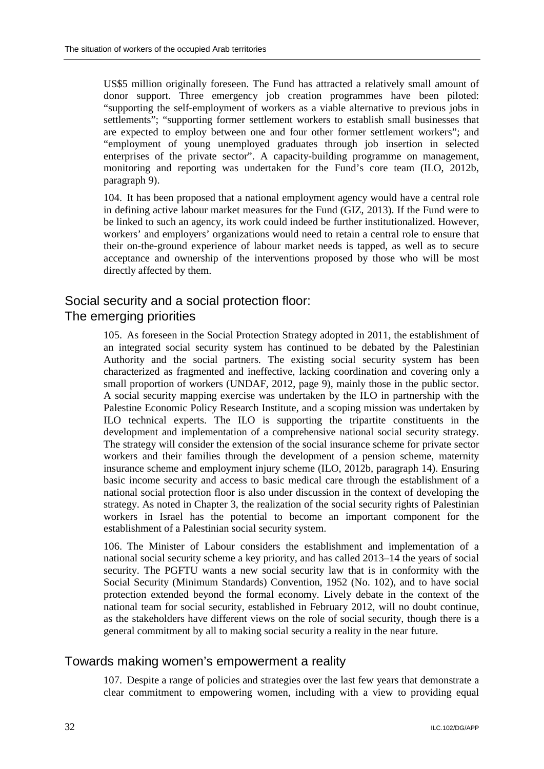US$5 million originally foreseen. The Fund has attracted a relatively small amount of donor support. Three emergency job creation programmes have been piloted: "supporting the self-employment of workers as a viable alternative to previous jobs in settlements"; "supporting former settlement workers to establish small businesses that are expected to employ between one and four other former settlement workers"; and "employment of young unemployed graduates through job insertion in selected enterprises of the private sector". A capacity-building programme on management, monitoring and reporting was undertaken for the Fund's core team (ILO, 2012b, paragraph 9).

104. It has been proposed that a national employment agency would have a central role in defining active labour market measures for the Fund (GIZ, 2013). If the Fund were to be linked to such an agency, its work could indeed be further institutionalized. However, workers' and employers' organizations would need to retain a central role to ensure that their on-the-ground experience of labour market needs is tapped, as well as to secure acceptance and ownership of the interventions proposed by those who will be most directly affected by them.

## Social security and a social protection floor: The emerging priorities

105. As foreseen in the Social Protection Strategy adopted in 2011, the establishment of an integrated social security system has continued to be debated by the Palestinian Authority and the social partners. The existing social security system has been characterized as fragmented and ineffective, lacking coordination and covering only a small proportion of workers (UNDAF, 2012, page 9), mainly those in the public sector. A social security mapping exercise was undertaken by the ILO in partnership with the Palestine Economic Policy Research Institute, and a scoping mission was undertaken by ILO technical experts. The ILO is supporting the tripartite constituents in the development and implementation of a comprehensive national social security strategy. The strategy will consider the extension of the social insurance scheme for private sector workers and their families through the development of a pension scheme, maternity insurance scheme and employment injury scheme (ILO, 2012b, paragraph 14). Ensuring basic income security and access to basic medical care through the establishment of a national social protection floor is also under discussion in the context of developing the strategy. As noted in Chapter 3, the realization of the social security rights of Palestinian workers in Israel has the potential to become an important component for the establishment of a Palestinian social security system.

106. The Minister of Labour considers the establishment and implementation of a national social security scheme a key priority, and has called 2013–14 the years of social security. The PGFTU wants a new social security law that is in conformity with the Social Security (Minimum Standards) Convention, 1952 (No. 102), and to have social protection extended beyond the formal economy. Lively debate in the context of the national team for social security, established in February 2012, will no doubt continue, as the stakeholders have different views on the role of social security, though there is a general commitment by all to making social security a reality in the near future.

## Towards making women's empowerment a reality

107. Despite a range of policies and strategies over the last few years that demonstrate a clear commitment to empowering women, including with a view to providing equal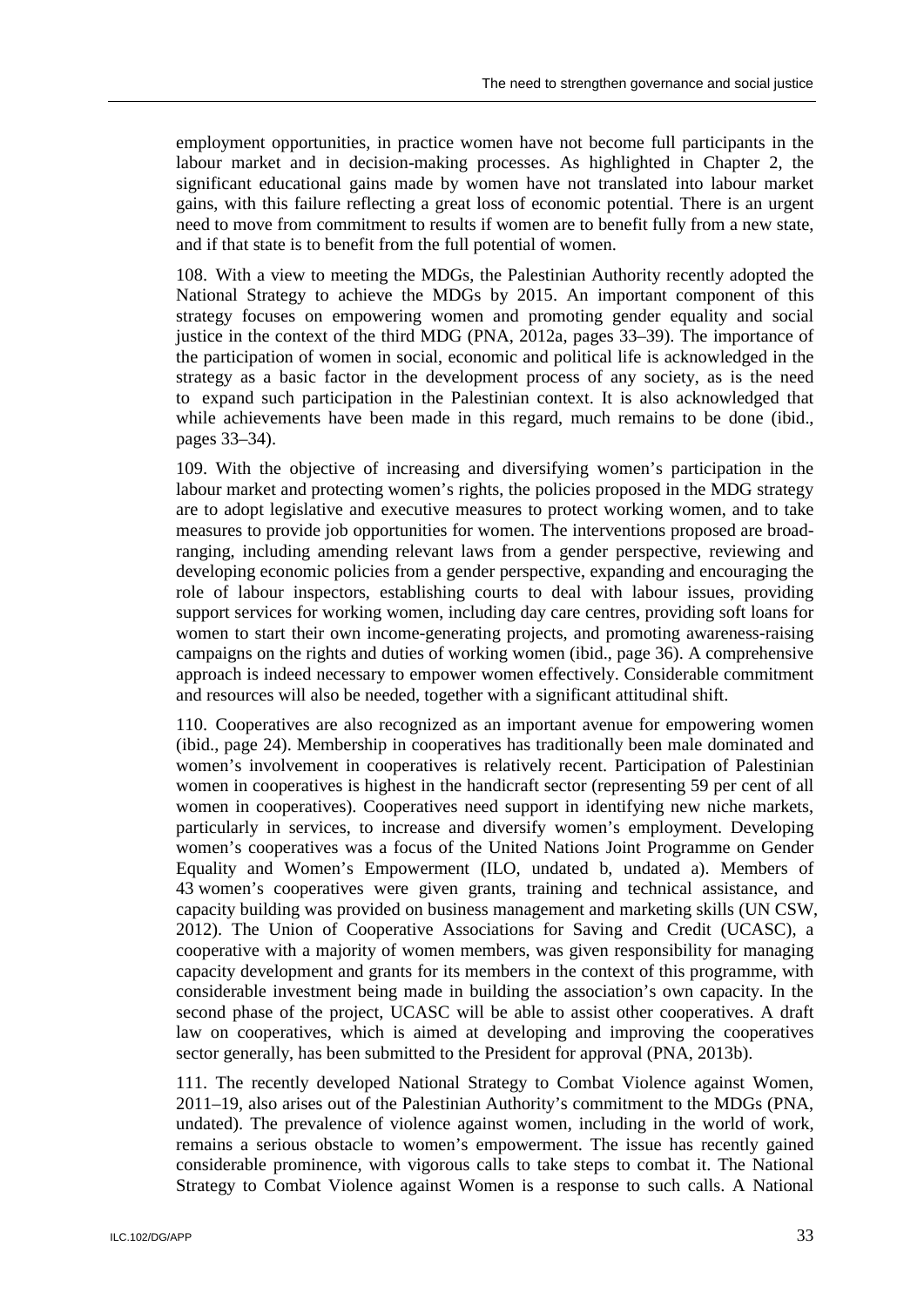employment opportunities, in practice women have not become full participants in the labour market and in decision-making processes. As highlighted in Chapter 2, the significant educational gains made by women have not translated into labour market gains, with this failure reflecting a great loss of economic potential. There is an urgent need to move from commitment to results if women are to benefit fully from a new state, and if that state is to benefit from the full potential of women.

108. With a view to meeting the MDGs, the Palestinian Authority recently adopted the National Strategy to achieve the MDGs by 2015. An important component of this strategy focuses on empowering women and promoting gender equality and social justice in the context of the third MDG (PNA, 2012a, pages 33–39). The importance of the participation of women in social, economic and political life is acknowledged in the strategy as a basic factor in the development process of any society, as is the need to expand such participation in the Palestinian context. It is also acknowledged that while achievements have been made in this regard, much remains to be done (ibid., pages 33–34).

109. With the objective of increasing and diversifying women's participation in the labour market and protecting women's rights, the policies proposed in the MDG strategy are to adopt legislative and executive measures to protect working women, and to take measures to provide job opportunities for women. The interventions proposed are broad-ranging, including amending relevant laws from a gender perspective, reviewing and developing economic policies from a gender perspective, expanding and encouraging the role of labour inspectors, establishing courts to deal with labour issues, providing support services for working women, including day care centres, providing soft loans for women to start their own income-generating projects, and promoting awareness-raising campaigns on the rights and duties of working women (ibid., page 36). A comprehensive approach is indeed necessary to empower women effectively. Considerable commitment and resources will also be needed, together with a significant attitudinal shift.

110. Cooperatives are also recognized as an important avenue for empowering women (ibid., page 24). Membership in cooperatives has traditionally been male dominated and women's involvement in cooperatives is relatively recent. Participation of Palestinian women in cooperatives is highest in the handicraft sector (representing 59 per cent of all women in cooperatives). Cooperatives need support in identifying new niche markets, particularly in services, to increase and diversify women's employment. Developing women's cooperatives was a focus of the United Nations Joint Programme on Gender Equality and Women's Empowerment (ILO, undated b, undated a). Members of 43 women's cooperatives were given grants, training and technical assistance, and capacity building was provided on business management and marketing skills (UN CSW, 2012). The Union of Cooperative Associations for Saving and Credit (UCASC), a cooperative with a majority of women members, was given responsibility for managing capacity development and grants for its members in the context of this programme, with considerable investment being made in building the association's own capacity. In the second phase of the project, UCASC will be able to assist other cooperatives. A draft law on cooperatives, which is aimed at developing and improving the cooperatives sector generally, has been submitted to the President for approval (PNA, 2013b).

111. The recently developed National Strategy to Combat Violence against Women, 2011–19, also arises out of the Palestinian Authority's commitment to the MDGs (PNA, undated). The prevalence of violence against women, including in the world of work, remains a serious obstacle to women's empowerment. The issue has recently gained considerable prominence, with vigorous calls to take steps to combat it. The National Strategy to Combat Violence against Women is a response to such calls. A National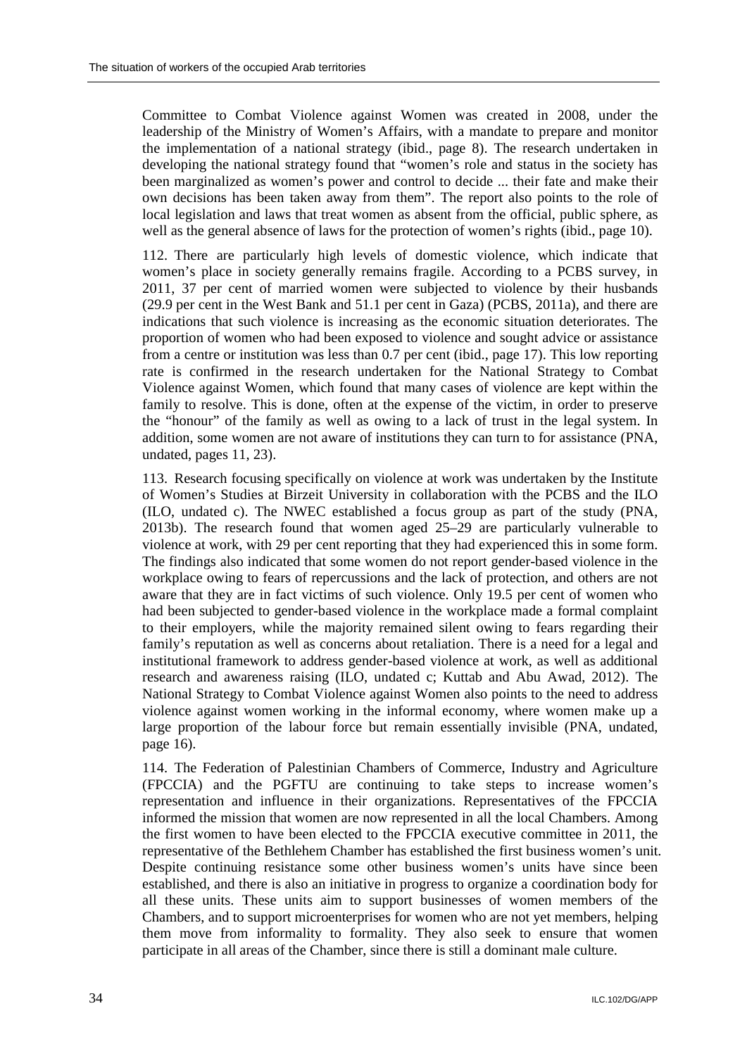Committee to Combat Violence against Women was created in 2008, under the leadership of the Ministry of Women's Affairs, with a mandate to prepare and monitor the implementation of a national strategy (ibid., page 8). The research undertaken in developing the national strategy found that "women's role and status in the society has been marginalized as women's power and control to decide ... their fate and make their own decisions has been taken away from them". The report also points to the role of local legislation and laws that treat women as absent from the official, public sphere, as well as the general absence of laws for the protection of women's rights (ibid., page 10).

112. There are particularly high levels of domestic violence, which indicate that women's place in society generally remains fragile. According to a PCBS survey, in 2011, 37 per cent of married women were subjected to violence by their husbands (29.9 per cent in the West Bank and 51.1 per cent in Gaza) (PCBS, 2011a), and there are indications that such violence is increasing as the economic situation deteriorates. The proportion of women who had been exposed to violence and sought advice or assistance from a centre or institution was less than 0.7 per cent (ibid., page 17). This low reporting rate is confirmed in the research undertaken for the National Strategy to Combat Violence against Women, which found that many cases of violence are kept within the family to resolve. This is done, often at the expense of the victim, in order to preserve the "honour" of the family as well as owing to a lack of trust in the legal system. In addition, some women are not aware of institutions they can turn to for assistance (PNA, undated, pages 11, 23).

113. Research focusing specifically on violence at work was undertaken by the Institute of Women's Studies at Birzeit University in collaboration with the PCBS and the ILO (ILO, undated c). The NWEC established a focus group as part of the study (PNA, 2013b). The research found that women aged 25–29 are particularly vulnerable to violence at work, with 29 per cent reporting that they had experienced this in some form. The findings also indicated that some women do not report gender-based violence in the workplace owing to fears of repercussions and the lack of protection, and others are not aware that they are in fact victims of such violence. Only 19.5 per cent of women who had been subjected to gender-based violence in the workplace made a formal complaint to their employers, while the majority remained silent owing to fears regarding their family's reputation as well as concerns about retaliation. There is a need for a legal and institutional framework to address gender-based violence at work, as well as additional research and awareness raising (ILO, undated c; Kuttab and Abu Awad, 2012). The National Strategy to Combat Violence against Women also points to the need to address violence against women working in the informal economy, where women make up a large proportion of the labour force but remain essentially invisible (PNA, undated, page 16).

114. The Federation of Palestinian Chambers of Commerce, Industry and Agriculture (FPCCIA) and the PGFTU are continuing to take steps to increase women's representation and influence in their organizations. Representatives of the FPCCIA informed the mission that women are now represented in all the local Chambers. Among the first women to have been elected to the FPCCIA executive committee in 2011, the representative of the Bethlehem Chamber has established the first business women's unit. Despite continuing resistance some other business women's units have since been established, and there is also an initiative in progress to organize a coordination body for all these units. These units aim to support businesses of women members of the Chambers, and to support microenterprises for women who are not yet members, helping them move from informality to formality. They also seek to ensure that women participate in all areas of the Chamber, since there is still a dominant male culture.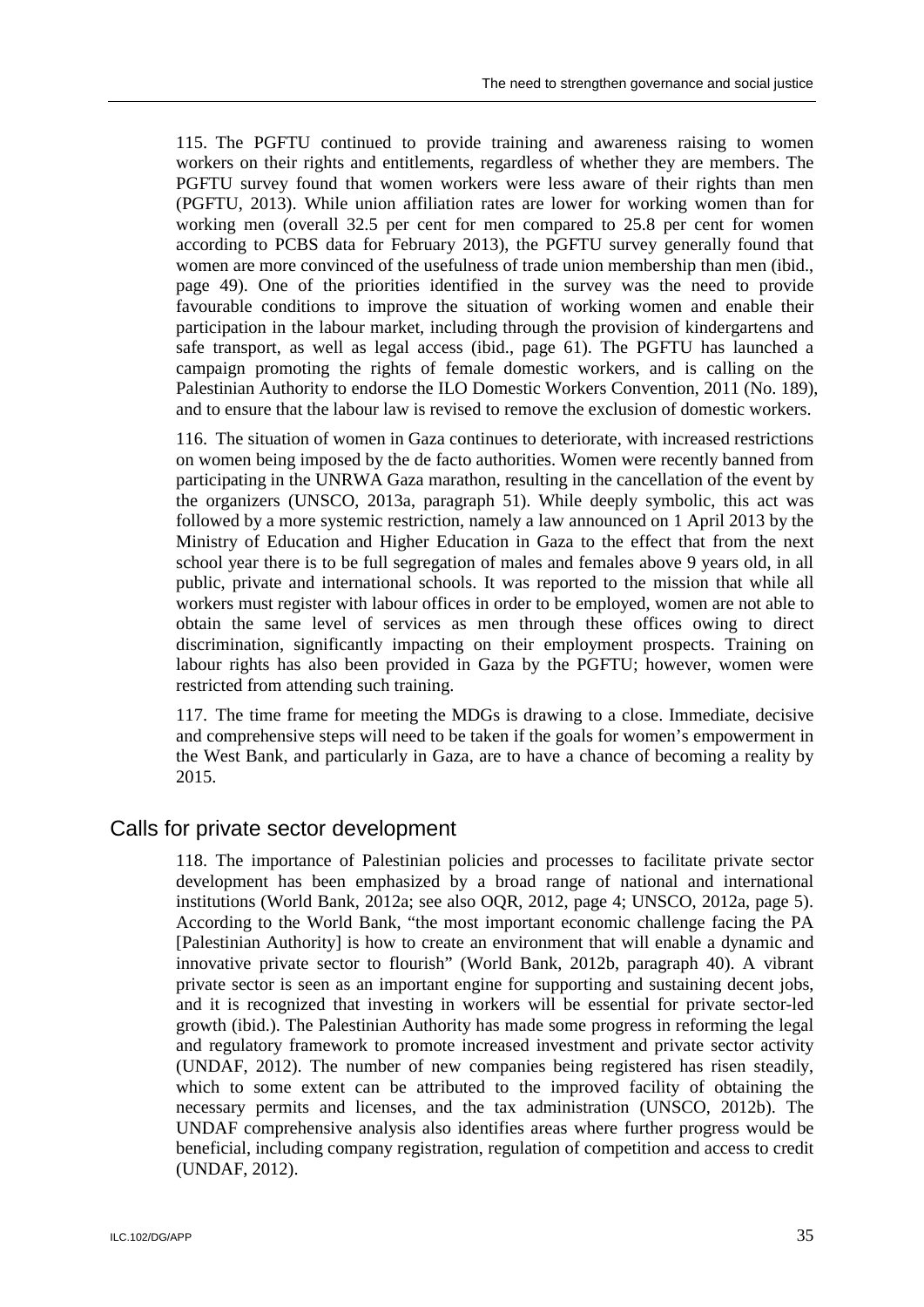115. The PGFTU continued to provide training and awareness raising to women workers on their rights and entitlements, regardless of whether they are members. The PGFTU survey found that women workers were less aware of their rights than men (PGFTU, 2013). While union affiliation rates are lower for working women than for working men (overall 32.5 per cent for men compared to 25.8 per cent for women according to PCBS data for February 2013), the PGFTU survey generally found that women are more convinced of the usefulness of trade union membership than men (ibid., page 49). One of the priorities identified in the survey was the need to provide favourable conditions to improve the situation of working women and enable their participation in the labour market, including through the provision of kindergartens and safe transport, as well as legal access (ibid., page 61). The PGFTU has launched a campaign promoting the rights of female domestic workers, and is calling on the Palestinian Authority to endorse the ILO Domestic Workers Convention, 2011 (No. 189), and to ensure that the labour law is revised to remove the exclusion of domestic workers.

116. The situation of women in Gaza continues to deteriorate, with increased restrictions on women being imposed by the de facto authorities. Women were recently banned from participating in the UNRWA Gaza marathon, resulting in the cancellation of the event by the organizers (UNSCO, 2013a, paragraph 51). While deeply symbolic, this act was followed by a more systemic restriction, namely a law announced on 1 April 2013 by the Ministry of Education and Higher Education in Gaza to the effect that from the next school year there is to be full segregation of males and females above 9 years old, in all public, private and international schools. It was reported to the mission that while all workers must register with labour offices in order to be employed, women are not able to obtain the same level of services as men through these offices owing to direct discrimination, significantly impacting on their employment prospects. Training on labour rights has also been provided in Gaza by the PGFTU; however, women were restricted from attending such training.

117. The time frame for meeting the MDGs is drawing to a close. Immediate, decisive and comprehensive steps will need to be taken if the goals for women's empowerment in the West Bank, and particularly in Gaza, are to have a chance of becoming a reality by 2015.

## Calls for private sector development

118. The importance of Palestinian policies and processes to facilitate private sector development has been emphasized by a broad range of national and international institutions (World Bank, 2012a; see also OQR, 2012, page 4; UNSCO, 2012a, page 5). According to the World Bank, "the most important economic challenge facing the PA [Palestinian Authority] is how to create an environment that will enable a dynamic and innovative private sector to flourish" (World Bank, 2012b, paragraph 40). A vibrant private sector is seen as an important engine for supporting and sustaining decent jobs, and it is recognized that investing in workers will be essential for private sector-led growth (ibid.). The Palestinian Authority has made some progress in reforming the legal and regulatory framework to promote increased investment and private sector activity (UNDAF, 2012). The number of new companies being registered has risen steadily, which to some extent can be attributed to the improved facility of obtaining the necessary permits and licenses, and the tax administration (UNSCO, 2012b). The UNDAF comprehensive analysis also identifies areas where further progress would be beneficial, including company registration, regulation of competition and access to credit (UNDAF, 2012).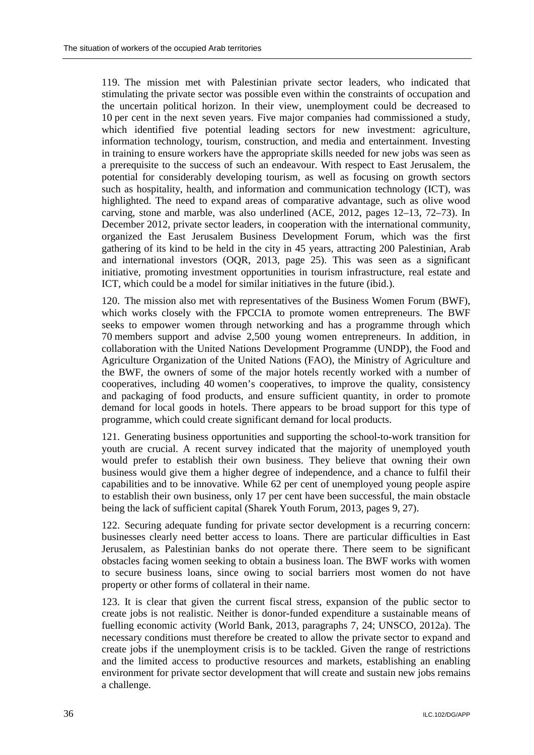119. The mission met with Palestinian private sector leaders, who indicated that stimulating the private sector was possible even within the constraints of occupation and the uncertain political horizon. In their view, unemployment could be decreased to 10 per cent in the next seven years. Five major companies had commissioned a study, which identified five potential leading sectors for new investment: agriculture, information technology, tourism, construction, and media and entertainment. Investing in training to ensure workers have the appropriate skills needed for new jobs was seen as a prerequisite to the success of such an endeavour. With respect to East Jerusalem, the potential for considerably developing tourism, as well as focusing on growth sectors such as hospitality, health, and information and communication technology (ICT), was highlighted. The need to expand areas of comparative advantage, such as olive wood carving, stone and marble, was also underlined (ACE, 2012, pages 12–13, 72–73). In December 2012, private sector leaders, in cooperation with the international community, organized the East Jerusalem Business Development Forum, which was the first gathering of its kind to be held in the city in 45 years, attracting 200 Palestinian, Arab and international investors (OQR, 2013, page 25). This was seen as a significant initiative, promoting investment opportunities in tourism infrastructure, real estate and ICT, which could be a model for similar initiatives in the future (ibid.).

120. The mission also met with representatives of the Business Women Forum (BWF), which works closely with the FPCCIA to promote women entrepreneurs. The BWF seeks to empower women through networking and has a programme through which 70 members support and advise 2,500 young women entrepreneurs. In addition, in collaboration with the United Nations Development Programme (UNDP), the Food and Agriculture Organization of the United Nations (FAO), the Ministry of Agriculture and the BWF, the owners of some of the major hotels recently worked with a number of cooperatives, including 40 women's cooperatives, to improve the quality, consistency and packaging of food products, and ensure sufficient quantity, in order to promote demand for local goods in hotels. There appears to be broad support for this type of programme, which could create significant demand for local products.

121. Generating business opportunities and supporting the school-to-work transition for youth are crucial. A recent survey indicated that the majority of unemployed youth would prefer to establish their own business. They believe that owning their own business would give them a higher degree of independence, and a chance to fulfil their capabilities and to be innovative. While 62 per cent of unemployed young people aspire to establish their own business, only 17 per cent have been successful, the main obstacle being the lack of sufficient capital (Sharek Youth Forum, 2013, pages 9, 27).

122. Securing adequate funding for private sector development is a recurring concern: businesses clearly need better access to loans. There are particular difficulties in East Jerusalem, as Palestinian banks do not operate there. There seem to be significant obstacles facing women seeking to obtain a business loan. The BWF works with women to secure business loans, since owing to social barriers most women do not have property or other forms of collateral in their name.

123. It is clear that given the current fiscal stress, expansion of the public sector to create jobs is not realistic. Neither is donor-funded expenditure a sustainable means of fuelling economic activity (World Bank, 2013, paragraphs 7, 24; UNSCO, 2012a). The necessary conditions must therefore be created to allow the private sector to expand and create jobs if the unemployment crisis is to be tackled. Given the range of restrictions and the limited access to productive resources and markets, establishing an enabling environment for private sector development that will create and sustain new jobs remains a challenge.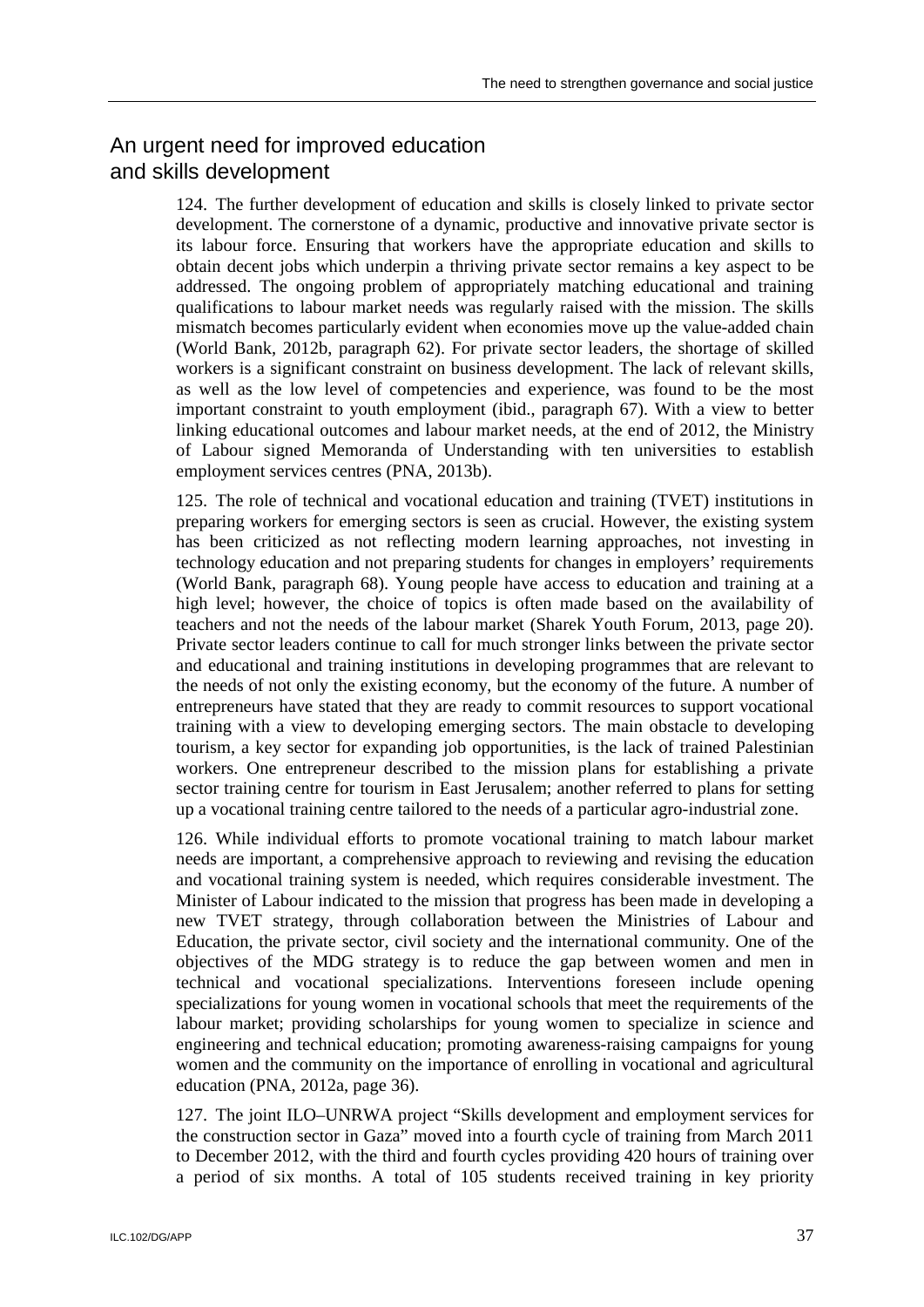## An urgent need for improved education and skills development

124. The further development of education and skills is closely linked to private sector development. The cornerstone of a dynamic, productive and innovative private sector is its labour force. Ensuring that workers have the appropriate education and skills to obtain decent jobs which underpin a thriving private sector remains a key aspect to be addressed. The ongoing problem of appropriately matching educational and training qualifications to labour market needs was regularly raised with the mission. The skills mismatch becomes particularly evident when economies move up the value-added chain (World Bank, 2012b, paragraph 62). For private sector leaders, the shortage of skilled workers is a significant constraint on business development. The lack of relevant skills, as well as the low level of competencies and experience, was found to be the most important constraint to youth employment (ibid., paragraph 67). With a view to better linking educational outcomes and labour market needs, at the end of 2012, the Ministry of Labour signed Memoranda of Understanding with ten universities to establish employment services centres (PNA, 2013b).

125. The role of technical and vocational education and training (TVET) institutions in preparing workers for emerging sectors is seen as crucial. However, the existing system has been criticized as not reflecting modern learning approaches, not investing in technology education and not preparing students for changes in employers' requirements (World Bank, paragraph 68). Young people have access to education and training at a high level; however, the choice of topics is often made based on the availability of teachers and not the needs of the labour market (Sharek Youth Forum, 2013, page 20). Private sector leaders continue to call for much stronger links between the private sector and educational and training institutions in developing programmes that are relevant to the needs of not only the existing economy, but the economy of the future. A number of entrepreneurs have stated that they are ready to commit resources to support vocational training with a view to developing emerging sectors. The main obstacle to developing tourism, a key sector for expanding job opportunities, is the lack of trained Palestinian workers. One entrepreneur described to the mission plans for establishing a private sector training centre for tourism in East Jerusalem; another referred to plans for setting up a vocational training centre tailored to the needs of a particular agro-industrial zone.

126. While individual efforts to promote vocational training to match labour market needs are important, a comprehensive approach to reviewing and revising the education and vocational training system is needed, which requires considerable investment. The Minister of Labour indicated to the mission that progress has been made in developing a new TVET strategy, through collaboration between the Ministries of Labour and Education, the private sector, civil society and the international community. One of the objectives of the MDG strategy is to reduce the gap between women and men in technical and vocational specializations. Interventions foreseen include opening specializations for young women in vocational schools that meet the requirements of the labour market; providing scholarships for young women to specialize in science and engineering and technical education; promoting awareness-raising campaigns for young women and the community on the importance of enrolling in vocational and agricultural education (PNA, 2012a, page 36).

127. The joint ILO–UNRWA project "Skills development and employment services for the construction sector in Gaza" moved into a fourth cycle of training from March 2011 to December 2012, with the third and fourth cycles providing 420 hours of training over a period of six months. A total of 105 students received training in key priority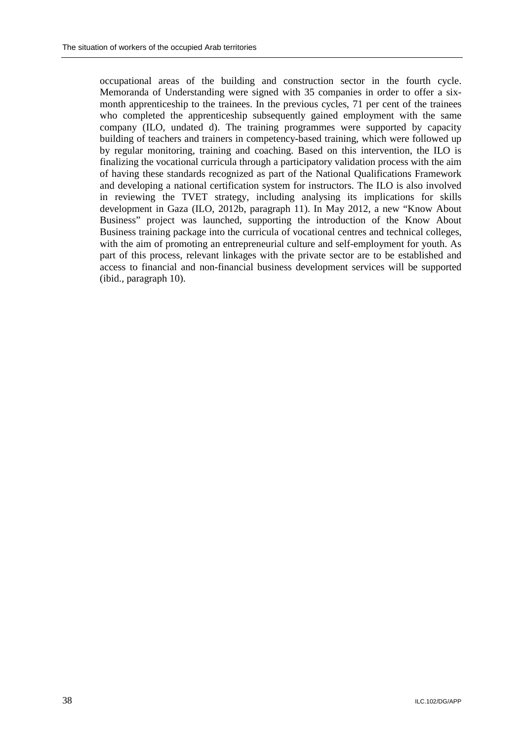occupational areas of the building and construction sector in the fourth cycle. Memoranda of Understanding were signed with 35 companies in order to offer a six-month apprenticeship to the trainees. In the previous cycles, 71 per cent of the trainees who completed the apprenticeship subsequently gained employment with the same company (ILO, undated d). The training programmes were supported by capacity building of teachers and trainers in competency-based training, which were followed up by regular monitoring, training and coaching. Based on this intervention, the ILO is finalizing the vocational curricula through a participatory validation process with the aim of having these standards recognized as part of the National Qualifications Framework and developing a national certification system for instructors. The ILO is also involved in reviewing the TVET strategy, including analysing its implications for skills development in Gaza (ILO, 2012b, paragraph 11). In May 2012, a new "Know About Business" project was launched, supporting the introduction of the Know About Business training package into the curricula of vocational centres and technical colleges, with the aim of promoting an entrepreneurial culture and self-employment for youth. As part of this process, relevant linkages with the private sector are to be established and access to financial and non-financial business development services will be supported (ibid., paragraph 10).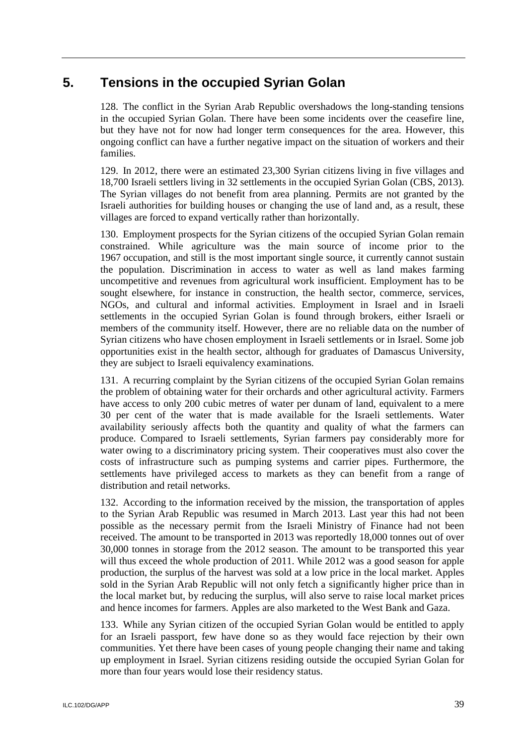## 5. Tensions in the occupied Syrian Golan

128. The conflict in the Syrian Arab Republic overshadows the long-standing tensions in the occupied Syrian Golan. There have been some incidents over the ceasefire line, but they have not for now had longer term consequences for the area. However, this ongoing conflict can have a further negative impact on the situation of workers and their families.

129. In 2012, there were an estimated 23,300 Syrian citizens living in five villages and 18,700 Israeli settlers living in 32 settlements in the occupied Syrian Golan (CBS, 2013). The Syrian villages do not benefit from area planning. Permits are not granted by the Israeli authorities for building houses or changing the use of land and, as a result, these villages are forced to expand vertically rather than horizontally.

130. Employment prospects for the Syrian citizens of the occupied Syrian Golan remain constrained. While agriculture was the main source of income prior to the 1967 occupation, and still is the most important single source, it currently cannot sustain the population. Discrimination in access to water as well as land makes farming uncompetitive and revenues from agricultural work insufficient. Employment has to be sought elsewhere, for instance in construction, the health sector, commerce, services, NGOs, and cultural and informal activities. Employment in Israel and in Israeli settlements in the occupied Syrian Golan is found through brokers, either Israeli or members of the community itself. However, there are no reliable data on the number of Syrian citizens who have chosen employment in Israeli settlements or in Israel. Some job opportunities exist in the health sector, although for graduates of Damascus University, they are subject to Israeli equivalency examinations.

131. A recurring complaint by the Syrian citizens of the occupied Syrian Golan remains the problem of obtaining water for their orchards and other agricultural activity. Farmers have access to only 200 cubic metres of water per dunam of land, equivalent to a mere 30 per cent of the water that is made available for the Israeli settlements. Water availability seriously affects both the quantity and quality of what the farmers can produce. Compared to Israeli settlements, Syrian farmers pay considerably more for water owing to a discriminatory pricing system. Their cooperatives must also cover the costs of infrastructure such as pumping systems and carrier pipes. Furthermore, the settlements have privileged access to markets as they can benefit from a range of distribution and retail networks.

132. According to the information received by the mission, the transportation of apples to the Syrian Arab Republic was resumed in March 2013. Last year this had not been possible as the necessary permit from the Israeli Ministry of Finance had not been received. The amount to be transported in 2013 was reportedly 18,000 tonnes out of over 30,000 tonnes in storage from the 2012 season. The amount to be transported this year will thus exceed the whole production of 2011. While 2012 was a good season for apple production, the surplus of the harvest was sold at a low price in the local market. Apples sold in the Syrian Arab Republic will not only fetch a significantly higher price than in the local market but, by reducing the surplus, will also serve to raise local market prices and hence incomes for farmers. Apples are also marketed to the West Bank and Gaza.

133. While any Syrian citizen of the occupied Syrian Golan would be entitled to apply for an Israeli passport, few have done so as they would face rejection by their own communities. Yet there have been cases of young people changing their name and taking up employment in Israel. Syrian citizens residing outside the occupied Syrian Golan for more than four years would lose their residency status.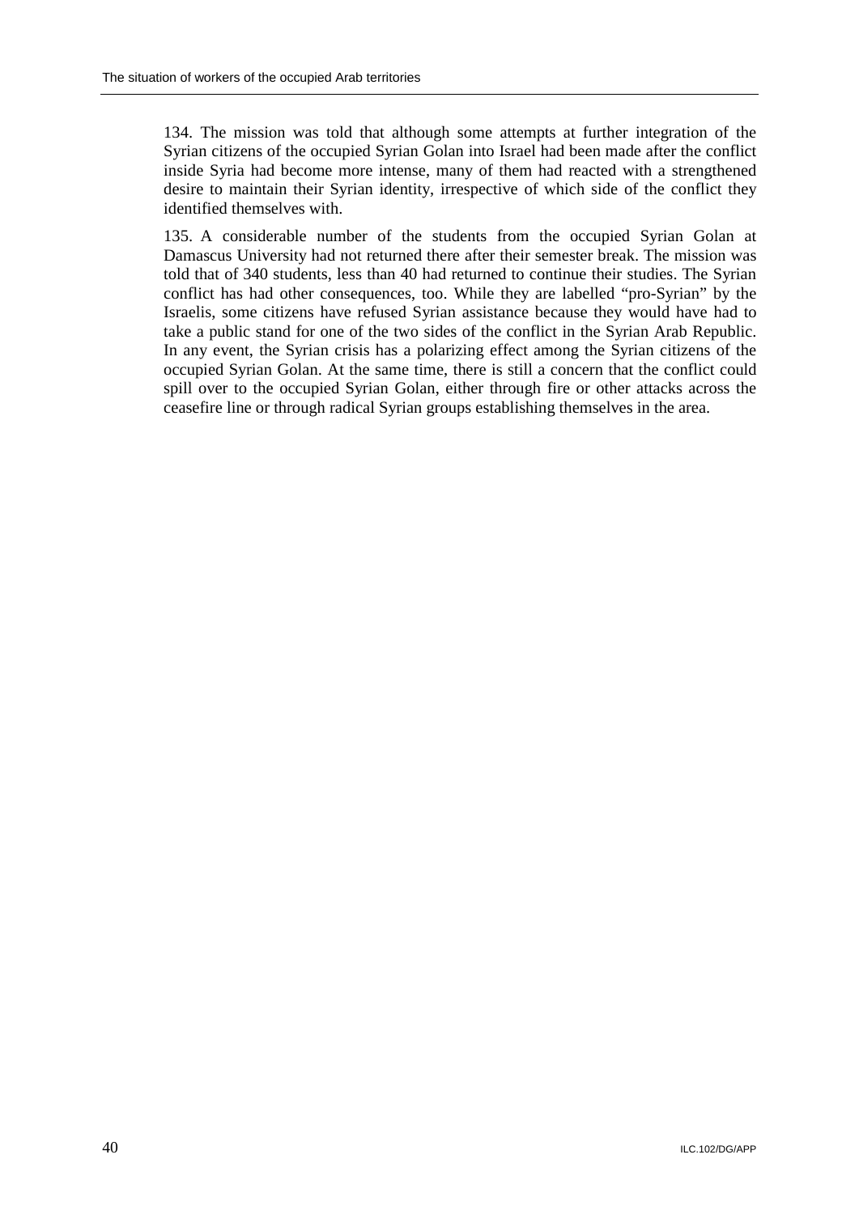134. The mission was told that although some attempts at further integration of the Syrian citizens of the occupied Syrian Golan into Israel had been made after the conflict inside Syria had become more intense, many of them had reacted with a strengthened desire to maintain their Syrian identity, irrespective of which side of the conflict they identified themselves with.

135. A considerable number of the students from the occupied Syrian Golan at Damascus University had not returned there after their semester break. The mission was told that of 340 students, less than 40 had returned to continue their studies. The Syrian conflict has had other consequences, too. While they are labelled "pro-Syrian" by the Israelis, some citizens have refused Syrian assistance because they would have had to take a public stand for one of the two sides of the conflict in the Syrian Arab Republic. In any event, the Syrian crisis has a polarizing effect among the Syrian citizens of the occupied Syrian Golan. At the same time, there is still a concern that the conflict could spill over to the occupied Syrian Golan, either through fire or other attacks across the ceasefire line or through radical Syrian groups establishing themselves in the area.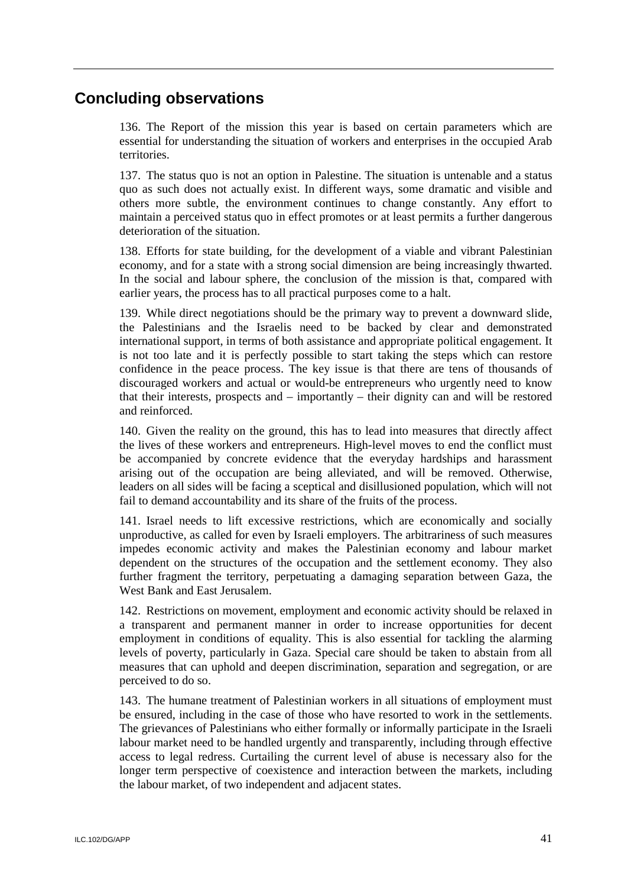## Concluding observations

136. The Report of the mission this year is based on certain parameters which are essential for understanding the situation of workers and enterprises in the occupied Arab territories.

137. The status quo is not an option in Palestine. The situation is untenable and a status quo as such does not actually exist. In different ways, some dramatic and visible and others more subtle, the environment continues to change constantly. Any effort to maintain a perceived status quo in effect promotes or at least permits a further dangerous deterioration of the situation.

138. Efforts for state building, for the development of a viable and vibrant Palestinian economy, and for a state with a strong social dimension are being increasingly thwarted. In the social and labour sphere, the conclusion of the mission is that, compared with earlier years, the process has to all practical purposes come to a halt.

139. While direct negotiations should be the primary way to prevent a downward slide, the Palestinians and the Israelis need to be backed by clear and demonstrated international support, in terms of both assistance and appropriate political engagement. It is not too late and it is perfectly possible to start taking the steps which can restore confidence in the peace process. The key issue is that there are tens of thousands of discouraged workers and actual or would-be entrepreneurs who urgently need to know that their interests, prospects and – importantly – their dignity can and will be restored and reinforced.

140. Given the reality on the ground, this has to lead into measures that directly affect the lives of these workers and entrepreneurs. High-level moves to end the conflict must be accompanied by concrete evidence that the everyday hardships and harassment arising out of the occupation are being alleviated, and will be removed. Otherwise, leaders on all sides will be facing a sceptical and disillusioned population, which will not fail to demand accountability and its share of the fruits of the process.

141. Israel needs to lift excessive restrictions, which are economically and socially unproductive, as called for even by Israeli employers. The arbitrariness of such measures impedes economic activity and makes the Palestinian economy and labour market dependent on the structures of the occupation and the settlement economy. They also further fragment the territory, perpetuating a damaging separation between Gaza, the West Bank and East Jerusalem.

142. Restrictions on movement, employment and economic activity should be relaxed in a transparent and permanent manner in order to increase opportunities for decent employment in conditions of equality. This is also essential for tackling the alarming levels of poverty, particularly in Gaza. Special care should be taken to abstain from all measures that can uphold and deepen discrimination, separation and segregation, or are perceived to do so.

143. The humane treatment of Palestinian workers in all situations of employment must be ensured, including in the case of those who have resorted to work in the settlements. The grievances of Palestinians who either formally or informally participate in the Israeli labour market need to be handled urgently and transparently, including through effective access to legal redress. Curtailing the current level of abuse is necessary also for the longer term perspective of coexistence and interaction between the markets, including the labour market, of two independent and adjacent states.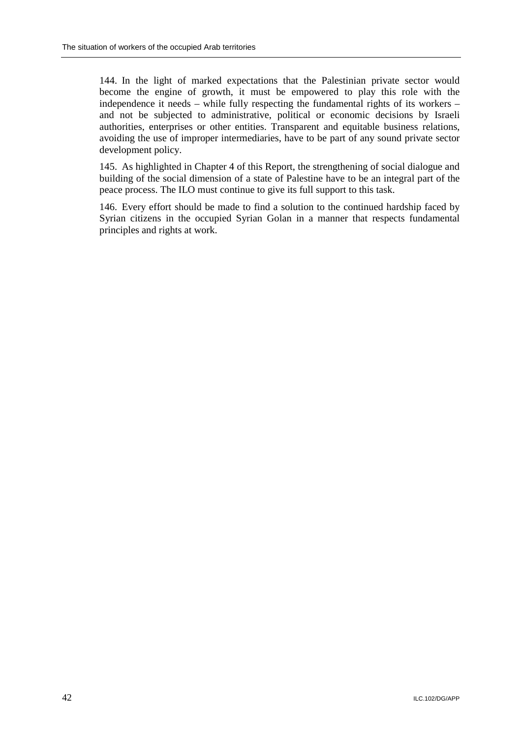144. In the light of marked expectations that the Palestinian private sector would become the engine of growth, it must be empowered to play this role with the independence it needs – while fully respecting the fundamental rights of its workers – and not be subjected to administrative, political or economic decisions by Israeli authorities, enterprises or other entities. Transparent and equitable business relations, avoiding the use of improper intermediaries, have to be part of any sound private sector development policy.

145. As highlighted in Chapter 4 of this Report, the strengthening of social dialogue and building of the social dimension of a state of Palestine have to be an integral part of the peace process. The ILO must continue to give its full support to this task.

146. Every effort should be made to find a solution to the continued hardship faced by Syrian citizens in the occupied Syrian Golan in a manner that respects fundamental principles and rights at work.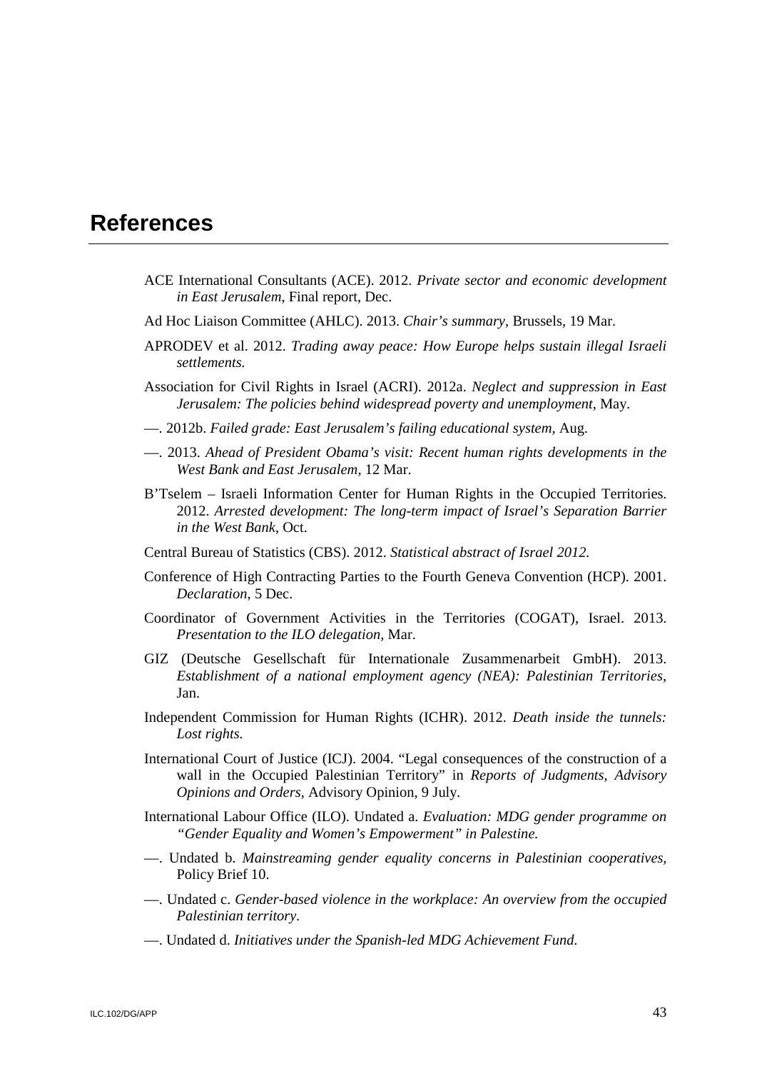# References

ACE International Consultants (ACE). 2012. *Private sector and economic development in East Jerusalem*, Final report, Dec.

Ad Hoc Liaison Committee (AHLC). 2013. *Chair's summary*, Brussels, 19 Mar.

APRODEV et al. 2012. *Trading away peace: How Europe helps sustain illegal Israeli settlements.*

Association for Civil Rights in Israel (ACRI). 2012a. *Neglect and suppression in East Jerusalem: The policies behind widespread poverty and unemployment*, May.

—. 2012b. *Failed grade: East Jerusalem's failing educational system*, Aug.

—. 2013. *Ahead of President Obama's visit: Recent human rights developments in the West Bank and East Jerusalem*, 12 Mar.

B'Tselem – Israeli Information Center for Human Rights in the Occupied Territories. 2012. *Arrested development: The long-term impact of Israel's Separation Barrier in the West Bank*, Oct.

Central Bureau of Statistics (CBS). 2012. *Statistical abstract of Israel 2012.*

Conference of High Contracting Parties to the Fourth Geneva Convention (HCP). 2001. *Declaration*, 5 Dec.

Coordinator of Government Activities in the Territories (COGAT), Israel. 2013. *Presentation to the ILO delegation*, Mar.

GIZ (Deutsche Gesellschaft für Internationale Zusammenarbeit GmbH). 2013. *Establishment of a national employment agency (NEA): Palestinian Territories*, Jan.

Independent Commission for Human Rights (ICHR). 2012. *Death inside the tunnels: Lost rights.*

International Court of Justice (ICJ). 2004. "Legal consequences of the construction of a wall in the Occupied Palestinian Territory" in *Reports of Judgments, Advisory Opinions and Orders*, Advisory Opinion, 9 July.

International Labour Office (ILO). Undated a. *Evaluation: MDG gender programme on "Gender Equality and Women's Empowerment" in Palestine.*

—. Undated b. *Mainstreaming gender equality concerns in Palestinian cooperatives,* Policy Brief 10.

—. Undated c. *Gender-based violence in the workplace: An overview from the occupied Palestinian territory.*

—. Undated d. *Initiatives under the Spanish-led MDG Achievement Fund.*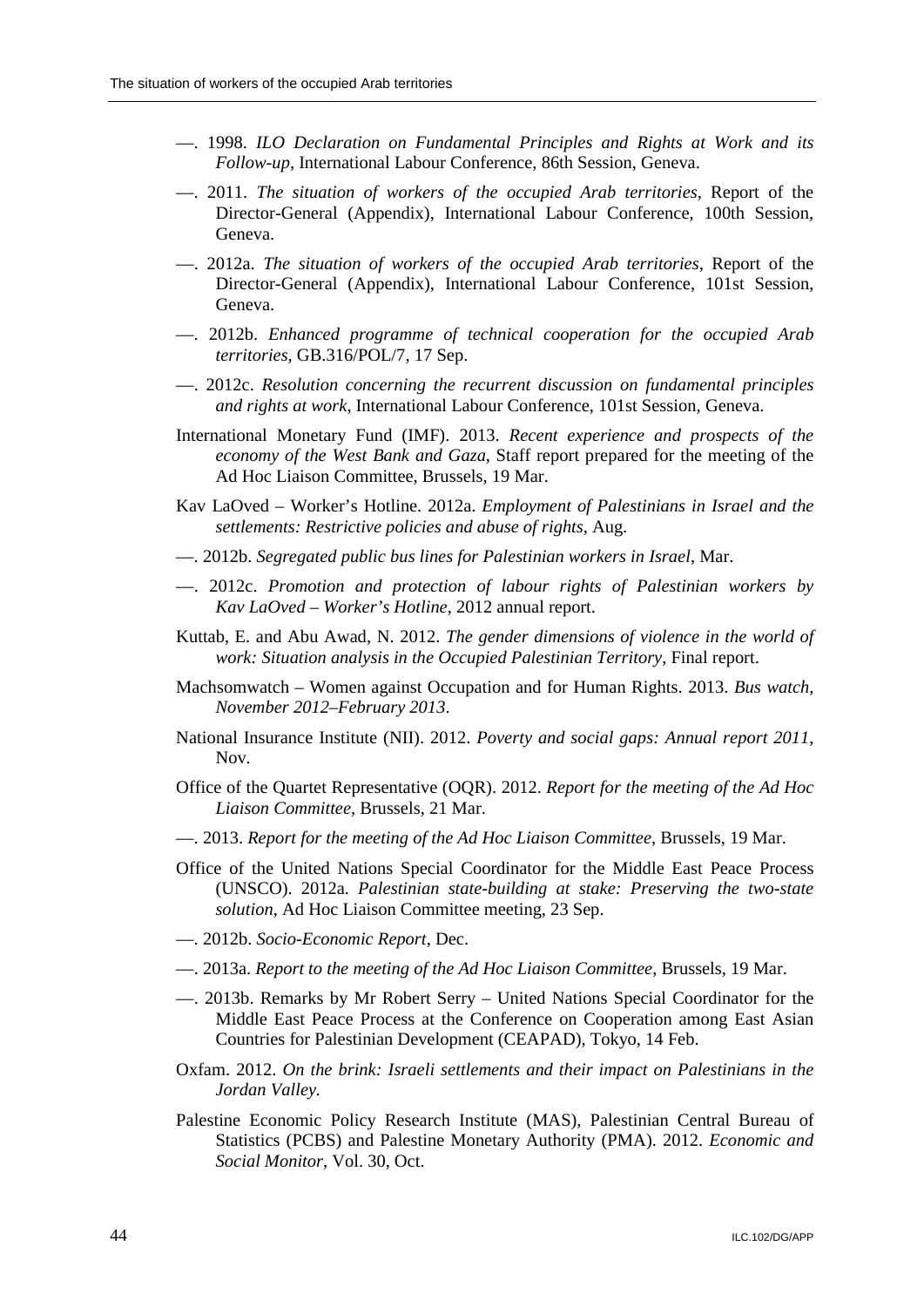—. 1998. *ILO Declaration on Fundamental Principles and Rights at Work and its Follow-up*, International Labour Conference, 86th Session, Geneva.

—. 2011. *The situation of workers of the occupied Arab territories*, Report of the Director-General (Appendix), International Labour Conference, 100th Session, Geneva.

—. 2012a. *The situation of workers of the occupied Arab territories*, Report of the Director-General (Appendix), International Labour Conference, 101st Session, Geneva.

—. 2012b. *Enhanced programme of technical cooperation for the occupied Arab territories*, GB.316/POL/7, 17 Sep.

—. 2012c. *Resolution concerning the recurrent discussion on fundamental principles and rights at work*, International Labour Conference, 101st Session, Geneva.

International Monetary Fund (IMF). 2013. *Recent experience and prospects of the economy of the West Bank and Gaza*, Staff report prepared for the meeting of the Ad Hoc Liaison Committee, Brussels, 19 Mar.

Kav LaOved – Worker's Hotline. 2012a. *Employment of Palestinians in Israel and the settlements: Restrictive policies and abuse of rights*, Aug.

—. 2012b. *Segregated public bus lines for Palestinian workers in Israel*, Mar.

—. 2012c. *Promotion and protection of labour rights of Palestinian workers by Kav LaOved – Worker's Hotline*, 2012 annual report.

Kuttab, E. and Abu Awad, N. 2012. *The gender dimensions of violence in the world of work: Situation analysis in the Occupied Palestinian Territory*, Final report.

Machsomwatch – Women against Occupation and for Human Rights. 2013. *Bus watch, November 2012–February 2013*.

National Insurance Institute (NII). 2012. *Poverty and social gaps: Annual report 2011*, Nov.

Office of the Quartet Representative (OQR). 2012. *Report for the meeting of the Ad Hoc Liaison Committee*, Brussels, 21 Mar.

—. 2013. *Report for the meeting of the Ad Hoc Liaison Committee*, Brussels, 19 Mar.

Office of the United Nations Special Coordinator for the Middle East Peace Process (UNSCO). 2012a. *Palestinian state-building at stake: Preserving the two-state solution*, Ad Hoc Liaison Committee meeting, 23 Sep.

—. 2012b. *Socio-Economic Report*, Dec.

—. 2013a. *Report to the meeting of the Ad Hoc Liaison Committee*, Brussels, 19 Mar.

—. 2013b. Remarks by Mr Robert Serry – United Nations Special Coordinator for the Middle East Peace Process at the Conference on Cooperation among East Asian Countries for Palestinian Development (CEAPAD), Tokyo, 14 Feb.

Oxfam. 2012. *On the brink: Israeli settlements and their impact on Palestinians in the Jordan Valley.*

Palestine Economic Policy Research Institute (MAS), Palestinian Central Bureau of Statistics (PCBS) and Palestine Monetary Authority (PMA). 2012. *Economic and Social Monitor*, Vol. 30, Oct.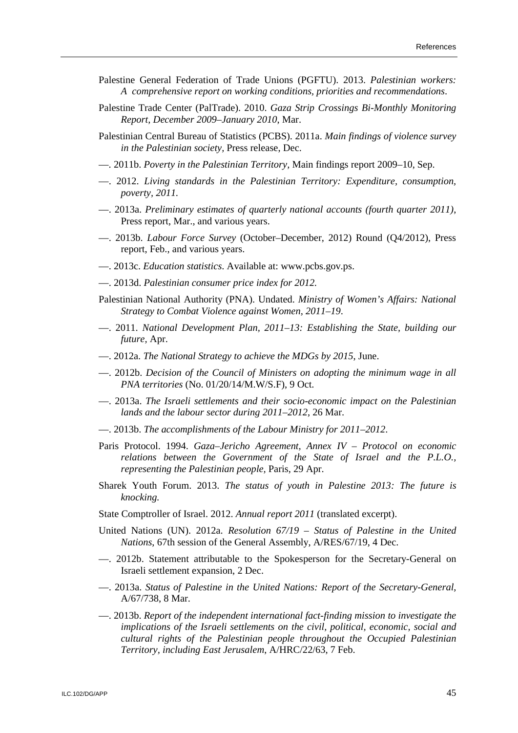Palestine General Federation of Trade Unions (PGFTU). 2013. *Palestinian workers: A comprehensive report on working conditions, priorities and recommendations*.

Palestine Trade Center (PalTrade). 2010. *Gaza Strip Crossings Bi-Monthly Monitoring Report, December 2009–January 2010*, Mar.

Palestinian Central Bureau of Statistics (PCBS). 2011a. *Main findings of violence survey in the Palestinian society,* Press release, Dec.

—. 2011b. *Poverty in the Palestinian Territory,* Main findings report 2009–10, Sep.

—. 2012. *Living standards in the Palestinian Territory: Expenditure, consumption, poverty, 2011.*

—. 2013a. *Preliminary estimates of quarterly national accounts (fourth quarter 2011)*, Press report, Mar., and various years.

—. 2013b. *Labour Force Survey* (October–December, 2012) Round (Q4/2012), Press report, Feb., and various years.

—. 2013c. *Education statistics*. Available at: www.pcbs.gov.ps.

—. 2013d. *Palestinian consumer price index for 2012.*

Palestinian National Authority (PNA). Undated. *Ministry of Women's Affairs: National Strategy to Combat Violence against Women, 2011–19*.

—. 2011. *National Development Plan, 2011–13: Establishing the State, building our future*, Apr.

—. 2012a. *The National Strategy to achieve the MDGs by 2015*, June.

—. 2012b. *Decision of the Council of Ministers on adopting the minimum wage in all PNA territories* (No. 01/20/14/M.W/S.F), 9 Oct.

—. 2013a. *The Israeli settlements and their socio-economic impact on the Palestinian lands and the labour sector during 2011–2012*, 26 Mar.

—. 2013b. *The accomplishments of the Labour Ministry for 2011–2012*.

Paris Protocol. 1994. *Gaza–Jericho Agreement, Annex IV – Protocol on economic relations between the Government of the State of Israel and the P.L.O., representing the Palestinian people,* Paris, 29 Apr.

Sharek Youth Forum. 2013. *The status of youth in Palestine 2013: The future is knocking.*

State Comptroller of Israel. 2012. *Annual report 2011* (translated excerpt).

United Nations (UN). 2012a. *Resolution 67/19 – Status of Palestine in the United Nations*, 67th session of the General Assembly, A/RES/67/19, 4 Dec.

—. 2012b. Statement attributable to the Spokesperson for the Secretary-General on Israeli settlement expansion, 2 Dec.

—. 2013a. *Status of Palestine in the United Nations: Report of the Secretary-General*, A/67/738, 8 Mar.

—. 2013b. *Report of the independent international fact-finding mission to investigate the implications of the Israeli settlements on the civil, political, economic, social and cultural rights of the Palestinian people throughout the Occupied Palestinian Territory, including East Jerusalem*, A/HRC/22/63, 7 Feb.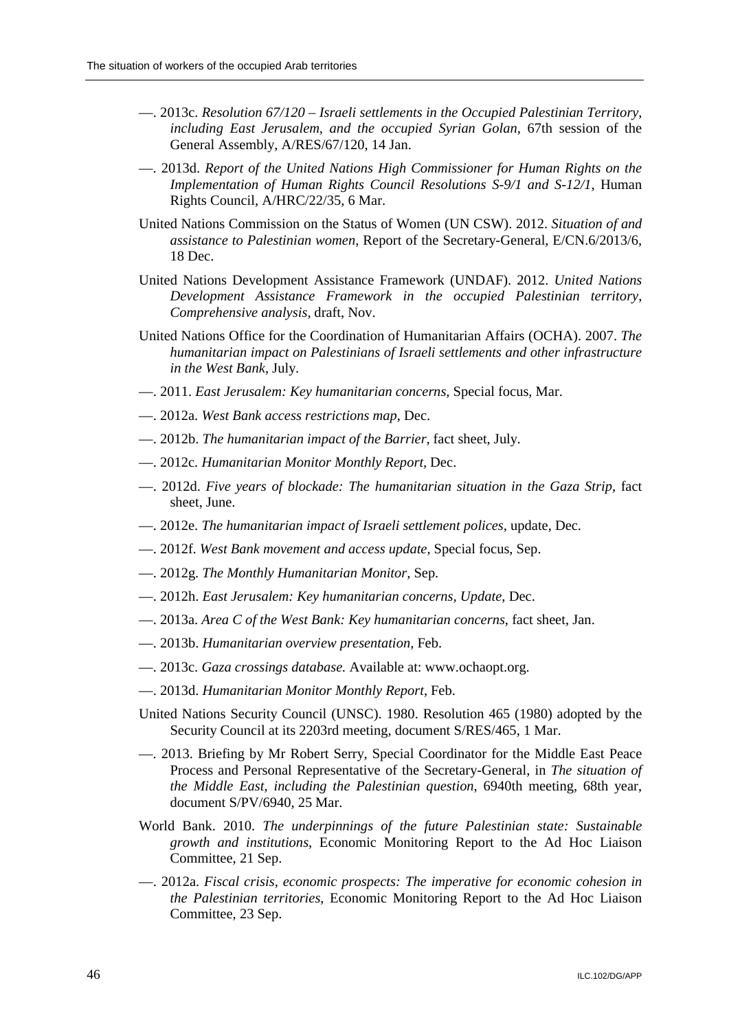—. 2013c. *Resolution 67/120 – Israeli settlements in the Occupied Palestinian Territory, including East Jerusalem, and the occupied Syrian Golan*, 67th session of the General Assembly, A/RES/67/120, 14 Jan.

—. 2013d. *Report of the United Nations High Commissioner for Human Rights on the Implementation of Human Rights Council Resolutions S-9/1 and S-12/1*, Human Rights Council, A/HRC/22/35, 6 Mar.

United Nations Commission on the Status of Women (UN CSW). 2012. *Situation of and assistance to Palestinian women*, Report of the Secretary-General, E/CN.6/2013/6, 18 Dec.

United Nations Development Assistance Framework (UNDAF). 2012. *United Nations Development Assistance Framework in the occupied Palestinian territory, Comprehensive analysis*, draft, Nov.

United Nations Office for the Coordination of Humanitarian Affairs (OCHA). 2007. *The humanitarian impact on Palestinians of Israeli settlements and other infrastructure in the West Bank*, July.

—. 2011. *East Jerusalem: Key humanitarian concerns*, Special focus, Mar.

—. 2012a. *West Bank access restrictions map*, Dec.

—. 2012b. *The humanitarian impact of the Barrier*, fact sheet, July.

—. 2012c. *Humanitarian Monitor Monthly Report*, Dec.

—. 2012d. *Five years of blockade: The humanitarian situation in the Gaza Strip*, fact sheet, June.

—. 2012e. *The humanitarian impact of Israeli settlement polices*, update, Dec.

—. 2012f. *West Bank movement and access update*, Special focus, Sep.

—. 2012g. *The Monthly Humanitarian Monitor*, Sep.

—. 2012h. *East Jerusalem: Key humanitarian concerns, Update*, Dec.

—. 2013a. *Area C of the West Bank: Key humanitarian concerns*, fact sheet, Jan.

—. 2013b. *Humanitarian overview presentation*, Feb.

—. 2013c. *Gaza crossings database.* Available at: www.ochaopt.org.

—. 2013d. *Humanitarian Monitor Monthly Report*, Feb.

United Nations Security Council (UNSC). 1980. Resolution 465 (1980) adopted by the Security Council at its 2203rd meeting, document S/RES/465, 1 Mar.

—. 2013. Briefing by Mr Robert Serry, Special Coordinator for the Middle East Peace Process and Personal Representative of the Secretary-General, in *The situation of the Middle East, including the Palestinian question*, 6940th meeting, 68th year, document S/PV/6940, 25 Mar.

World Bank. 2010. *The underpinnings of the future Palestinian state: Sustainable growth and institutions*, Economic Monitoring Report to the Ad Hoc Liaison Committee, 21 Sep.

—. 2012a. *Fiscal crisis, economic prospects: The imperative for economic cohesion in the Palestinian territories*, Economic Monitoring Report to the Ad Hoc Liaison Committee, 23 Sep.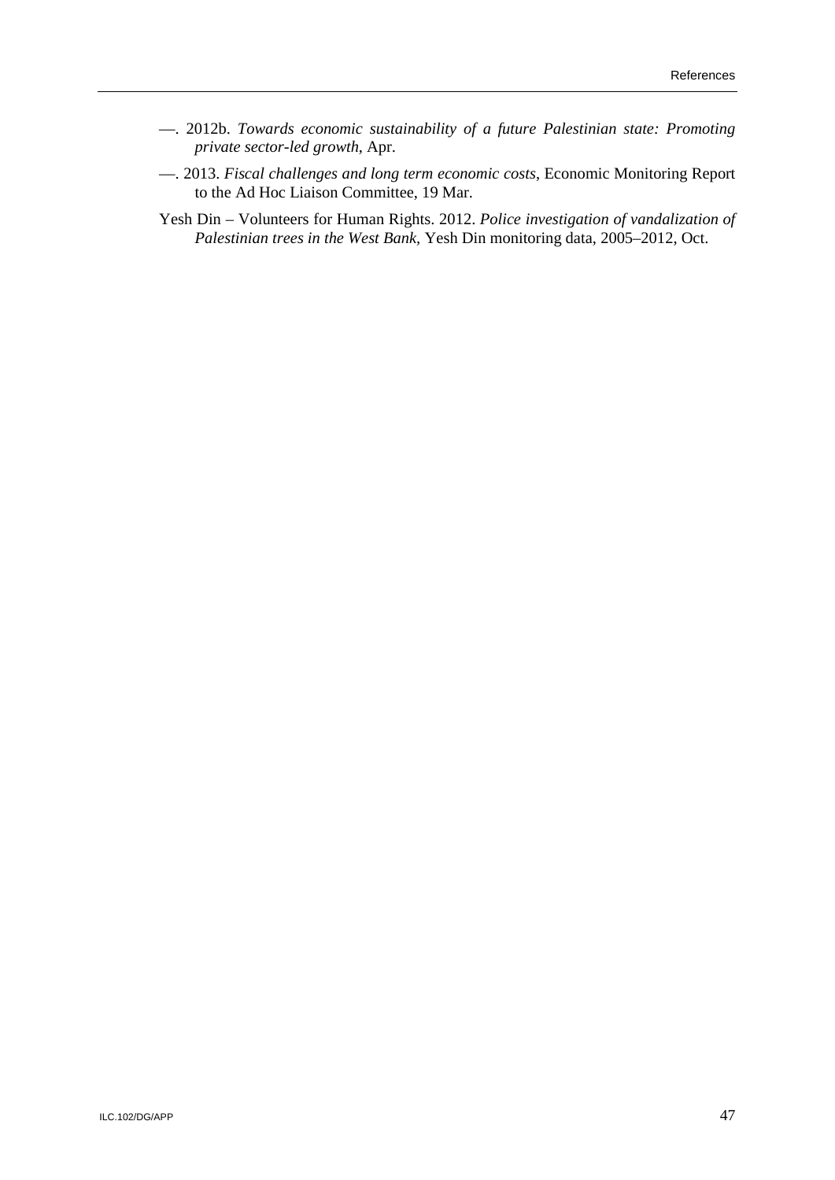—. 2012b. *Towards economic sustainability of a future Palestinian state: Promoting private sector-led growth*, Apr.

—. 2013. *Fiscal challenges and long term economic costs*, Economic Monitoring Report to the Ad Hoc Liaison Committee, 19 Mar.

Yesh Din – Volunteers for Human Rights. 2012. *Police investigation of vandalization of Palestinian trees in the West Bank*, Yesh Din monitoring data, 2005–2012, Oct.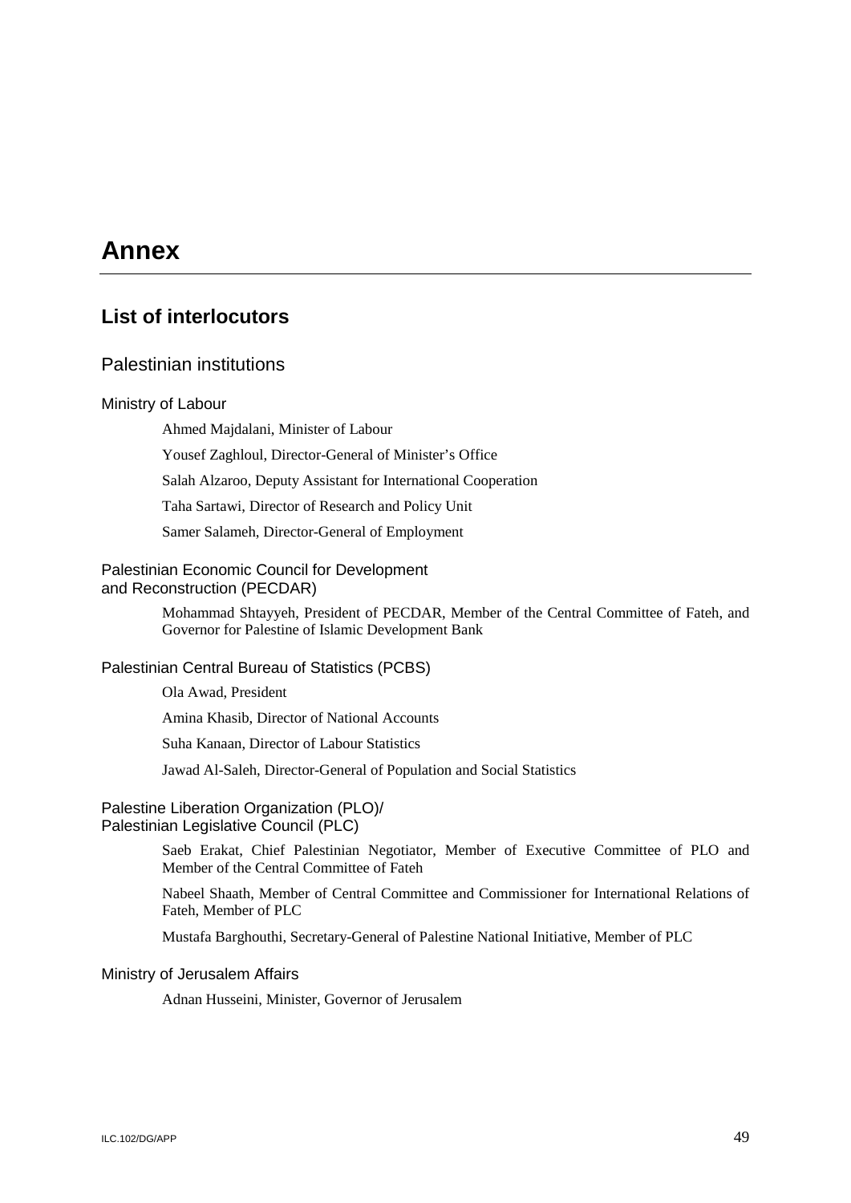# Annex

## List of interlocutors

### Palestinian institutions

#### Ministry of Labour

Ahmed Majdalani, Minister of Labour

Yousef Zaghloul, Director-General of Minister's Office

Salah Alzaroo, Deputy Assistant for International Cooperation

Taha Sartawi, Director of Research and Policy Unit

Samer Salameh, Director-General of Employment

#### Palestinian Economic Council for Development and Reconstruction (PECDAR)

Mohammad Shtayyeh, President of PECDAR, Member of the Central Committee of Fateh, and Governor for Palestine of Islamic Development Bank

#### Palestinian Central Bureau of Statistics (PCBS)

Ola Awad, President

Amina Khasib, Director of National Accounts

Suha Kanaan, Director of Labour Statistics

Jawad Al-Saleh, Director-General of Population and Social Statistics

#### Palestine Liberation Organization (PLO)/ Palestinian Legislative Council (PLC)

Saeb Erakat, Chief Palestinian Negotiator, Member of Executive Committee of PLO and Member of the Central Committee of Fateh

Nabeel Shaath, Member of Central Committee and Commissioner for International Relations of Fateh, Member of PLC

Mustafa Barghouthi, Secretary-General of Palestine National Initiative, Member of PLC

#### Ministry of Jerusalem Affairs

Adnan Husseini, Minister, Governor of Jerusalem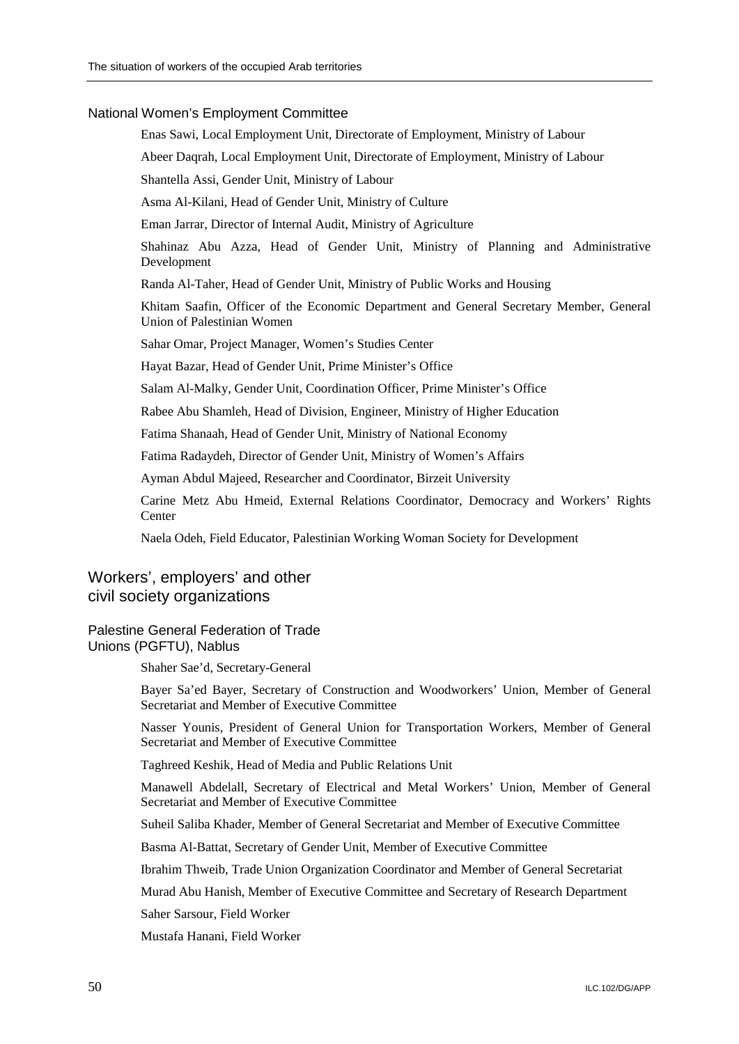### National Women's Employment Committee

Enas Sawi, Local Employment Unit, Directorate of Employment, Ministry of Labour

Abeer Daqrah, Local Employment Unit, Directorate of Employment, Ministry of Labour

Shantella Assi, Gender Unit, Ministry of Labour

Asma Al-Kilani, Head of Gender Unit, Ministry of Culture

Eman Jarrar, Director of Internal Audit, Ministry of Agriculture

Shahinaz Abu Azza, Head of Gender Unit, Ministry of Planning and Administrative Development

Randa Al-Taher, Head of Gender Unit, Ministry of Public Works and Housing

Khitam Saafin, Officer of the Economic Department and General Secretary Member, General Union of Palestinian Women

Sahar Omar, Project Manager, Women's Studies Center

Hayat Bazar, Head of Gender Unit, Prime Minister's Office

Salam Al-Malky, Gender Unit, Coordination Officer, Prime Minister's Office

Rabee Abu Shamleh, Head of Division, Engineer, Ministry of Higher Education

Fatima Shanaah, Head of Gender Unit, Ministry of National Economy

Fatima Radaydeh, Director of Gender Unit, Ministry of Women's Affairs

Ayman Abdul Majeed, Researcher and Coordinator, Birzeit University

Carine Metz Abu Hmeid, External Relations Coordinator, Democracy and Workers' Rights Center

Naela Odeh, Field Educator, Palestinian Working Woman Society for Development

## Workers', employers' and other civil society organizations

### Palestine General Federation of Trade Unions (PGFTU), Nablus

Shaher Sae'd, Secretary-General

Bayer Sa'ed Bayer, Secretary of Construction and Woodworkers' Union, Member of General Secretariat and Member of Executive Committee

Nasser Younis, President of General Union for Transportation Workers, Member of General Secretariat and Member of Executive Committee

Taghreed Keshik, Head of Media and Public Relations Unit

Manawell Abdelall, Secretary of Electrical and Metal Workers' Union, Member of General Secretariat and Member of Executive Committee

Suheil Saliba Khader, Member of General Secretariat and Member of Executive Committee

Basma Al-Battat, Secretary of Gender Unit, Member of Executive Committee

Ibrahim Thweib, Trade Union Organization Coordinator and Member of General Secretariat

Murad Abu Hanish, Member of Executive Committee and Secretary of Research Department

Saher Sarsour, Field Worker

Mustafa Hanani, Field Worker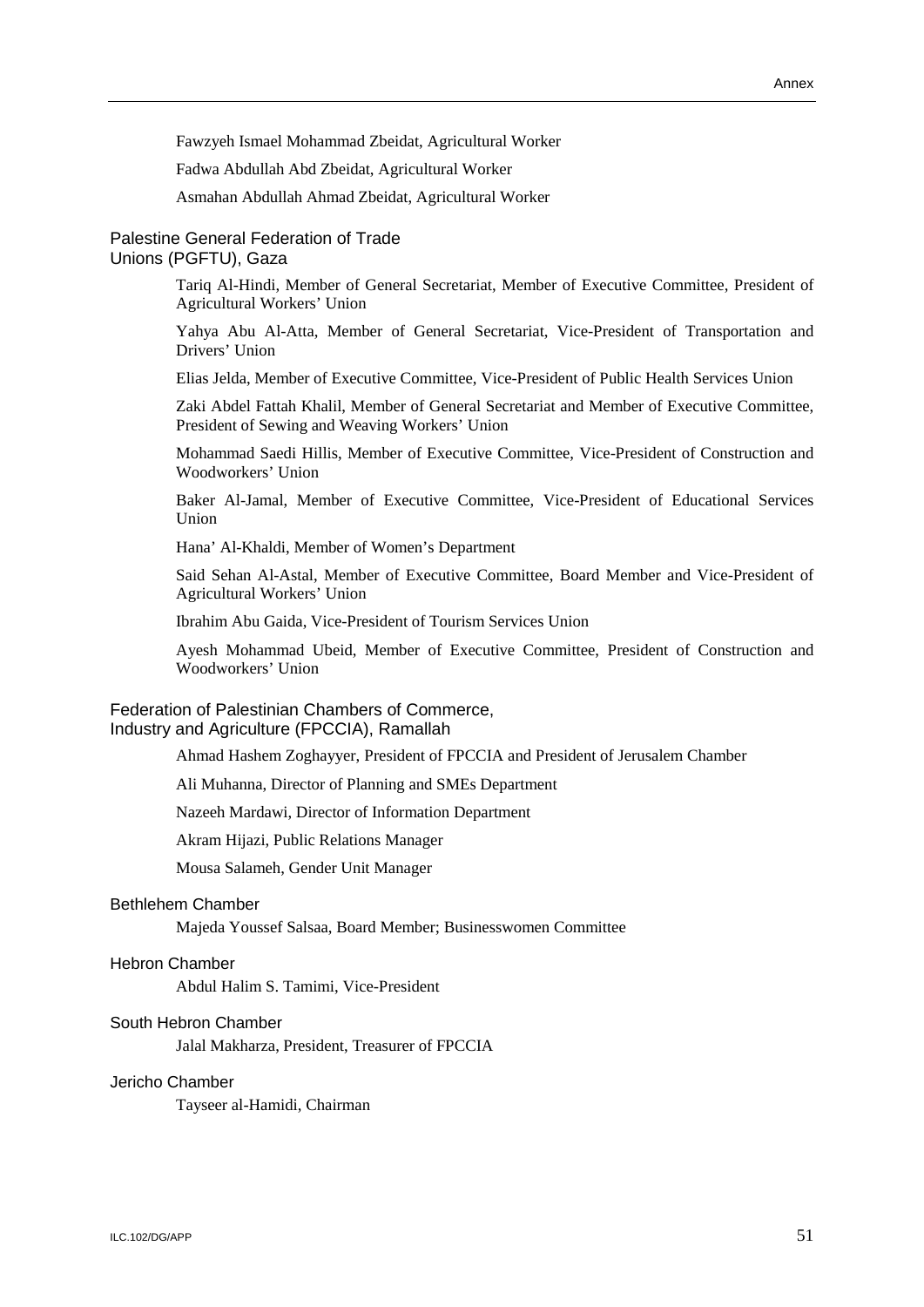Fawzyeh Ismael Mohammad Zbeidat, Agricultural Worker

Fadwa Abdullah Abd Zbeidat, Agricultural Worker

Asmahan Abdullah Ahmad Zbeidat, Agricultural Worker

### Palestine General Federation of Trade Unions (PGFTU), Gaza

Tariq Al-Hindi, Member of General Secretariat, Member of Executive Committee, President of Agricultural Workers' Union

Yahya Abu Al-Atta, Member of General Secretariat, Vice-President of Transportation and Drivers' Union

Elias Jelda, Member of Executive Committee, Vice-President of Public Health Services Union

Zaki Abdel Fattah Khalil, Member of General Secretariat and Member of Executive Committee, President of Sewing and Weaving Workers' Union

Mohammad Saedi Hillis, Member of Executive Committee, Vice-President of Construction and Woodworkers' Union

Baker Al-Jamal, Member of Executive Committee, Vice-President of Educational Services Union

Hana' Al-Khaldi, Member of Women's Department

Said Sehan Al-Astal, Member of Executive Committee, Board Member and Vice-President of Agricultural Workers' Union

Ibrahim Abu Gaida, Vice-President of Tourism Services Union

Ayesh Mohammad Ubeid, Member of Executive Committee, President of Construction and Woodworkers' Union

### Federation of Palestinian Chambers of Commerce, Industry and Agriculture (FPCCIA), Ramallah

Ahmad Hashem Zoghayyer, President of FPCCIA and President of Jerusalem Chamber

Ali Muhanna, Director of Planning and SMEs Department

Nazeeh Mardawi, Director of Information Department

Akram Hijazi, Public Relations Manager

Mousa Salameh, Gender Unit Manager

### Bethlehem Chamber

Majeda Youssef Salsaa, Board Member; Businesswomen Committee

### Hebron Chamber

Abdul Halim S. Tamimi, Vice-President

### South Hebron Chamber

Jalal Makharza, President, Treasurer of FPCCIA

### Jericho Chamber

Tayseer al-Hamidi, Chairman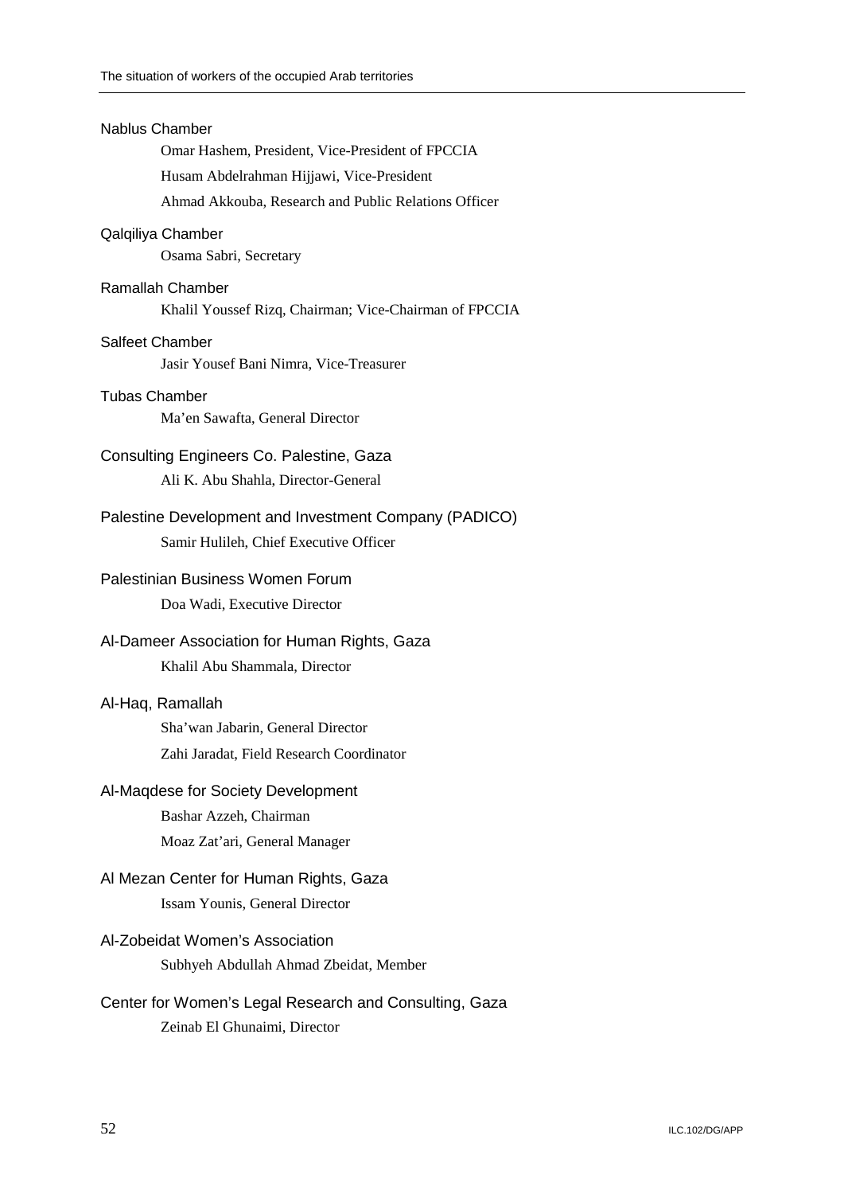Nablus Chamber

Omar Hashem, President, Vice-President of FPCCIA

Husam Abdelrahman Hijjawi, Vice-President

Ahmad Akkouba, Research and Public Relations Officer

Qalqiliya Chamber

Osama Sabri, Secretary

Ramallah Chamber

Khalil Youssef Rizq, Chairman; Vice-Chairman of FPCCIA

Salfeet Chamber

Jasir Yousef Bani Nimra, Vice-Treasurer

Tubas Chamber

Ma'en Sawafta, General Director

Consulting Engineers Co. Palestine, Gaza

Ali K. Abu Shahla, Director-General

Palestine Development and Investment Company (PADICO)

Samir Hulileh, Chief Executive Officer

Palestinian Business Women Forum

Doa Wadi, Executive Director

Al-Dameer Association for Human Rights, Gaza

Khalil Abu Shammala, Director

Al-Haq, Ramallah

Sha'wan Jabarin, General Director

Zahi Jaradat, Field Research Coordinator

Al-Maqdese for Society Development

Bashar Azzeh, Chairman

Moaz Zat'ari, General Manager

Al Mezan Center for Human Rights, Gaza

Issam Younis, General Director

Al-Zobeidat Women's Association

Subhyeh Abdullah Ahmad Zbeidat, Member

Center for Women's Legal Research and Consulting, Gaza

Zeinab El Ghunaimi, Director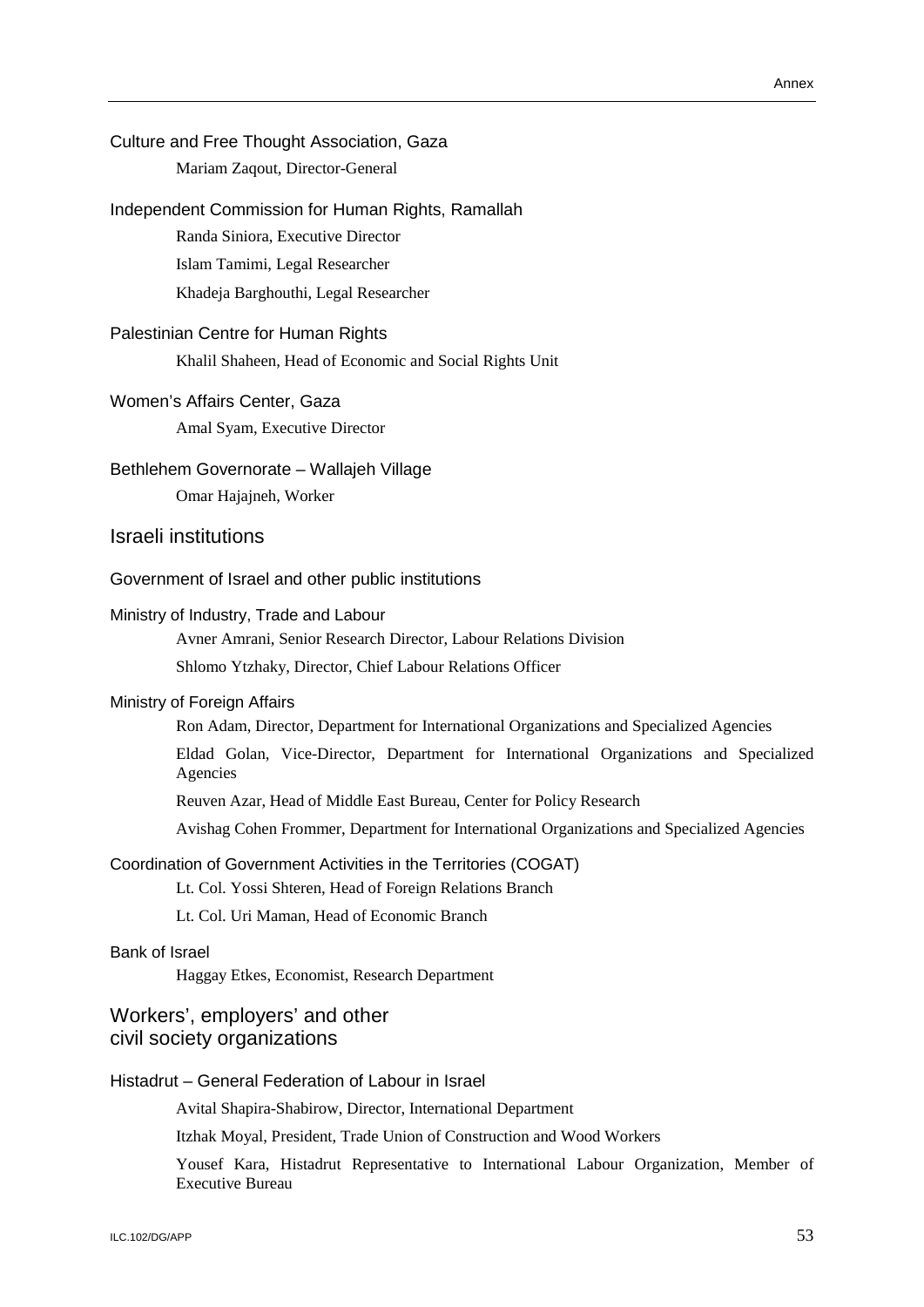Culture and Free Thought Association, Gaza

Mariam Zaqout, Director-General

Independent Commission for Human Rights, Ramallah

Randa Siniora, Executive Director

Islam Tamimi, Legal Researcher

Khadeja Barghouthi, Legal Researcher

Palestinian Centre for Human Rights

Khalil Shaheen, Head of Economic and Social Rights Unit

Women's Affairs Center, Gaza

Amal Syam, Executive Director

Bethlehem Governorate – Wallajeh Village

Omar Hajajneh, Worker

## Israeli institutions

### Government of Israel and other public institutions

Ministry of Industry, Trade and Labour

Avner Amrani, Senior Research Director, Labour Relations Division

Shlomo Ytzhaky, Director, Chief Labour Relations Officer

Ministry of Foreign Affairs

Ron Adam, Director, Department for International Organizations and Specialized Agencies

Eldad Golan, Vice-Director, Department for International Organizations and Specialized Agencies

Reuven Azar, Head of Middle East Bureau, Center for Policy Research

Avishag Cohen Frommer, Department for International Organizations and Specialized Agencies

Coordination of Government Activities in the Territories (COGAT)

Lt. Col. Yossi Shteren, Head of Foreign Relations Branch

Lt. Col. Uri Maman, Head of Economic Branch

Bank of Israel

Haggay Etkes, Economist, Research Department

## Workers', employers' and other civil society organizations

Histadrut – General Federation of Labour in Israel

Avital Shapira-Shabirow, Director, International Department

Itzhak Moyal, President, Trade Union of Construction and Wood Workers

Yousef Kara, Histadrut Representative to International Labour Organization, Member of Executive Bureau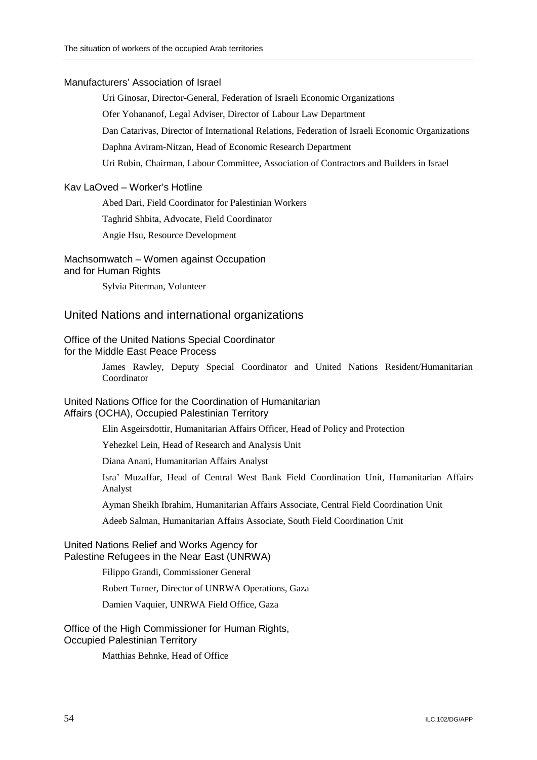### Manufacturers' Association of Israel

Uri Ginosar, Director-General, Federation of Israeli Economic Organizations

Ofer Yohananof, Legal Adviser, Director of Labour Law Department

Dan Catarivas, Director of International Relations, Federation of Israeli Economic Organizations

Daphna Aviram-Nitzan, Head of Economic Research Department

Uri Rubin, Chairman, Labour Committee, Association of Contractors and Builders in Israel

### Kav LaOved – Worker's Hotline

Abed Dari, Field Coordinator for Palestinian Workers

Taghrid Shbita, Advocate, Field Coordinator

Angie Hsu, Resource Development

### Machsomwatch – Women against Occupation and for Human Rights

Sylvia Piterman, Volunteer

## United Nations and international organizations

### Office of the United Nations Special Coordinator for the Middle East Peace Process

James Rawley, Deputy Special Coordinator and United Nations Resident/Humanitarian Coordinator

### United Nations Office for the Coordination of Humanitarian Affairs (OCHA), Occupied Palestinian Territory

Elin Asgeirsdottir, Humanitarian Affairs Officer, Head of Policy and Protection

Yehezkel Lein, Head of Research and Analysis Unit

Diana Anani, Humanitarian Affairs Analyst

Isra' Muzaffar, Head of Central West Bank Field Coordination Unit, Humanitarian Affairs Analyst

Ayman Sheikh Ibrahim, Humanitarian Affairs Associate, Central Field Coordination Unit

Adeeb Salman, Humanitarian Affairs Associate, South Field Coordination Unit

### United Nations Relief and Works Agency for Palestine Refugees in the Near East (UNRWA)

Filippo Grandi, Commissioner General

Robert Turner, Director of UNRWA Operations, Gaza

Damien Vaquier, UNRWA Field Office, Gaza

### Office of the High Commissioner for Human Rights, Occupied Palestinian Territory

Matthias Behnke, Head of Office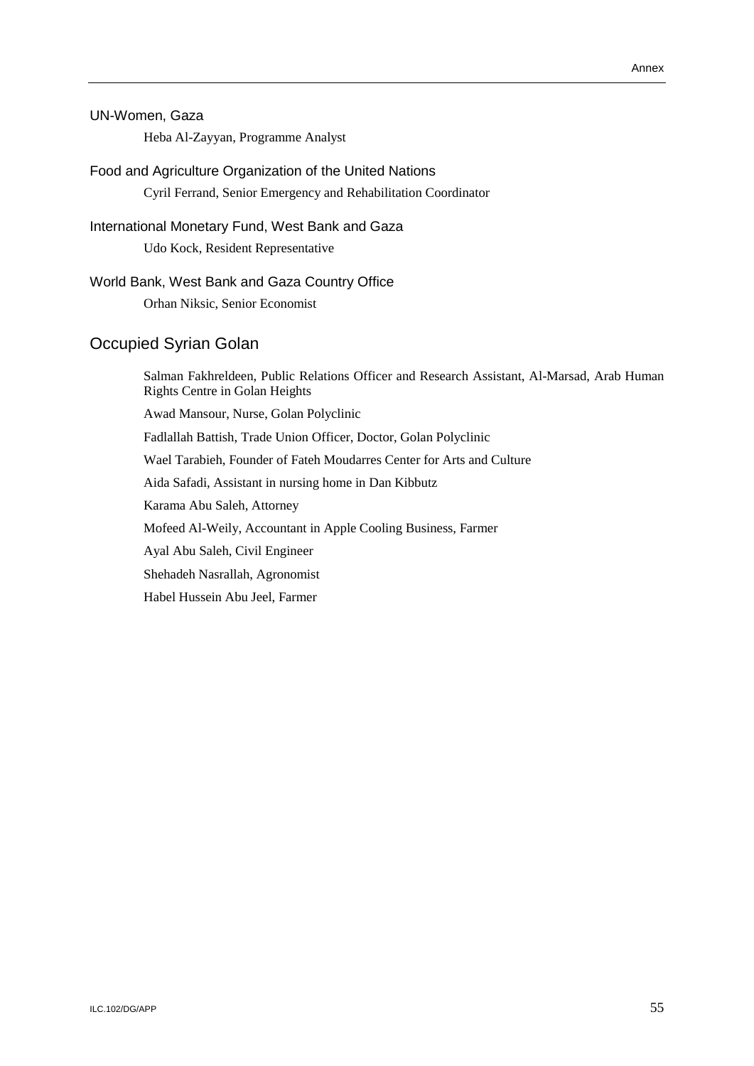UN-Women, Gaza

Heba Al-Zayyan, Programme Analyst

Food and Agriculture Organization of the United Nations

Cyril Ferrand, Senior Emergency and Rehabilitation Coordinator

International Monetary Fund, West Bank and Gaza

Udo Kock, Resident Representative

World Bank, West Bank and Gaza Country Office

Orhan Niksic, Senior Economist

## Occupied Syrian Golan

Salman Fakhreldeen, Public Relations Officer and Research Assistant, Al-Marsad, Arab Human Rights Centre in Golan Heights

Awad Mansour, Nurse, Golan Polyclinic

Fadlallah Battish, Trade Union Officer, Doctor, Golan Polyclinic

Wael Tarabieh, Founder of Fateh Moudarres Center for Arts and Culture

Aida Safadi, Assistant in nursing home in Dan Kibbutz

Karama Abu Saleh, Attorney

Mofeed Al-Weily, Accountant in Apple Cooling Business, Farmer

Ayal Abu Saleh, Civil Engineer

Shehadeh Nasrallah, Agronomist

Habel Hussein Abu Jeel, Farmer